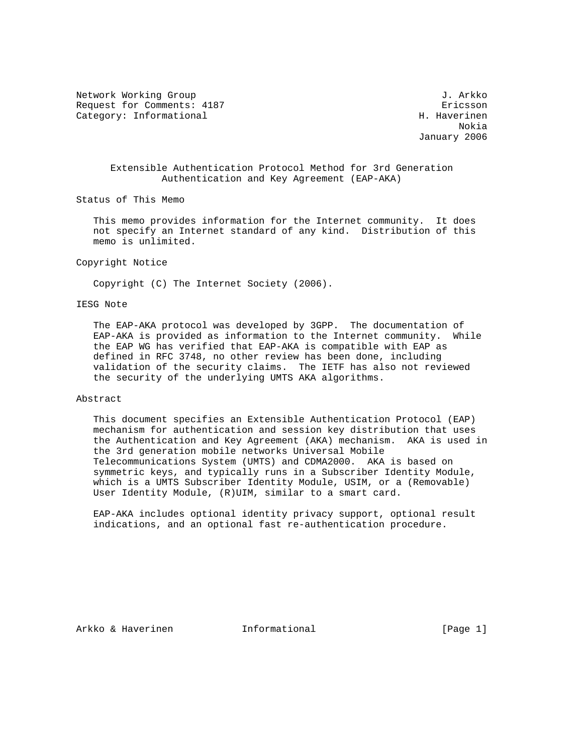Network Working Group J. Arkko
Request for Comments: 4187 Ericsson
Category: Informational H. Haverinen
Nokia
January 2006

# Extensible Authentication Protocol Method for 3rd Generation Authentication and Key Agreement (EAP-AKA)

## Status of This Memo

This memo provides information for the Internet community. It does not specify an Internet standard of any kind. Distribution of this memo is unlimited.

## Copyright Notice

Copyright (C) The Internet Society (2006).

## IESG Note

The EAP-AKA protocol was developed by 3GPP. The documentation of EAP-AKA is provided as information to the Internet community. While the EAP WG has verified that EAP-AKA is compatible with EAP as defined in RFC 3748, no other review has been done, including validation of the security claims. The IETF has also not reviewed the security of the underlying UMTS AKA algorithms.

## Abstract

This document specifies an Extensible Authentication Protocol (EAP) mechanism for authentication and session key distribution that uses the Authentication and Key Agreement (AKA) mechanism. AKA is used in the 3rd generation mobile networks Universal Mobile Telecommunications System (UMTS) and CDMA2000. AKA is based on symmetric keys, and typically runs in a Subscriber Identity Module, which is a UMTS Subscriber Identity Module, USIM, or a (Removable) User Identity Module, (R)UIM, similar to a smart card.

EAP-AKA includes optional identity privacy support, optional result indications, and an optional fast re-authentication procedure.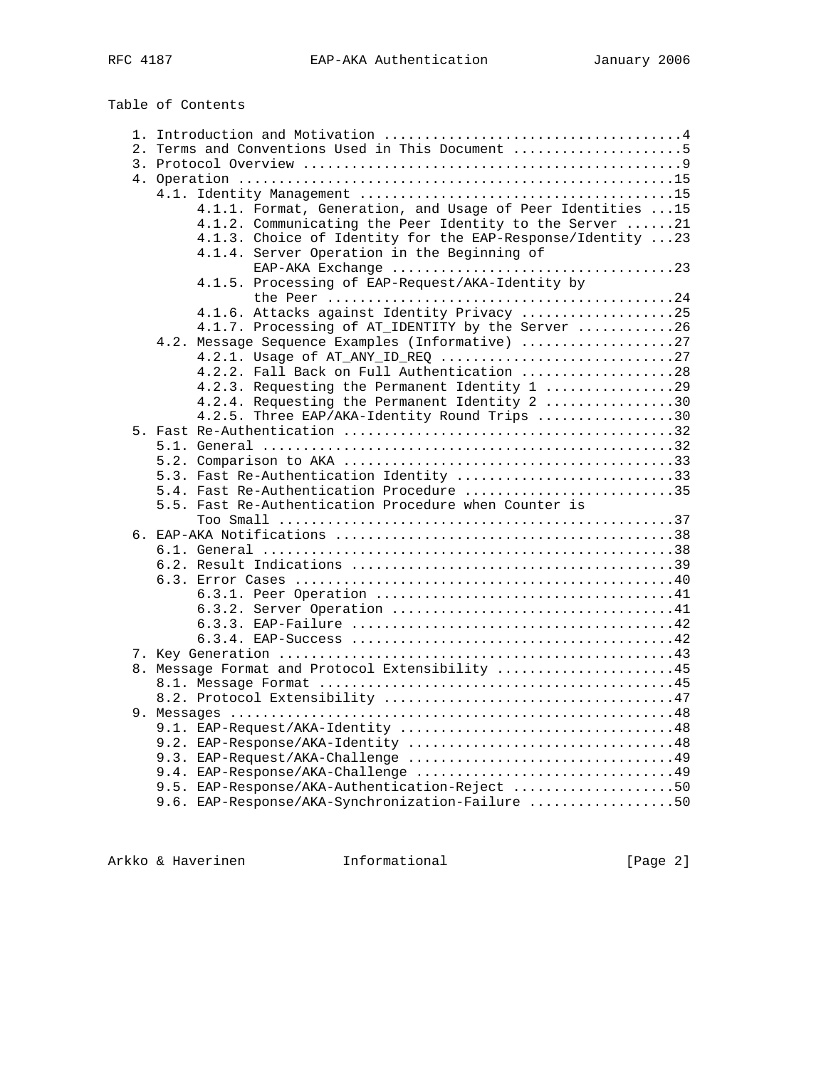Table of Contents

```
   1. Introduction and Motivation .....................................4
   2. Terms and Conventions Used in This Document .....................5
   3. Protocol Overview ...............................................9
   4. Operation ......................................................15
      4.1. Identity Management .......................................15
           4.1.1. Format, Generation, and Usage of Peer Identities ...15
           4.1.2. Communicating the Peer Identity to the Server ......21
           4.1.3. Choice of Identity for the EAP-Response/Identity ...23
           4.1.4. Server Operation in the Beginning of
                  EAP-AKA Exchange ...................................23
           4.1.5. Processing of EAP-Request/AKA-Identity by
                  the Peer ...........................................24
           4.1.6. Attacks against Identity Privacy ...................25
           4.1.7. Processing of AT_IDENTITY by the Server ............26
      4.2. Message Sequence Examples (Informative) ...................27
           4.2.1. Usage of AT_ANY_ID_REQ .............................27
           4.2.2. Fall Back on Full Authentication ...................28
           4.2.3. Requesting the Permanent Identity 1 ................29
           4.2.4. Requesting the Permanent Identity 2 ................30
           4.2.5. Three EAP/AKA-Identity Round Trips .................30
   5. Fast Re-Authentication .........................................32
      5.1. General ...................................................32
      5.2. Comparison to AKA .........................................33
      5.3. Fast Re-Authentication Identity ...........................33
      5.4. Fast Re-Authentication Procedure ..........................35
      5.5. Fast Re-Authentication Procedure when Counter is
           Too Small .................................................37
   6. EAP-AKA Notifications ..........................................38
      6.1. General ...................................................38
      6.2. Result Indications ........................................39
      6.3. Error Cases ...............................................40
           6.3.1. Peer Operation .....................................41
           6.3.2. Server Operation ...................................41
           6.3.3. EAP-Failure ........................................42
           6.3.4. EAP-Success ........................................42
   7. Key Generation .................................................43
   8. Message Format and Protocol Extensibility ......................45
      8.1. Message Format ............................................45
      8.2. Protocol Extensibility ....................................47
   9. Messages .......................................................48
      9.1. EAP-Request/AKA-Identity ..................................48
      9.2. EAP-Response/AKA-Identity .................................48
      9.3. EAP-Request/AKA-Challenge .................................49
      9.4. EAP-Response/AKA-Challenge ................................49
      9.5. EAP-Response/AKA-Authentication-Reject ....................50
      9.6. EAP-Response/AKA-Synchronization-Failure ..................50
```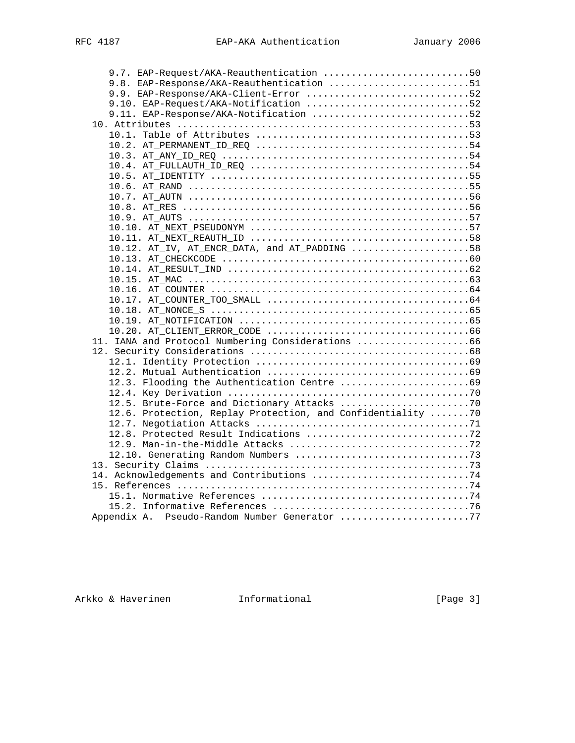```
      9.7. EAP-Request/AKA-Reauthentication ..........................50
      9.8. EAP-Response/AKA-Reauthentication .........................51
      9.9. EAP-Response/AKA-Client-Error .............................52
      9.10. EAP-Request/AKA-Notification .............................52
      9.11. EAP-Response/AKA-Notification ............................52
   10. Attributes ....................................................53
      10.1. Table of Attributes ......................................53
      10.2. AT_PERMANENT_ID_REQ ......................................54
      10.3. AT_ANY_ID_REQ ............................................54
      10.4. AT_FULLAUTH_ID_REQ .......................................54
      10.5. AT_IDENTITY ..............................................55
      10.6. AT_RAND ..................................................55
      10.7. AT_AUTN ..................................................56
      10.8. AT_RES ...................................................56
      10.9. AT_AUTS ..................................................57
      10.10. AT_NEXT_PSEUDONYM .......................................57
      10.11. AT_NEXT_REAUTH_ID .......................................58
      10.12. AT_IV, AT_ENCR_DATA, and AT_PADDING .....................58
      10.13. AT_CHECKCODE ............................................60
      10.14. AT_RESULT_IND ...........................................62
      10.15. AT_MAC ..................................................63
      10.16. AT_COUNTER ..............................................64
      10.17. AT_COUNTER_TOO_SMALL ....................................64
      10.18. AT_NONCE_S ..............................................65
      10.19. AT_NOTIFICATION .........................................65
      10.20. AT_CLIENT_ERROR_CODE ....................................66
   11. IANA and Protocol Numbering Considerations ....................66
   12. Security Considerations .......................................68
      12.1. Identity Protection ......................................69
      12.2. Mutual Authentication ....................................69
      12.3. Flooding the Authentication Centre .......................69
      12.4. Key Derivation ...........................................70
      12.5. Brute-Force and Dictionary Attacks .......................70
      12.6. Protection, Replay Protection, and Confidentiality .......70
      12.7. Negotiation Attacks ......................................71
      12.8. Protected Result Indications .............................72
      12.9. Man-in-the-Middle Attacks ................................72
      12.10. Generating Random Numbers ...............................73
   13. Security Claims ...............................................73
   14. Acknowledgements and Contributions ............................74
   15. References ....................................................74
      15.1. Normative References .....................................74
      15.2. Informative References ...................................76
   Appendix A.  Pseudo-Random Number Generator .......................77
```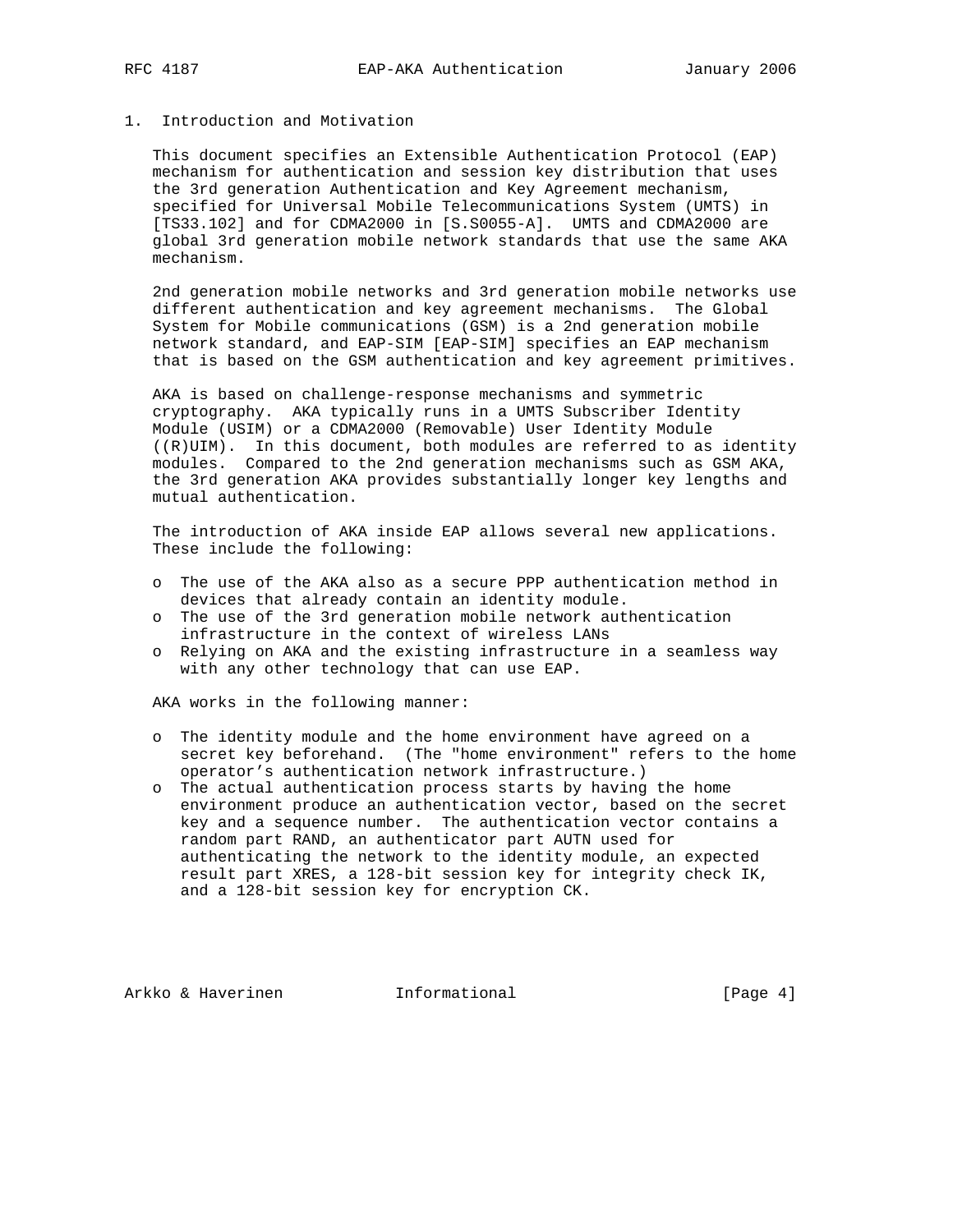# 1. Introduction and Motivation

This document specifies an Extensible Authentication Protocol (EAP) mechanism for authentication and session key distribution that uses the 3rd generation Authentication and Key Agreement mechanism, specified for Universal Mobile Telecommunications System (UMTS) in [TS33.102] and for CDMA2000 in [S.S0055-A]. UMTS and CDMA2000 are global 3rd generation mobile network standards that use the same AKA mechanism.

2nd generation mobile networks and 3rd generation mobile networks use different authentication and key agreement mechanisms. The Global System for Mobile communications (GSM) is a 2nd generation mobile network standard, and EAP-SIM [EAP-SIM] specifies an EAP mechanism that is based on the GSM authentication and key agreement primitives.

AKA is based on challenge-response mechanisms and symmetric cryptography. AKA typically runs in a UMTS Subscriber Identity Module (USIM) or a CDMA2000 (Removable) User Identity Module ((R)UIM). In this document, both modules are referred to as identity modules. Compared to the 2nd generation mechanisms such as GSM AKA, the 3rd generation AKA provides substantially longer key lengths and mutual authentication.

The introduction of AKA inside EAP allows several new applications. These include the following:

- The use of the AKA also as a secure PPP authentication method in devices that already contain an identity module.
- The use of the 3rd generation mobile network authentication infrastructure in the context of wireless LANs
- Relying on AKA and the existing infrastructure in a seamless way with any other technology that can use EAP.

AKA works in the following manner:

- The identity module and the home environment have agreed on a secret key beforehand. (The "home environment" refers to the home operator's authentication network infrastructure.)
- The actual authentication process starts by having the home environment produce an authentication vector, based on the secret key and a sequence number. The authentication vector contains a random part RAND, an authenticator part AUTN used for authenticating the network to the identity module, an expected result part XRES, a 128-bit session key for integrity check IK, and a 128-bit session key for encryption CK.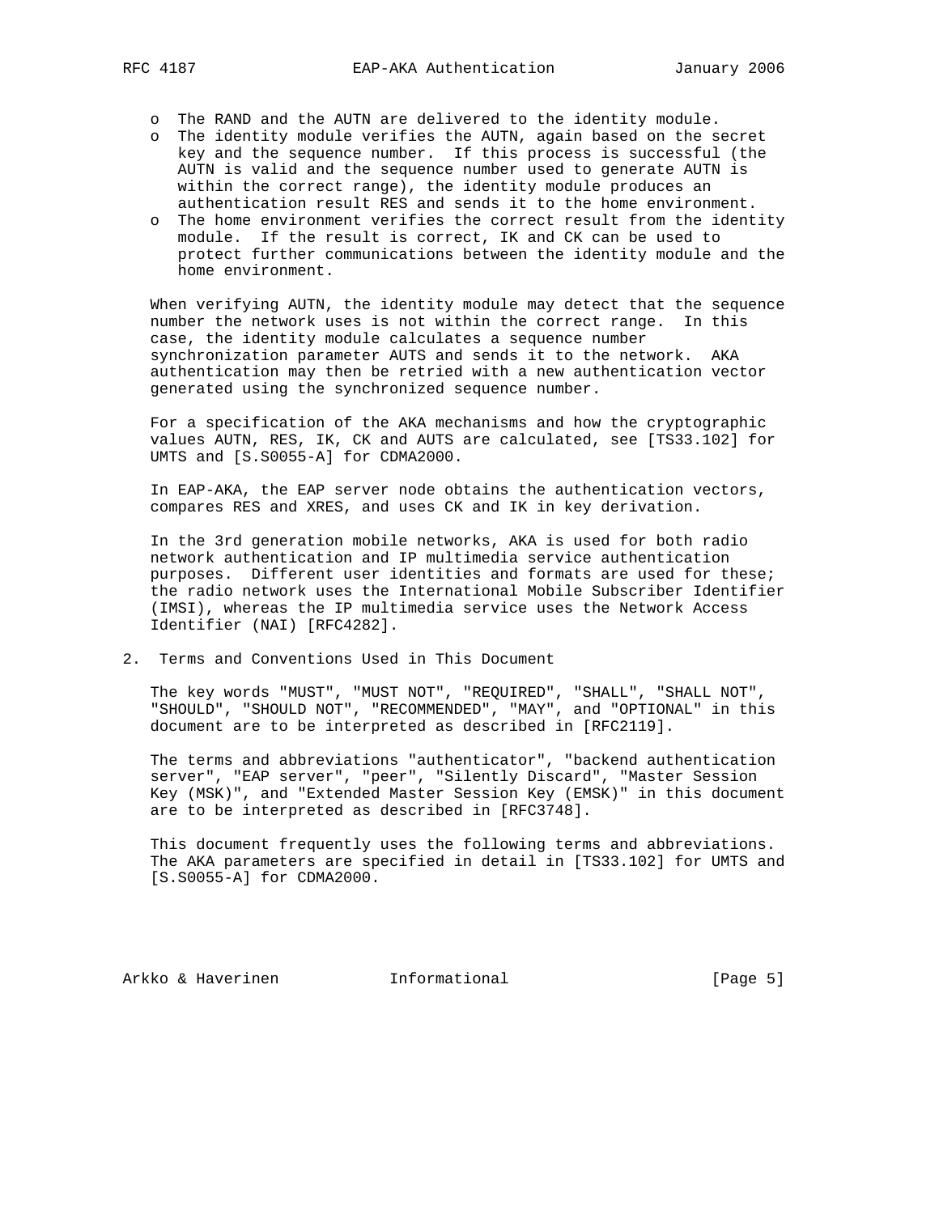- The RAND and the AUTN are delivered to the identity module.
- The identity module verifies the AUTN, again based on the secret key and the sequence number. If this process is successful (the AUTN is valid and the sequence number used to generate AUTN is within the correct range), the identity module produces an authentication result RES and sends it to the home environment.
- The home environment verifies the correct result from the identity module. If the result is correct, IK and CK can be used to protect further communications between the identity module and the home environment.

When verifying AUTN, the identity module may detect that the sequence number the network uses is not within the correct range. In this case, the identity module calculates a sequence number synchronization parameter AUTS and sends it to the network. AKA authentication may then be retried with a new authentication vector generated using the synchronized sequence number.

For a specification of the AKA mechanisms and how the cryptographic values AUTN, RES, IK, CK and AUTS are calculated, see [TS33.102] for UMTS and [S.S0055-A] for CDMA2000.

In EAP-AKA, the EAP server node obtains the authentication vectors, compares RES and XRES, and uses CK and IK in key derivation.

In the 3rd generation mobile networks, AKA is used for both radio network authentication and IP multimedia service authentication purposes. Different user identities and formats are used for these; the radio network uses the International Mobile Subscriber Identifier (IMSI), whereas the IP multimedia service uses the Network Access Identifier (NAI) [RFC4282].

## 2. Terms and Conventions Used in This Document

The key words "MUST", "MUST NOT", "REQUIRED", "SHALL", "SHALL NOT", "SHOULD", "SHOULD NOT", "RECOMMENDED", "MAY", and "OPTIONAL" in this document are to be interpreted as described in [RFC2119].

The terms and abbreviations "authenticator", "backend authentication server", "EAP server", "peer", "Silently Discard", "Master Session Key (MSK)", and "Extended Master Session Key (EMSK)" in this document are to be interpreted as described in [RFC3748].

This document frequently uses the following terms and abbreviations. The AKA parameters are specified in detail in [TS33.102] for UMTS and [S.S0055-A] for CDMA2000.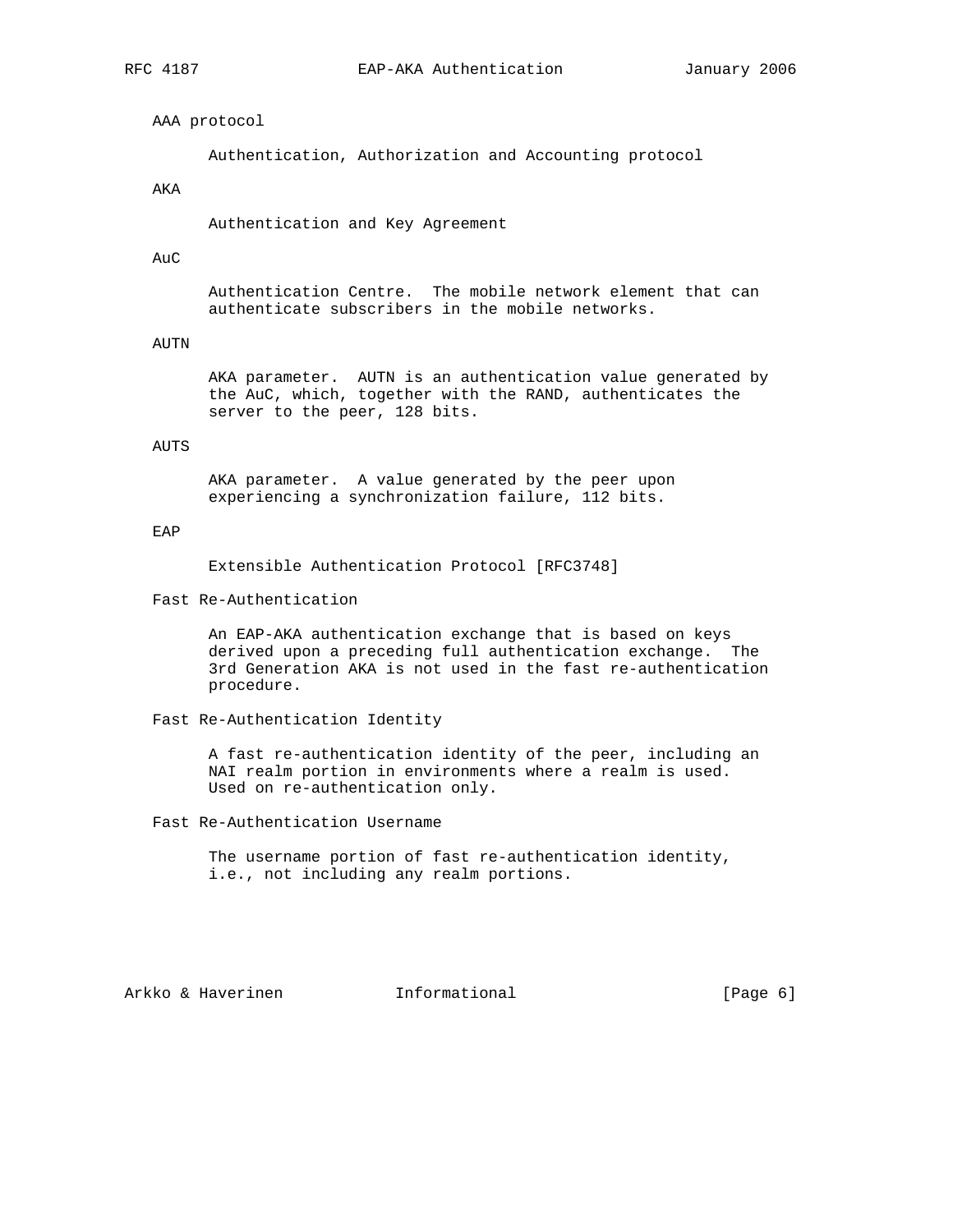AAA protocol

   Authentication, Authorization and Accounting protocol

AKA

   Authentication and Key Agreement

AuC

   Authentication Centre. The mobile network element that can authenticate subscribers in the mobile networks.

AUTN

   AKA parameter. AUTN is an authentication value generated by the AuC, which, together with the RAND, authenticates the server to the peer, 128 bits.

AUTS

   AKA parameter. A value generated by the peer upon experiencing a synchronization failure, 112 bits.

EAP

   Extensible Authentication Protocol [RFC3748]

Fast Re-Authentication

   An EAP-AKA authentication exchange that is based on keys derived upon a preceding full authentication exchange. The 3rd Generation AKA is not used in the fast re-authentication procedure.

Fast Re-Authentication Identity

   A fast re-authentication identity of the peer, including an NAI realm portion in environments where a realm is used. Used on re-authentication only.

Fast Re-Authentication Username

   The username portion of fast re-authentication identity, i.e., not including any realm portions.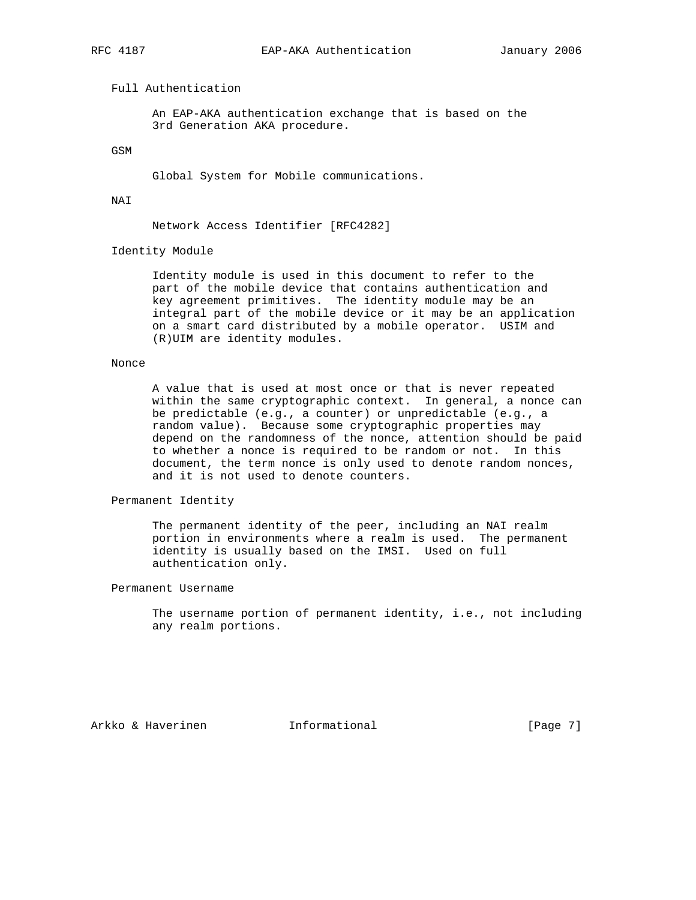Full Authentication

An EAP-AKA authentication exchange that is based on the 3rd Generation AKA procedure.

GSM

Global System for Mobile communications.

NAI

Network Access Identifier [RFC4282]

Identity Module

Identity module is used in this document to refer to the part of the mobile device that contains authentication and key agreement primitives. The identity module may be an integral part of the mobile device or it may be an application on a smart card distributed by a mobile operator. USIM and (R)UIM are identity modules.

Nonce

A value that is used at most once or that is never repeated within the same cryptographic context. In general, a nonce can be predictable (e.g., a counter) or unpredictable (e.g., a random value). Because some cryptographic properties may depend on the randomness of the nonce, attention should be paid to whether a nonce is required to be random or not. In this document, the term nonce is only used to denote random nonces, and it is not used to denote counters.

Permanent Identity

The permanent identity of the peer, including an NAI realm portion in environments where a realm is used. The permanent identity is usually based on the IMSI. Used on full authentication only.

Permanent Username

The username portion of permanent identity, i.e., not including any realm portions.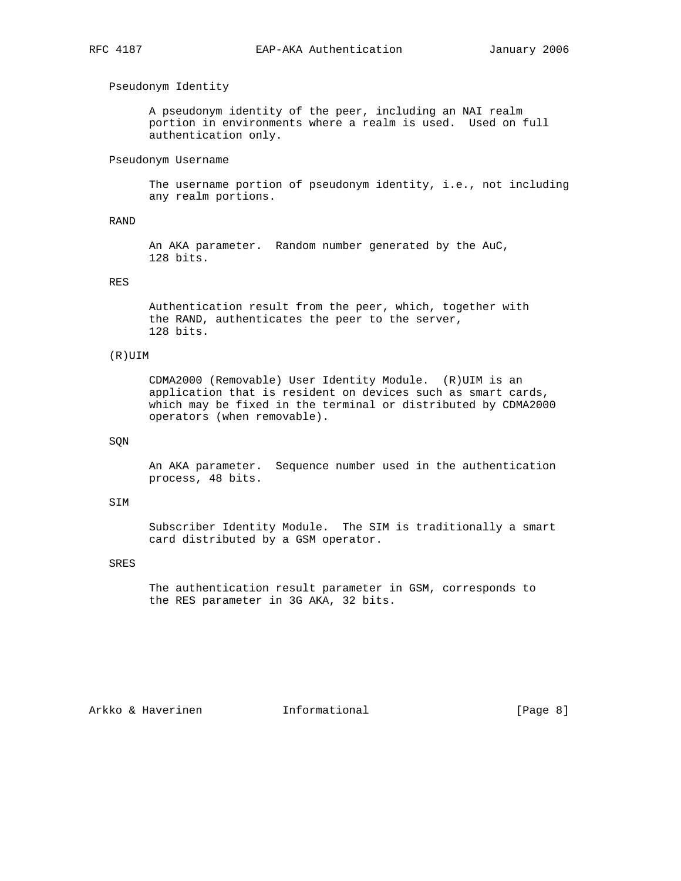Pseudonym Identity

A pseudonym identity of the peer, including an NAI realm portion in environments where a realm is used. Used on full authentication only.

Pseudonym Username

The username portion of pseudonym identity, i.e., not including any realm portions.

RAND

An AKA parameter. Random number generated by the AuC, 128 bits.

RES

Authentication result from the peer, which, together with the RAND, authenticates the peer to the server, 128 bits.

(R)UIM

CDMA2000 (Removable) User Identity Module. (R)UIM is an application that is resident on devices such as smart cards, which may be fixed in the terminal or distributed by CDMA2000 operators (when removable).

SQN

An AKA parameter. Sequence number used in the authentication process, 48 bits.

SIM

Subscriber Identity Module. The SIM is traditionally a smart card distributed by a GSM operator.

SRES

The authentication result parameter in GSM, corresponds to the RES parameter in 3G AKA, 32 bits.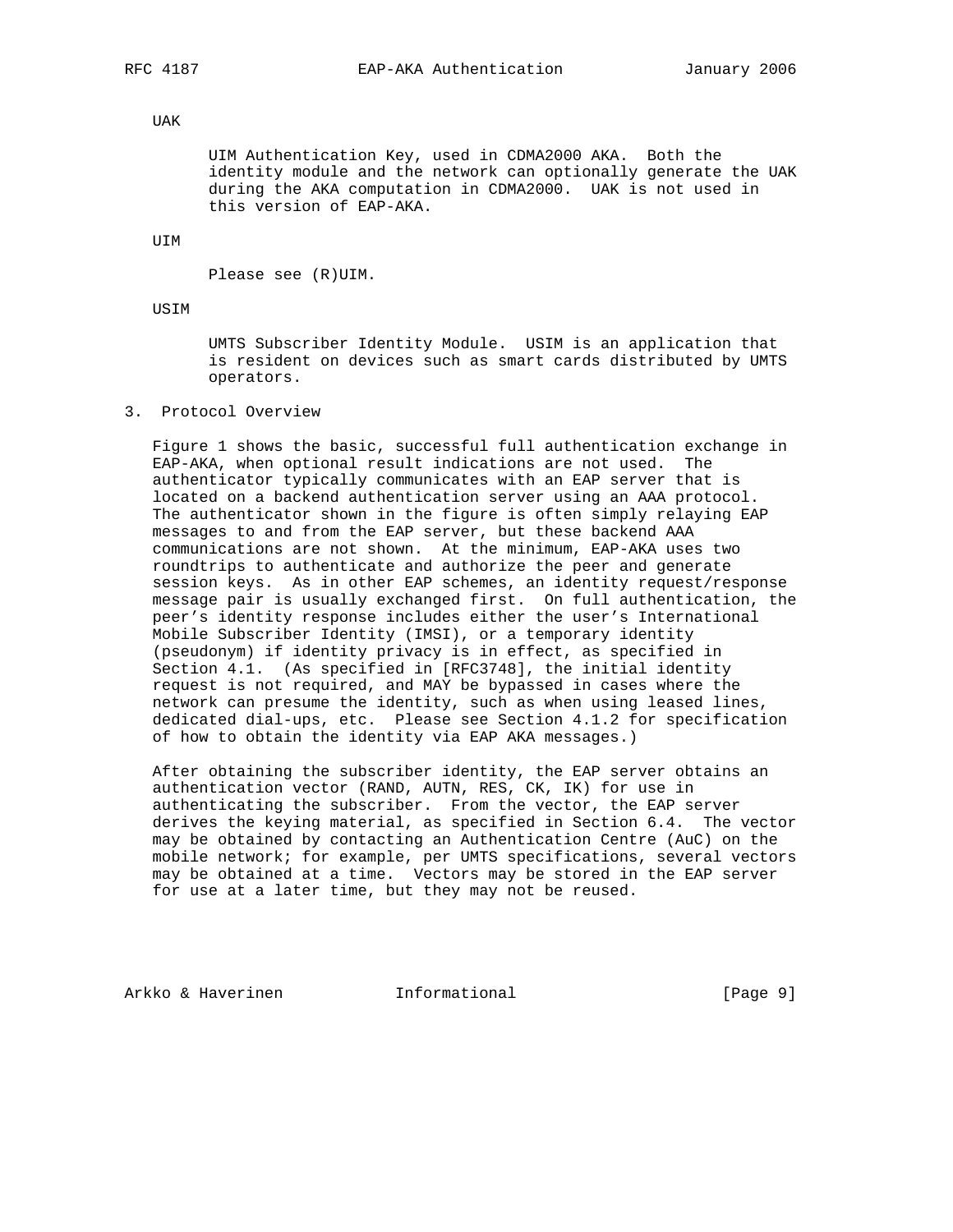UAK

UIM Authentication Key, used in CDMA2000 AKA. Both the identity module and the network can optionally generate the UAK during the AKA computation in CDMA2000. UAK is not used in this version of EAP-AKA.

UIM

Please see (R)UIM.

USIM

UMTS Subscriber Identity Module. USIM is an application that is resident on devices such as smart cards distributed by UMTS operators.

## 3. Protocol Overview

Figure 1 shows the basic, successful full authentication exchange in EAP-AKA, when optional result indications are not used. The authenticator typically communicates with an EAP server that is located on a backend authentication server using an AAA protocol. The authenticator shown in the figure is often simply relaying EAP messages to and from the EAP server, but these backend AAA communications are not shown. At the minimum, EAP-AKA uses two roundtrips to authenticate and authorize the peer and generate session keys. As in other EAP schemes, an identity request/response message pair is usually exchanged first. On full authentication, the peer's identity response includes either the user's International Mobile Subscriber Identity (IMSI), or a temporary identity (pseudonym) if identity privacy is in effect, as specified in Section 4.1. (As specified in [RFC3748], the initial identity request is not required, and MAY be bypassed in cases where the network can presume the identity, such as when using leased lines, dedicated dial-ups, etc. Please see Section 4.1.2 for specification of how to obtain the identity via EAP AKA messages.)

After obtaining the subscriber identity, the EAP server obtains an authentication vector (RAND, AUTN, RES, CK, IK) for use in authenticating the subscriber. From the vector, the EAP server derives the keying material, as specified in Section 6.4. The vector may be obtained by contacting an Authentication Centre (AuC) on the mobile network; for example, per UMTS specifications, several vectors may be obtained at a time. Vectors may be stored in the EAP server for use at a later time, but they may not be reused.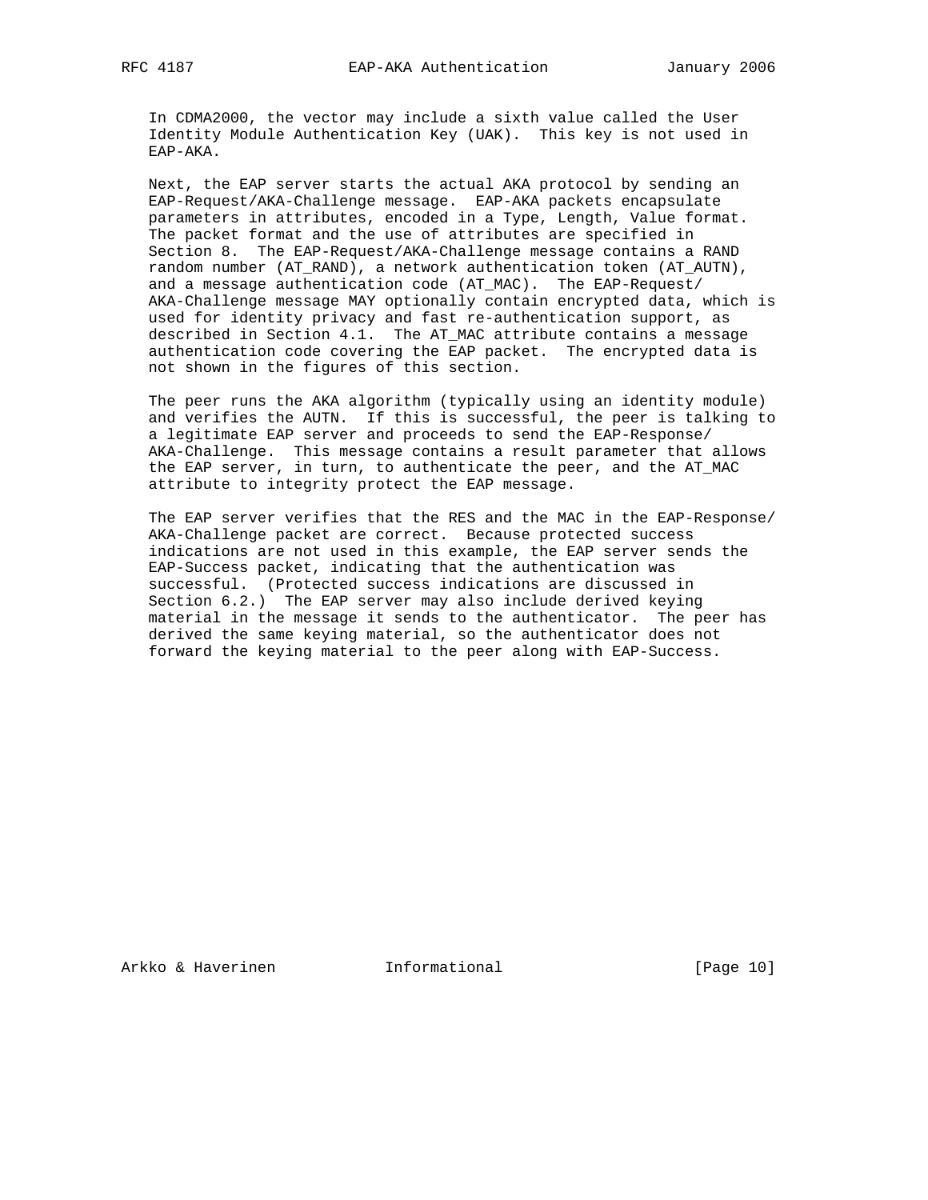In CDMA2000, the vector may include a sixth value called the User Identity Module Authentication Key (UAK). This key is not used in EAP-AKA.

Next, the EAP server starts the actual AKA protocol by sending an EAP-Request/AKA-Challenge message. EAP-AKA packets encapsulate parameters in attributes, encoded in a Type, Length, Value format. The packet format and the use of attributes are specified in Section 8. The EAP-Request/AKA-Challenge message contains a RAND random number (AT_RAND), a network authentication token (AT_AUTN), and a message authentication code (AT_MAC). The EAP-Request/AKA-Challenge message MAY optionally contain encrypted data, which is used for identity privacy and fast re-authentication support, as described in Section 4.1. The AT_MAC attribute contains a message authentication code covering the EAP packet. The encrypted data is not shown in the figures of this section.

The peer runs the AKA algorithm (typically using an identity module) and verifies the AUTN. If this is successful, the peer is talking to a legitimate EAP server and proceeds to send the EAP-Response/AKA-Challenge. This message contains a result parameter that allows the EAP server, in turn, to authenticate the peer, and the AT_MAC attribute to integrity protect the EAP message.

The EAP server verifies that the RES and the MAC in the EAP-Response/AKA-Challenge packet are correct. Because protected success indications are not used in this example, the EAP server sends the EAP-Success packet, indicating that the authentication was successful. (Protected success indications are discussed in Section 6.2.) The EAP server may also include derived keying material in the message it sends to the authenticator. The peer has derived the same keying material, so the authenticator does not forward the keying material to the peer along with EAP-Success.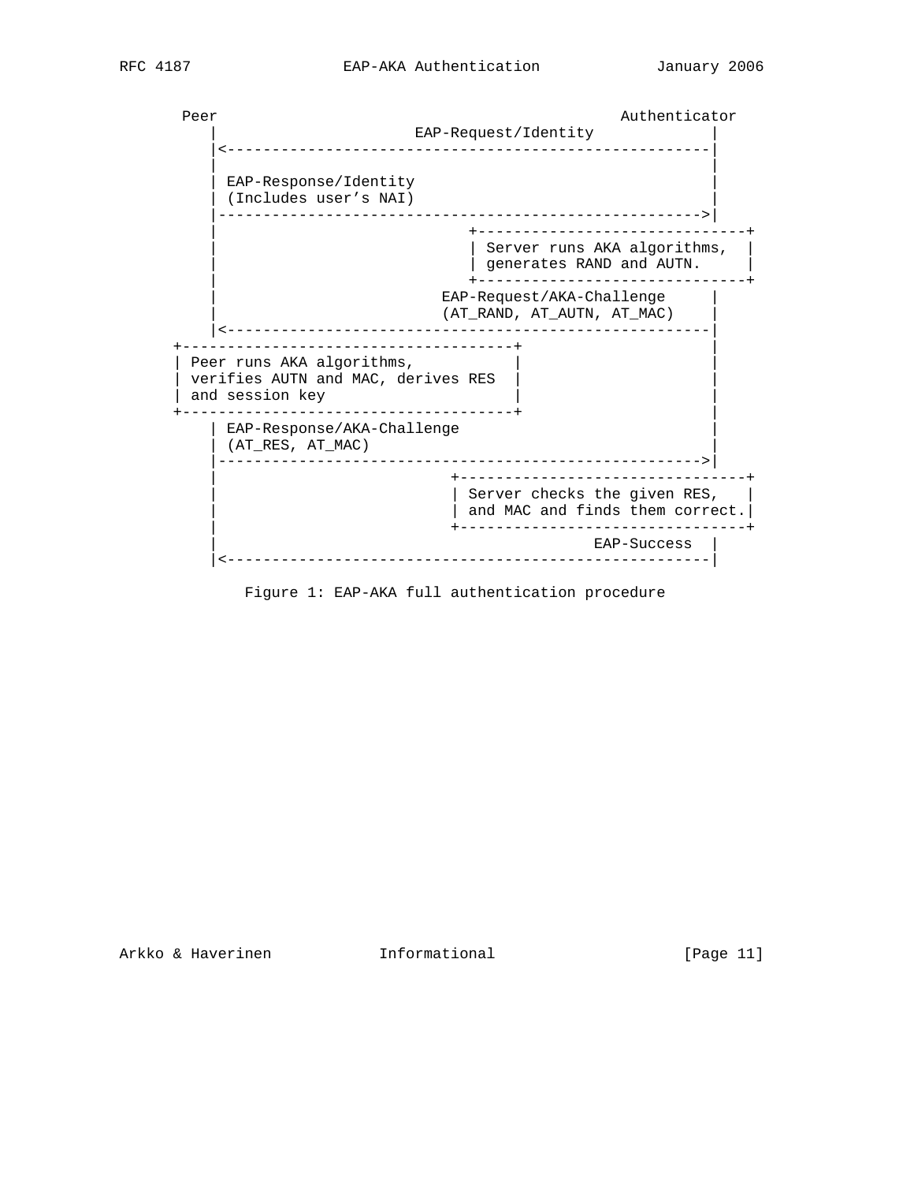```
    Peer                                               Authenticator
       |                      EAP-Request/Identity             |
       |<------------------------------------------------------|
       |                                                       |
       | EAP-Response/Identity                                 |
       | (Includes user's NAI)                                 |
       |------------------------------------------------------>|
       |                            +------------------------------+
       |                            | Server runs AKA algorithms,  |
       |                            | generates RAND and AUTN.     |
       |                            +------------------------------+
       |                         EAP-Request/AKA-Challenge     |
       |                         (AT_RAND, AT_AUTN, AT_MAC)    |
       |<------------------------------------------------------|
   +-------------------------------------+                     |
   | Peer runs AKA algorithms,           |                     |
   | verifies AUTN and MAC, derives RES  |                     |
   | and session key                     |                     |
   +-------------------------------------+                     |
       | EAP-Response/AKA-Challenge                            |
       | (AT_RES, AT_MAC)                                      |
       |------------------------------------------------------>|
       |                          +--------------------------------+
       |                          | Server checks the given RES,   |
       |                          | and MAC and finds them correct.|
       |                          +--------------------------------+
       |                                          EAP-Success  |
       |<------------------------------------------------------|
```

Figure 1: EAP-AKA full authentication procedure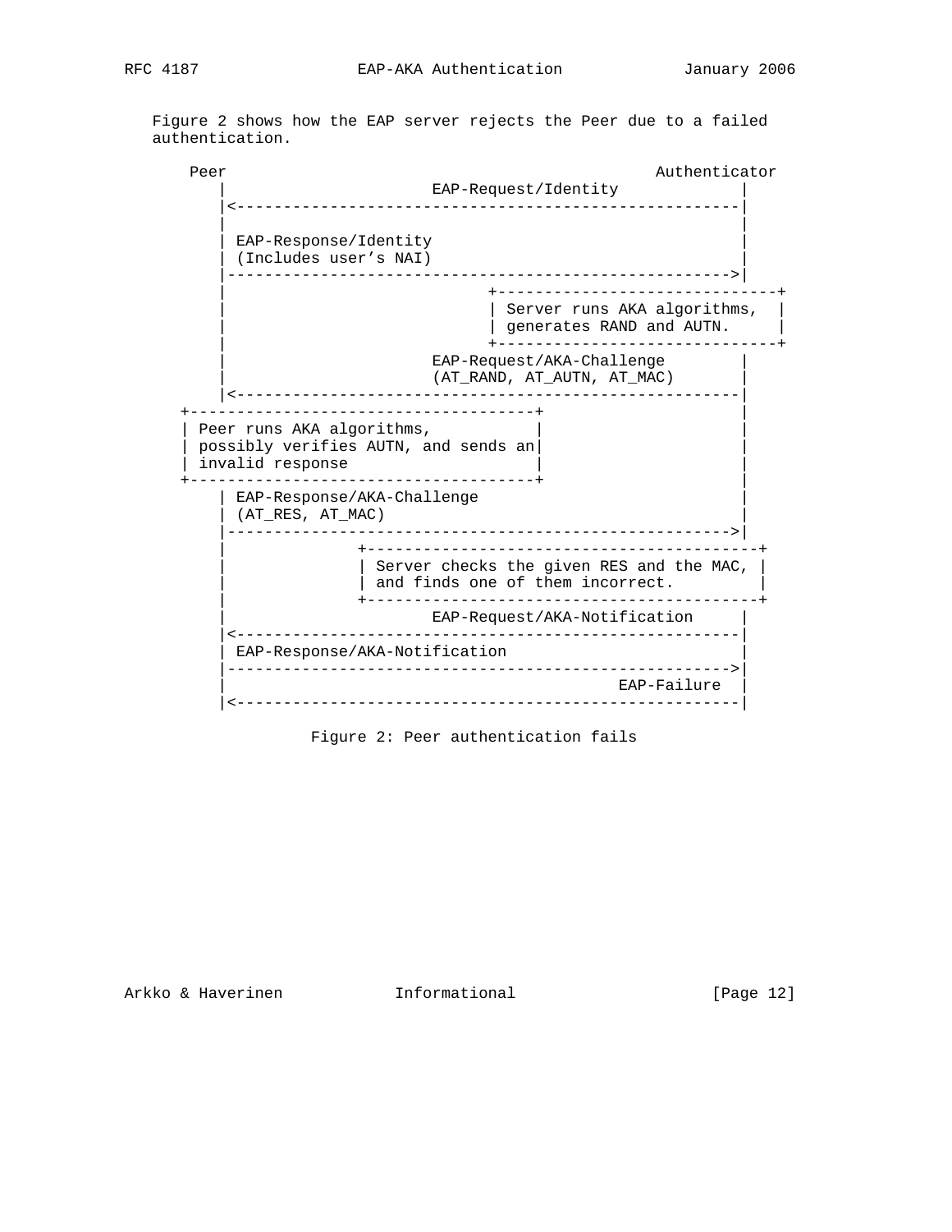Figure 2 shows how the EAP server rejects the Peer due to a failed authentication.

```
    Peer                                                    Authenticator
       |                      EAP-Request/Identity             |
       |<------------------------------------------------------|
       |                                                       |
       | EAP-Response/Identity                                 |
       | (Includes user's NAI)                                 |
       |------------------------------------------------------>|
       |                            +------------------------------+
       |                            | Server runs AKA algorithms,  |
       |                            | generates RAND and AUTN.     |
       |                            +------------------------------+
       |                      EAP-Request/AKA-Challenge        |
       |                      (AT_RAND, AT_AUTN, AT_MAC)       |
       |<------------------------------------------------------|
   +-------------------------------------+                     |
   | Peer runs AKA algorithms,           |                     |
   | possibly verifies AUTN, and sends an|                     |
   | invalid response                    |                     |
   +-------------------------------------+                     |
       | EAP-Response/AKA-Challenge                            |
       | (AT_RES, AT_MAC)                                      |
       |------------------------------------------------------>|
       |              +------------------------------------------+
       |              | Server checks the given RES and the MAC, |
       |              | and finds one of them incorrect.         |
       |              +------------------------------------------+
       |                      EAP-Request/AKA-Notification     |
       |<------------------------------------------------------|
       | EAP-Response/AKA-Notification                         |
       |------------------------------------------------------>|
       |                                          EAP-Failure  |
       |<------------------------------------------------------|
```

Figure 2: Peer authentication fails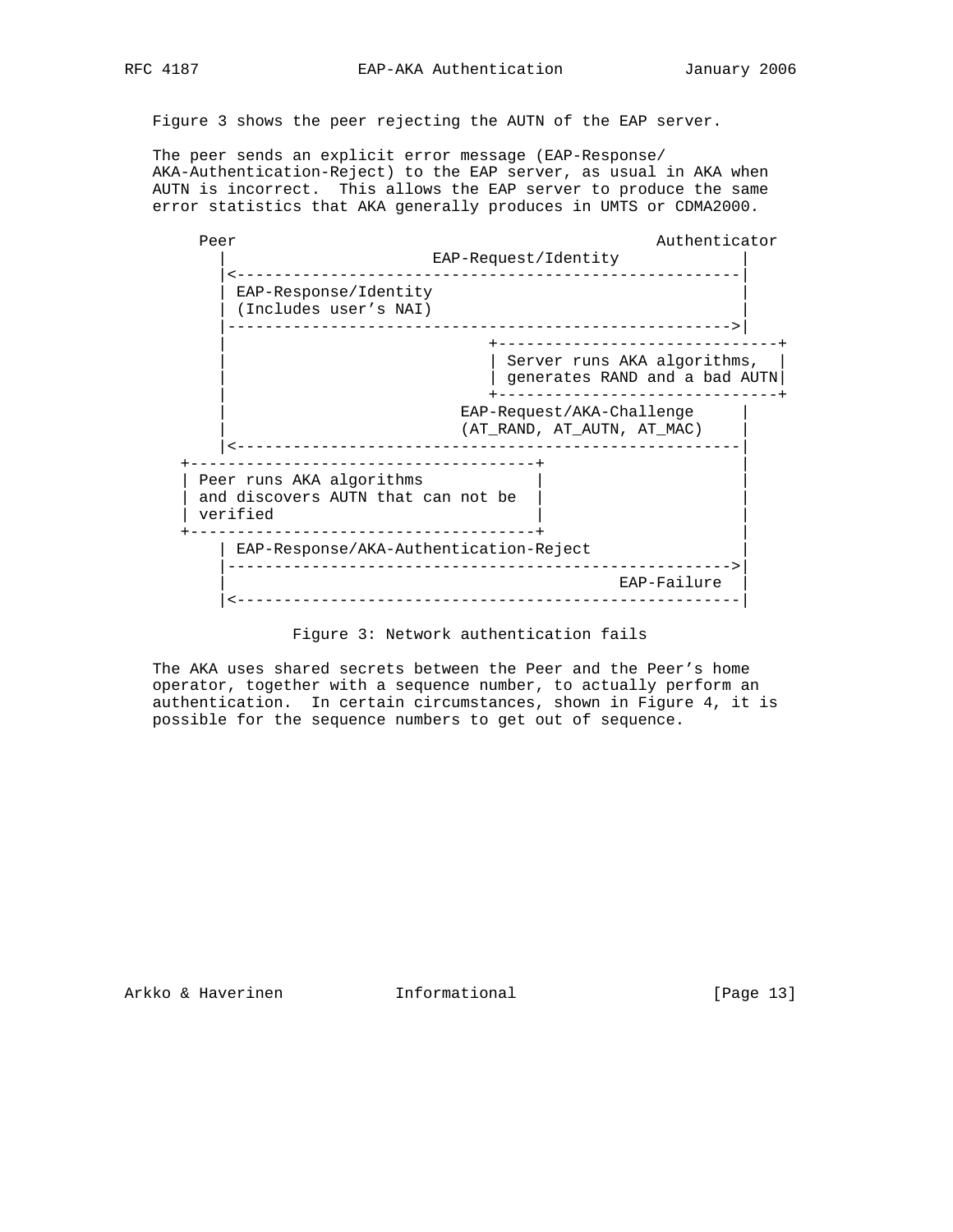Figure 3 shows the peer rejecting the AUTN of the EAP server.

The peer sends an explicit error message (EAP-Response/AKA-Authentication-Reject) to the EAP server, as usual in AKA when AUTN is incorrect. This allows the EAP server to produce the same error statistics that AKA generally produces in UMTS or CDMA2000.

```
     Peer                                              Authenticator
       |                      EAP-Request/Identity            |
       |<-----------------------------------------------------|
       | EAP-Response/Identity                                |
       | (Includes user's NAI)                                |
       |----------------------------------------------------->|
       |                            +------------------------------+
       |                            | Server runs AKA algorithms,  |
       |                            | generates RAND and a bad AUTN|
       |                            +------------------------------+
       |                         EAP-Request/AKA-Challenge     |
       |                         (AT_RAND, AT_AUTN, AT_MAC)    |
       |<-----------------------------------------------------|
   +-------------------------------------+                    |
   | Peer runs AKA algorithms            |                    |
   | and discovers AUTN that can not be  |                    |
   | verified                            |                    |
   +-------------------------------------+                    |
       | EAP-Response/AKA-Authentication-Reject               |
       |----------------------------------------------------->|
       |                                           EAP-Failure  |
       |<-----------------------------------------------------|
```

Figure 3: Network authentication fails

The AKA uses shared secrets between the Peer and the Peer's home operator, together with a sequence number, to actually perform an authentication. In certain circumstances, shown in Figure 4, it is possible for the sequence numbers to get out of sequence.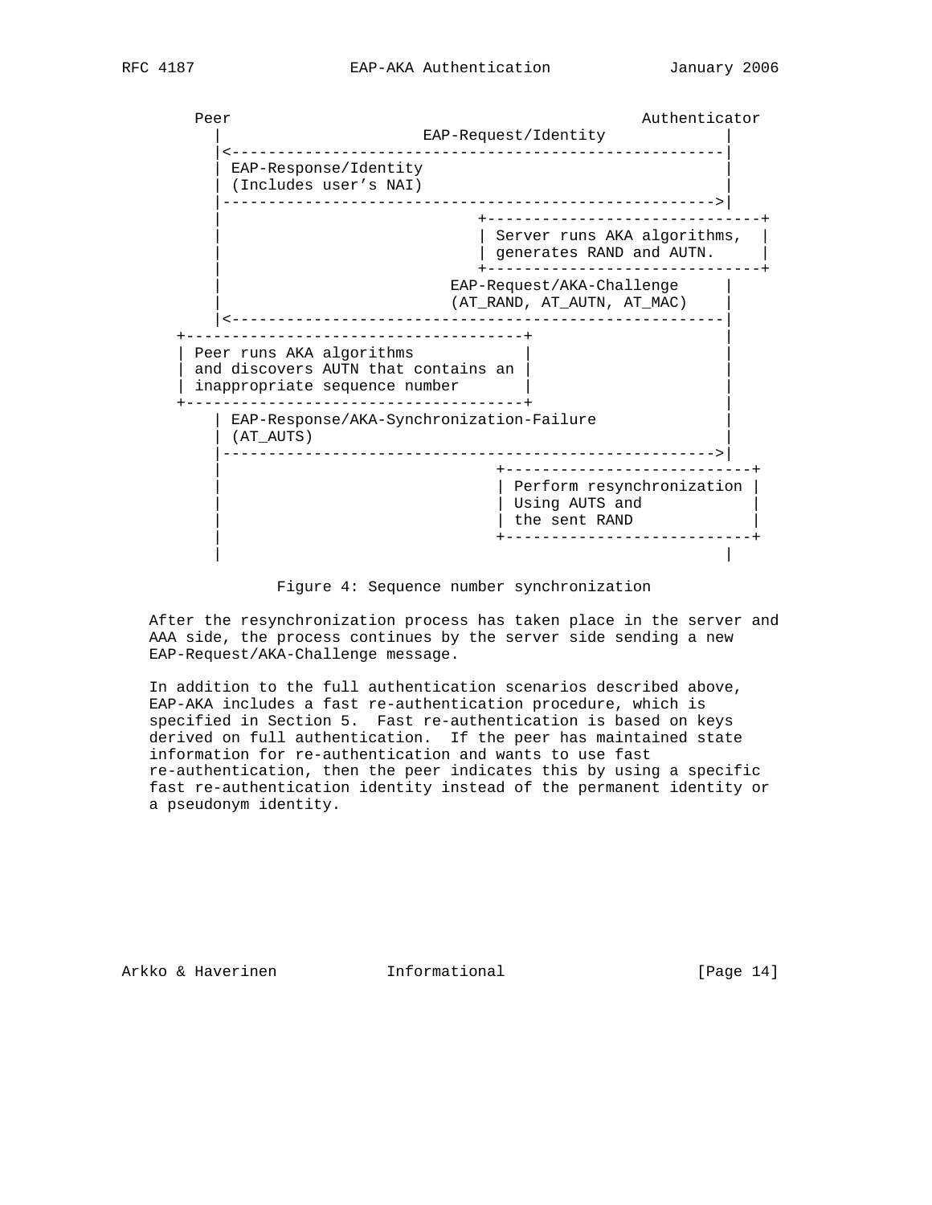```
       Peer                                                    Authenticator
          |                      EAP-Request/Identity             |
          |<------------------------------------------------------|
          | EAP-Response/Identity                                 |
          | (Includes user's NAI)                                 |
          |------------------------------------------------------>|
          |                           +------------------------------+
          |                           | Server runs AKA algorithms,  |
          |                           | generates RAND and AUTN.     |
          |                           +------------------------------+
          |                        EAP-Request/AKA-Challenge      |
          |                        (AT_RAND, AT_AUTN, AT_MAC)     |
          |<------------------------------------------------------|
      +-------------------------------------+                     |
      | Peer runs AKA algorithms            |                     |
      | and discovers AUTN that contains an |                     |
      | inappropriate sequence number       |                     |
      +-------------------------------------+                     |
          | EAP-Response/AKA-Synchronization-Failure              |
          | (AT_AUTS)                                             |
          |------------------------------------------------------>|
          |                             +---------------------------+
          |                             | Perform resynchronization |
          |                             | Using AUTS and            |
          |                             | the sent RAND             |
          |                             +---------------------------+
          |                                                       |
```

Figure 4: Sequence number synchronization

After the resynchronization process has taken place in the server and AAA side, the process continues by the server side sending a new EAP-Request/AKA-Challenge message.

In addition to the full authentication scenarios described above, EAP-AKA includes a fast re-authentication procedure, which is specified in Section 5. Fast re-authentication is based on keys derived on full authentication. If the peer has maintained state information for re-authentication and wants to use fast re-authentication, then the peer indicates this by using a specific fast re-authentication identity instead of the permanent identity or a pseudonym identity.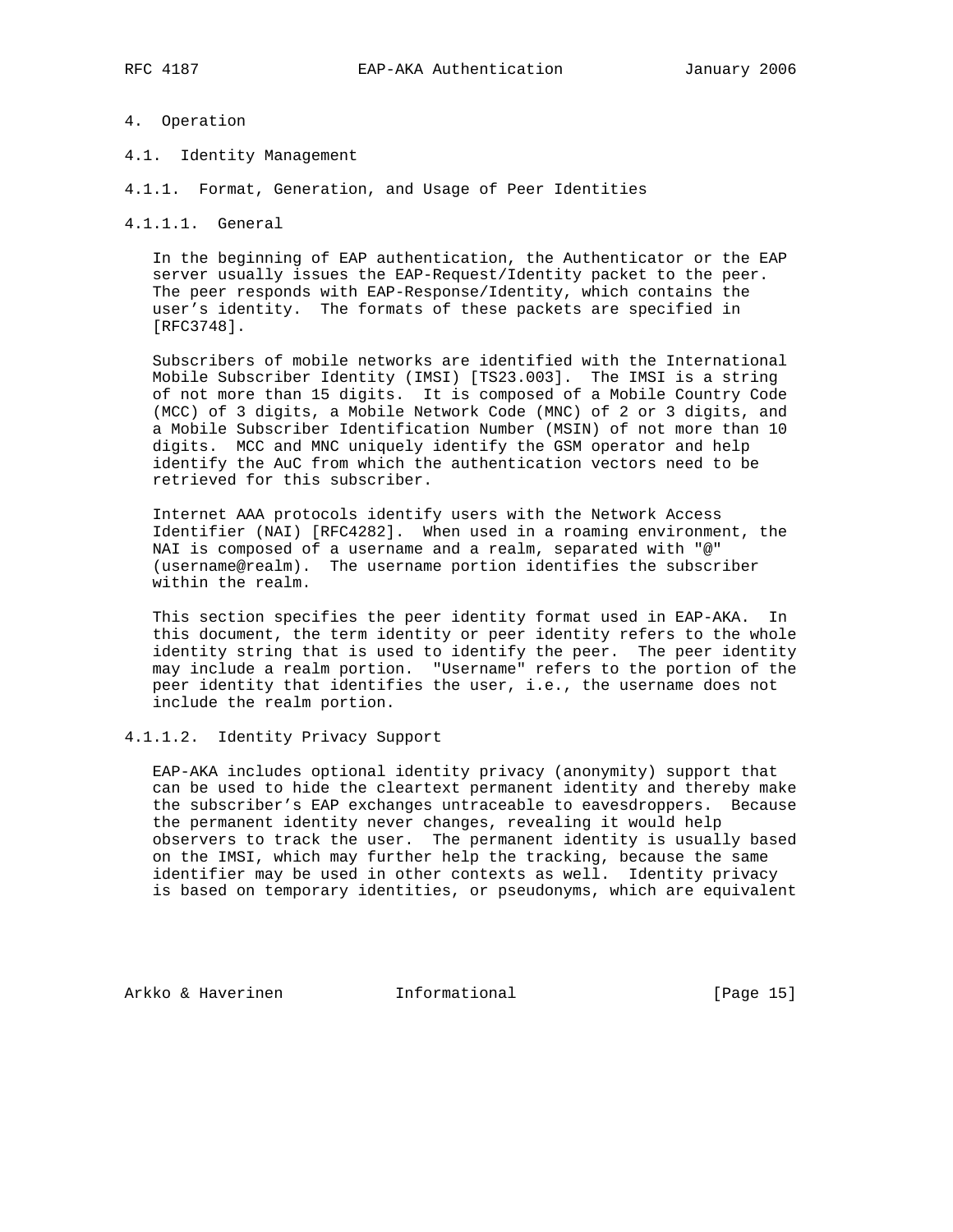# 4. Operation

## 4.1. Identity Management

### 4.1.1. Format, Generation, and Usage of Peer Identities

#### 4.1.1.1. General

In the beginning of EAP authentication, the Authenticator or the EAP server usually issues the EAP-Request/Identity packet to the peer. The peer responds with EAP-Response/Identity, which contains the user's identity. The formats of these packets are specified in [RFC3748].

Subscribers of mobile networks are identified with the International Mobile Subscriber Identity (IMSI) [TS23.003]. The IMSI is a string of not more than 15 digits. It is composed of a Mobile Country Code (MCC) of 3 digits, a Mobile Network Code (MNC) of 2 or 3 digits, and a Mobile Subscriber Identification Number (MSIN) of not more than 10 digits. MCC and MNC uniquely identify the GSM operator and help identify the AuC from which the authentication vectors need to be retrieved for this subscriber.

Internet AAA protocols identify users with the Network Access Identifier (NAI) [RFC4282]. When used in a roaming environment, the NAI is composed of a username and a realm, separated with "@" (username@realm). The username portion identifies the subscriber within the realm.

This section specifies the peer identity format used in EAP-AKA. In this document, the term identity or peer identity refers to the whole identity string that is used to identify the peer. The peer identity may include a realm portion. "Username" refers to the portion of the peer identity that identifies the user, i.e., the username does not include the realm portion.

#### 4.1.1.2. Identity Privacy Support

EAP-AKA includes optional identity privacy (anonymity) support that can be used to hide the cleartext permanent identity and thereby make the subscriber's EAP exchanges untraceable to eavesdroppers. Because the permanent identity never changes, revealing it would help observers to track the user. The permanent identity is usually based on the IMSI, which may further help the tracking, because the same identifier may be used in other contexts as well. Identity privacy is based on temporary identities, or pseudonyms, which are equivalent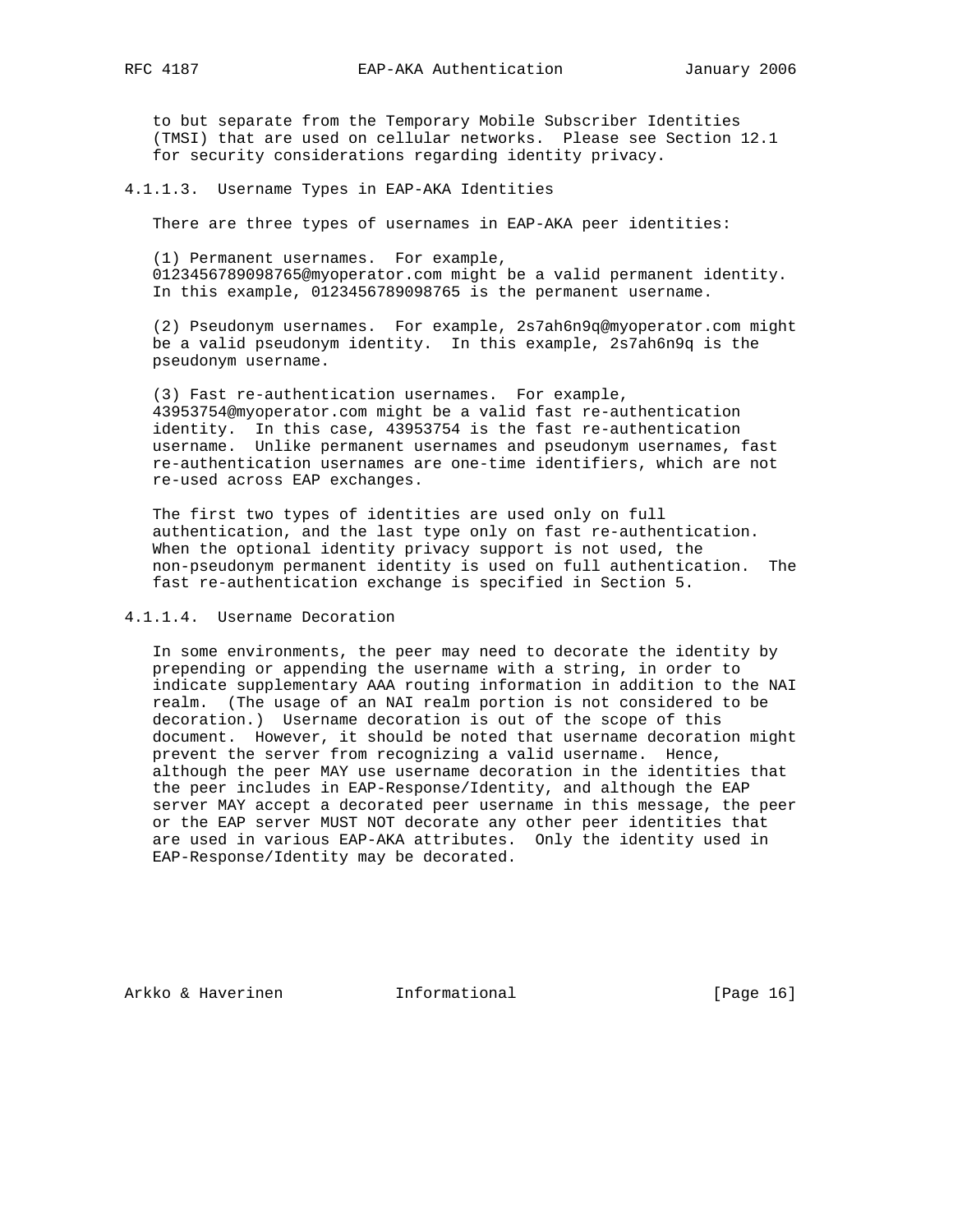to but separate from the Temporary Mobile Subscriber Identities (TMSI) that are used on cellular networks. Please see Section 12.1 for security considerations regarding identity privacy.

#### 4.1.1.3. Username Types in EAP-AKA Identities

There are three types of usernames in EAP-AKA peer identities:

(1) Permanent usernames. For example, 0123456789098765@myoperator.com might be a valid permanent identity. In this example, 0123456789098765 is the permanent username.

(2) Pseudonym usernames. For example, 2s7ah6n9q@myoperator.com might be a valid pseudonym identity. In this example, 2s7ah6n9q is the pseudonym username.

(3) Fast re-authentication usernames. For example, 43953754@myoperator.com might be a valid fast re-authentication identity. In this case, 43953754 is the fast re-authentication username. Unlike permanent usernames and pseudonym usernames, fast re-authentication usernames are one-time identifiers, which are not re-used across EAP exchanges.

The first two types of identities are used only on full authentication, and the last type only on fast re-authentication. When the optional identity privacy support is not used, the non-pseudonym permanent identity is used on full authentication. The fast re-authentication exchange is specified in Section 5.

#### 4.1.1.4. Username Decoration

In some environments, the peer may need to decorate the identity by prepending or appending the username with a string, in order to indicate supplementary AAA routing information in addition to the NAI realm. (The usage of an NAI realm portion is not considered to be decoration.) Username decoration is out of the scope of this document. However, it should be noted that username decoration might prevent the server from recognizing a valid username. Hence, although the peer MAY use username decoration in the identities that the peer includes in EAP-Response/Identity, and although the EAP server MAY accept a decorated peer username in this message, the peer or the EAP server MUST NOT decorate any other peer identities that are used in various EAP-AKA attributes. Only the identity used in EAP-Response/Identity may be decorated.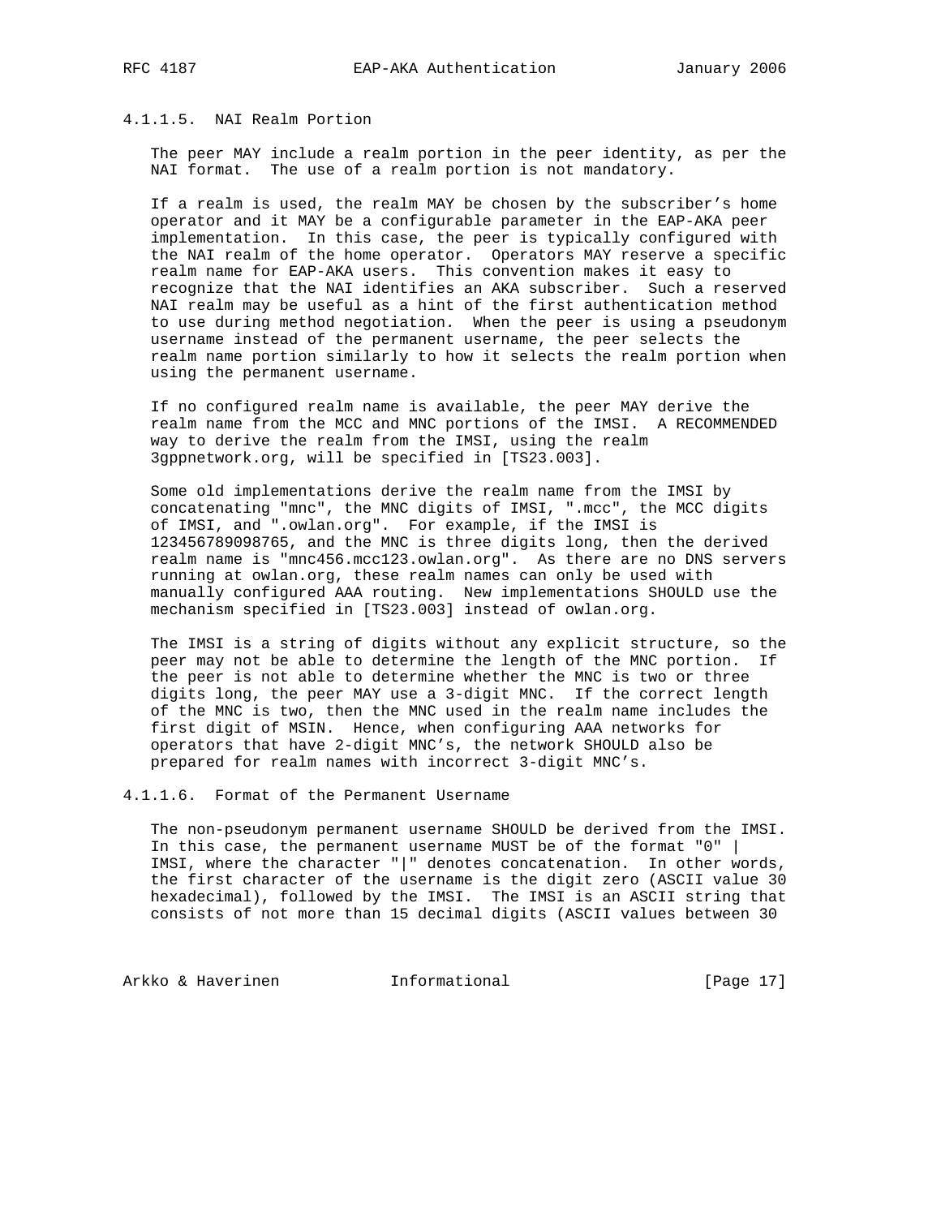#### 4.1.1.5. NAI Realm Portion

The peer MAY include a realm portion in the peer identity, as per the NAI format. The use of a realm portion is not mandatory.

If a realm is used, the realm MAY be chosen by the subscriber's home operator and it MAY be a configurable parameter in the EAP-AKA peer implementation. In this case, the peer is typically configured with the NAI realm of the home operator. Operators MAY reserve a specific realm name for EAP-AKA users. This convention makes it easy to recognize that the NAI identifies an AKA subscriber. Such a reserved NAI realm may be useful as a hint of the first authentication method to use during method negotiation. When the peer is using a pseudonym username instead of the permanent username, the peer selects the realm name portion similarly to how it selects the realm portion when using the permanent username.

If no configured realm name is available, the peer MAY derive the realm name from the MCC and MNC portions of the IMSI. A RECOMMENDED way to derive the realm from the IMSI, using the realm 3gppnetwork.org, will be specified in [TS23.003].

Some old implementations derive the realm name from the IMSI by concatenating "mnc", the MNC digits of IMSI, ".mcc", the MCC digits of IMSI, and ".owlan.org". For example, if the IMSI is 123456789098765, and the MNC is three digits long, then the derived realm name is "mnc456.mcc123.owlan.org". As there are no DNS servers running at owlan.org, these realm names can only be used with manually configured AAA routing. New implementations SHOULD use the mechanism specified in [TS23.003] instead of owlan.org.

The IMSI is a string of digits without any explicit structure, so the peer may not be able to determine the length of the MNC portion. If the peer is not able to determine whether the MNC is two or three digits long, the peer MAY use a 3-digit MNC. If the correct length of the MNC is two, then the MNC used in the realm name includes the first digit of MSIN. Hence, when configuring AAA networks for operators that have 2-digit MNC's, the network SHOULD also be prepared for realm names with incorrect 3-digit MNC's.

#### 4.1.1.6. Format of the Permanent Username

The non-pseudonym permanent username SHOULD be derived from the IMSI. In this case, the permanent username MUST be of the format "0" | IMSI, where the character "|" denotes concatenation. In other words, the first character of the username is the digit zero (ASCII value 30 hexadecimal), followed by the IMSI. The IMSI is an ASCII string that consists of not more than 15 decimal digits (ASCII values between 30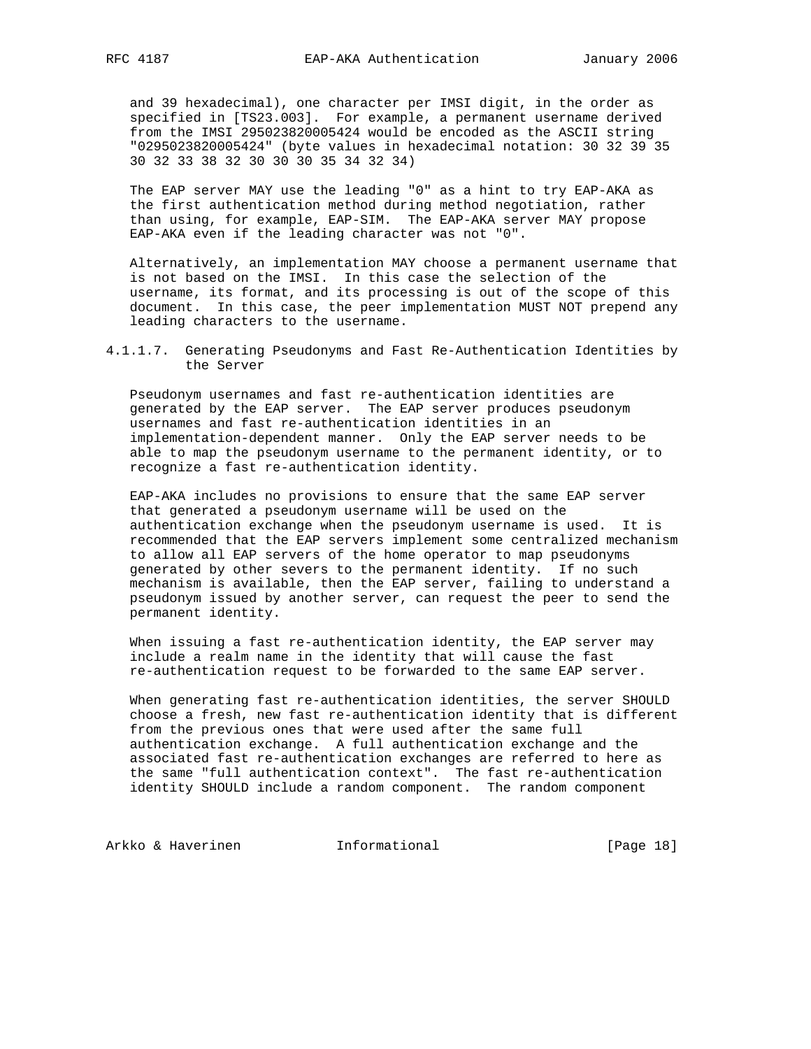and 39 hexadecimal), one character per IMSI digit, in the order as specified in [TS23.003]. For example, a permanent username derived from the IMSI 295023820005424 would be encoded as the ASCII string "0295023820005424" (byte values in hexadecimal notation: 30 32 39 35 30 32 33 38 32 30 30 30 35 34 32 34)

The EAP server MAY use the leading "0" as a hint to try EAP-AKA as the first authentication method during method negotiation, rather than using, for example, EAP-SIM. The EAP-AKA server MAY propose EAP-AKA even if the leading character was not "0".

Alternatively, an implementation MAY choose a permanent username that is not based on the IMSI. In this case the selection of the username, its format, and its processing is out of the scope of this document. In this case, the peer implementation MUST NOT prepend any leading characters to the username.

#### 4.1.1.7. Generating Pseudonyms and Fast Re-Authentication Identities by the Server

Pseudonym usernames and fast re-authentication identities are generated by the EAP server. The EAP server produces pseudonym usernames and fast re-authentication identities in an implementation-dependent manner. Only the EAP server needs to be able to map the pseudonym username to the permanent identity, or to recognize a fast re-authentication identity.

EAP-AKA includes no provisions to ensure that the same EAP server that generated a pseudonym username will be used on the authentication exchange when the pseudonym username is used. It is recommended that the EAP servers implement some centralized mechanism to allow all EAP servers of the home operator to map pseudonyms generated by other severs to the permanent identity. If no such mechanism is available, then the EAP server, failing to understand a pseudonym issued by another server, can request the peer to send the permanent identity.

When issuing a fast re-authentication identity, the EAP server may include a realm name in the identity that will cause the fast re-authentication request to be forwarded to the same EAP server.

When generating fast re-authentication identities, the server SHOULD choose a fresh, new fast re-authentication identity that is different from the previous ones that were used after the same full authentication exchange. A full authentication exchange and the associated fast re-authentication exchanges are referred to here as the same "full authentication context". The fast re-authentication identity SHOULD include a random component. The random component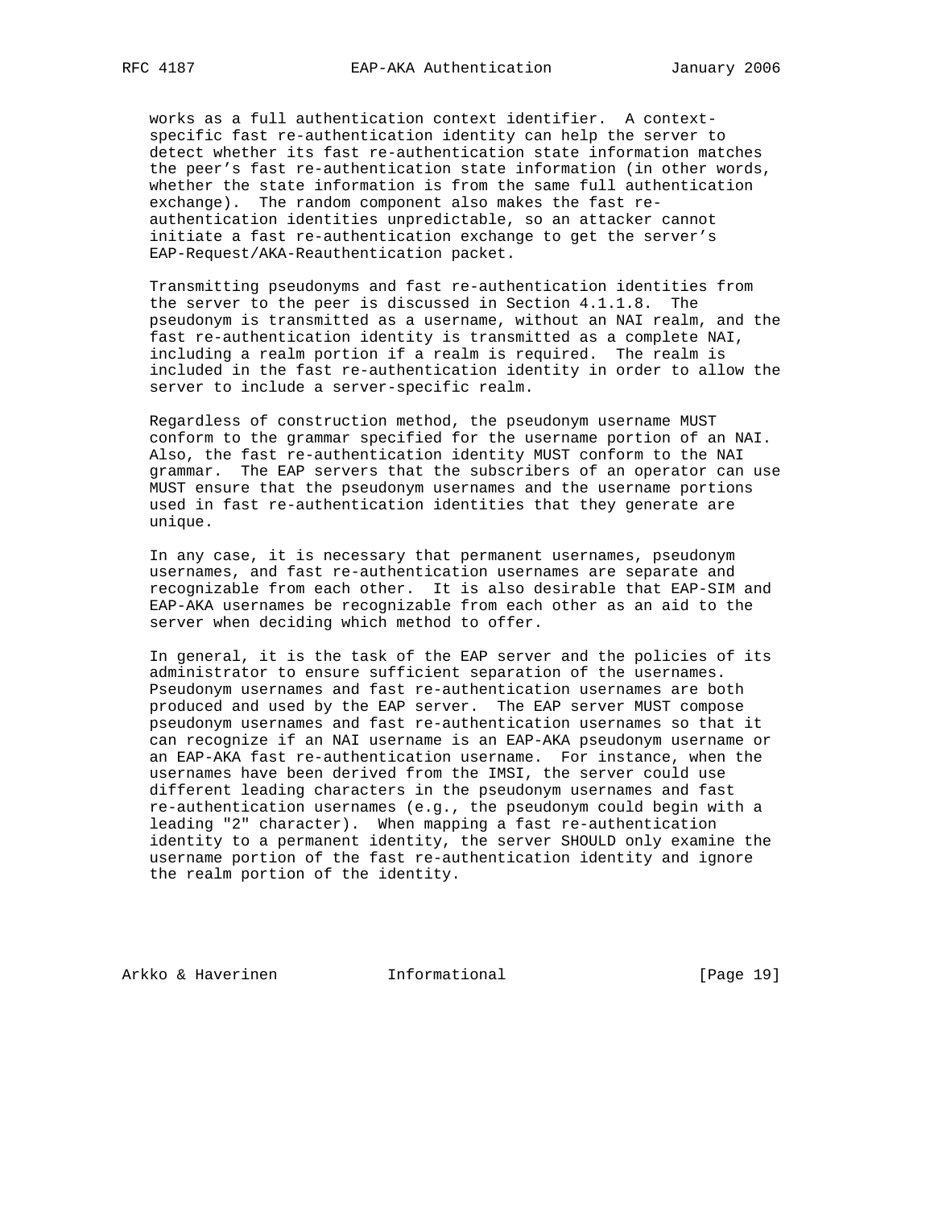works as a full authentication context identifier. A context-specific fast re-authentication identity can help the server to detect whether its fast re-authentication state information matches the peer's fast re-authentication state information (in other words, whether the state information is from the same full authentication exchange). The random component also makes the fast re-authentication identities unpredictable, so an attacker cannot initiate a fast re-authentication exchange to get the server's EAP-Request/AKA-Reauthentication packet.

Transmitting pseudonyms and fast re-authentication identities from the server to the peer is discussed in Section 4.1.1.8. The pseudonym is transmitted as a username, without an NAI realm, and the fast re-authentication identity is transmitted as a complete NAI, including a realm portion if a realm is required. The realm is included in the fast re-authentication identity in order to allow the server to include a server-specific realm.

Regardless of construction method, the pseudonym username MUST conform to the grammar specified for the username portion of an NAI. Also, the fast re-authentication identity MUST conform to the NAI grammar. The EAP servers that the subscribers of an operator can use MUST ensure that the pseudonym usernames and the username portions used in fast re-authentication identities that they generate are unique.

In any case, it is necessary that permanent usernames, pseudonym usernames, and fast re-authentication usernames are separate and recognizable from each other. It is also desirable that EAP-SIM and EAP-AKA usernames be recognizable from each other as an aid to the server when deciding which method to offer.

In general, it is the task of the EAP server and the policies of its administrator to ensure sufficient separation of the usernames. Pseudonym usernames and fast re-authentication usernames are both produced and used by the EAP server. The EAP server MUST compose pseudonym usernames and fast re-authentication usernames so that it can recognize if an NAI username is an EAP-AKA pseudonym username or an EAP-AKA fast re-authentication username. For instance, when the usernames have been derived from the IMSI, the server could use different leading characters in the pseudonym usernames and fast re-authentication usernames (e.g., the pseudonym could begin with a leading "2" character). When mapping a fast re-authentication identity to a permanent identity, the server SHOULD only examine the username portion of the fast re-authentication identity and ignore the realm portion of the identity.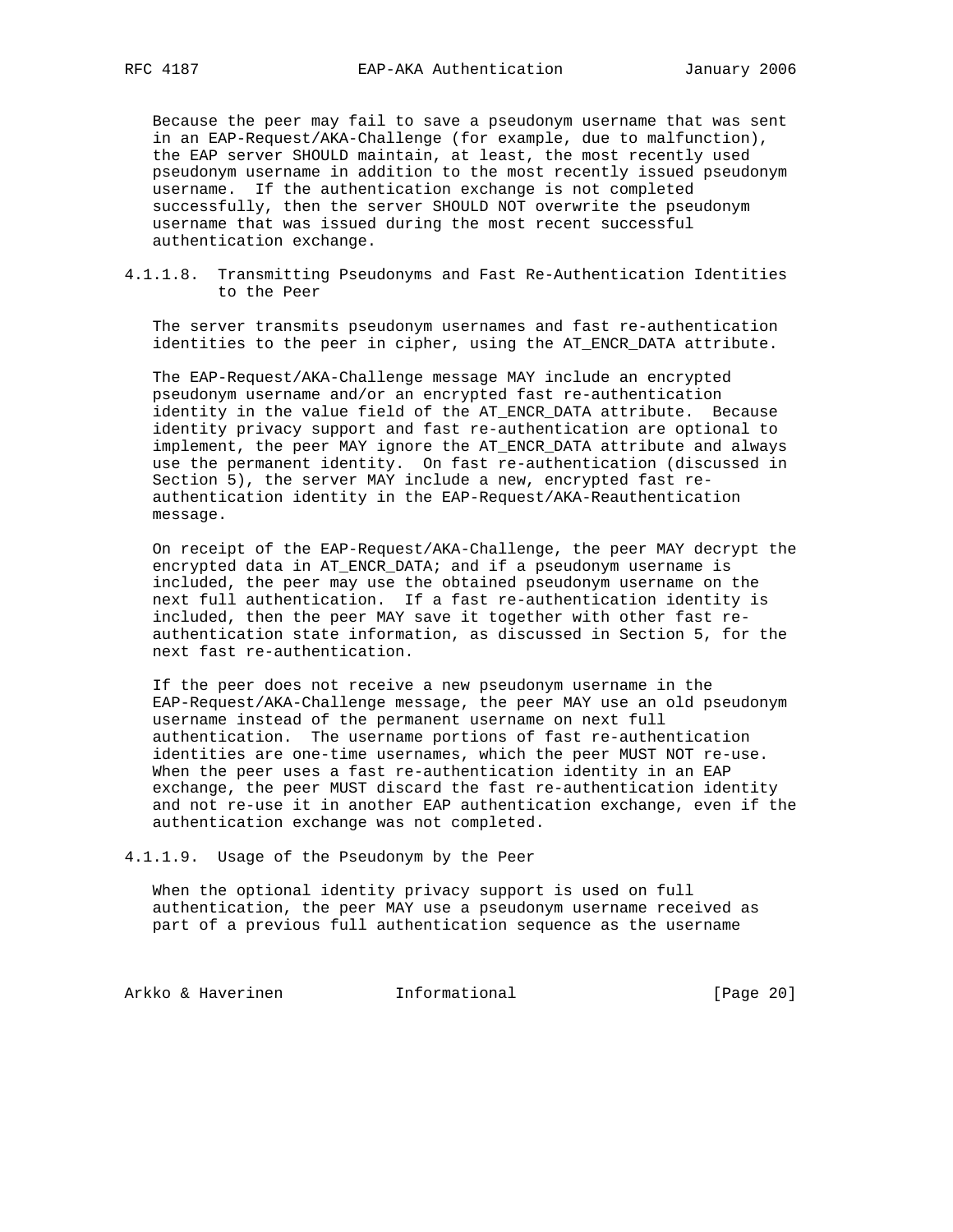Because the peer may fail to save a pseudonym username that was sent in an EAP-Request/AKA-Challenge (for example, due to malfunction), the EAP server SHOULD maintain, at least, the most recently used pseudonym username in addition to the most recently issued pseudonym username. If the authentication exchange is not completed successfully, then the server SHOULD NOT overwrite the pseudonym username that was issued during the most recent successful authentication exchange.

#### 4.1.1.8. Transmitting Pseudonyms and Fast Re-Authentication Identities to the Peer

The server transmits pseudonym usernames and fast re-authentication identities to the peer in cipher, using the AT_ENCR_DATA attribute.

The EAP-Request/AKA-Challenge message MAY include an encrypted pseudonym username and/or an encrypted fast re-authentication identity in the value field of the AT_ENCR_DATA attribute. Because identity privacy support and fast re-authentication are optional to implement, the peer MAY ignore the AT_ENCR_DATA attribute and always use the permanent identity. On fast re-authentication (discussed in Section 5), the server MAY include a new, encrypted fast re-authentication identity in the EAP-Request/AKA-Reauthentication message.

On receipt of the EAP-Request/AKA-Challenge, the peer MAY decrypt the encrypted data in AT_ENCR_DATA; and if a pseudonym username is included, the peer may use the obtained pseudonym username on the next full authentication. If a fast re-authentication identity is included, then the peer MAY save it together with other fast re-authentication state information, as discussed in Section 5, for the next fast re-authentication.

If the peer does not receive a new pseudonym username in the EAP-Request/AKA-Challenge message, the peer MAY use an old pseudonym username instead of the permanent username on next full authentication. The username portions of fast re-authentication identities are one-time usernames, which the peer MUST NOT re-use. When the peer uses a fast re-authentication identity in an EAP exchange, the peer MUST discard the fast re-authentication identity and not re-use it in another EAP authentication exchange, even if the authentication exchange was not completed.

#### 4.1.1.9. Usage of the Pseudonym by the Peer

When the optional identity privacy support is used on full authentication, the peer MAY use a pseudonym username received as part of a previous full authentication sequence as the username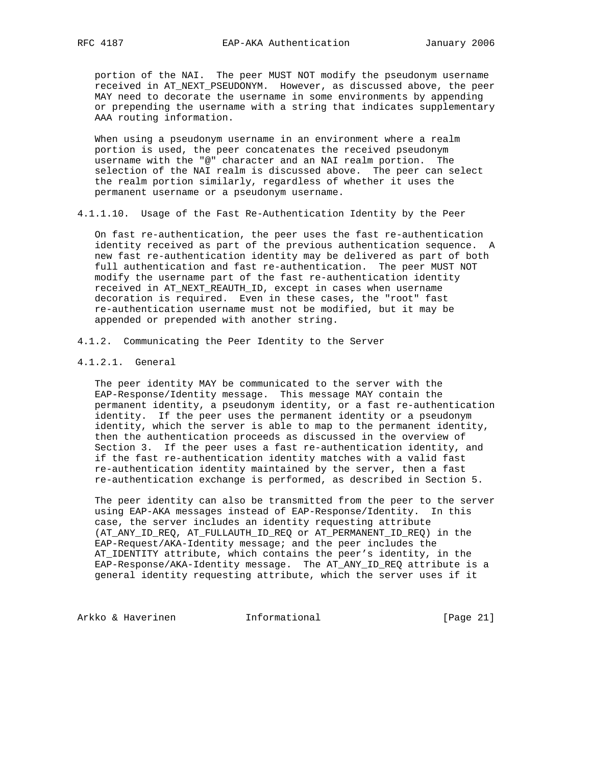portion of the NAI. The peer MUST NOT modify the pseudonym username received in AT_NEXT_PSEUDONYM. However, as discussed above, the peer MAY need to decorate the username in some environments by appending or prepending the username with a string that indicates supplementary AAA routing information.

When using a pseudonym username in an environment where a realm portion is used, the peer concatenates the received pseudonym username with the "@" character and an NAI realm portion. The selection of the NAI realm is discussed above. The peer can select the realm portion similarly, regardless of whether it uses the permanent username or a pseudonym username.

##### 4.1.1.10. Usage of the Fast Re-Authentication Identity by the Peer

On fast re-authentication, the peer uses the fast re-authentication identity received as part of the previous authentication sequence. A new fast re-authentication identity may be delivered as part of both full authentication and fast re-authentication. The peer MUST NOT modify the username part of the fast re-authentication identity received in AT_NEXT_REAUTH_ID, except in cases when username decoration is required. Even in these cases, the "root" fast re-authentication username must not be modified, but it may be appended or prepended with another string.

### 4.1.2. Communicating the Peer Identity to the Server

#### 4.1.2.1. General

The peer identity MAY be communicated to the server with the EAP-Response/Identity message. This message MAY contain the permanent identity, a pseudonym identity, or a fast re-authentication identity. If the peer uses the permanent identity or a pseudonym identity, which the server is able to map to the permanent identity, then the authentication proceeds as discussed in the overview of Section 3. If the peer uses a fast re-authentication identity, and if the fast re-authentication identity matches with a valid fast re-authentication identity maintained by the server, then a fast re-authentication exchange is performed, as described in Section 5.

The peer identity can also be transmitted from the peer to the server using EAP-AKA messages instead of EAP-Response/Identity. In this case, the server includes an identity requesting attribute (AT_ANY_ID_REQ, AT_FULLAUTH_ID_REQ or AT_PERMANENT_ID_REQ) in the EAP-Request/AKA-Identity message; and the peer includes the AT_IDENTITY attribute, which contains the peer's identity, in the EAP-Response/AKA-Identity message. The AT_ANY_ID_REQ attribute is a general identity requesting attribute, which the server uses if it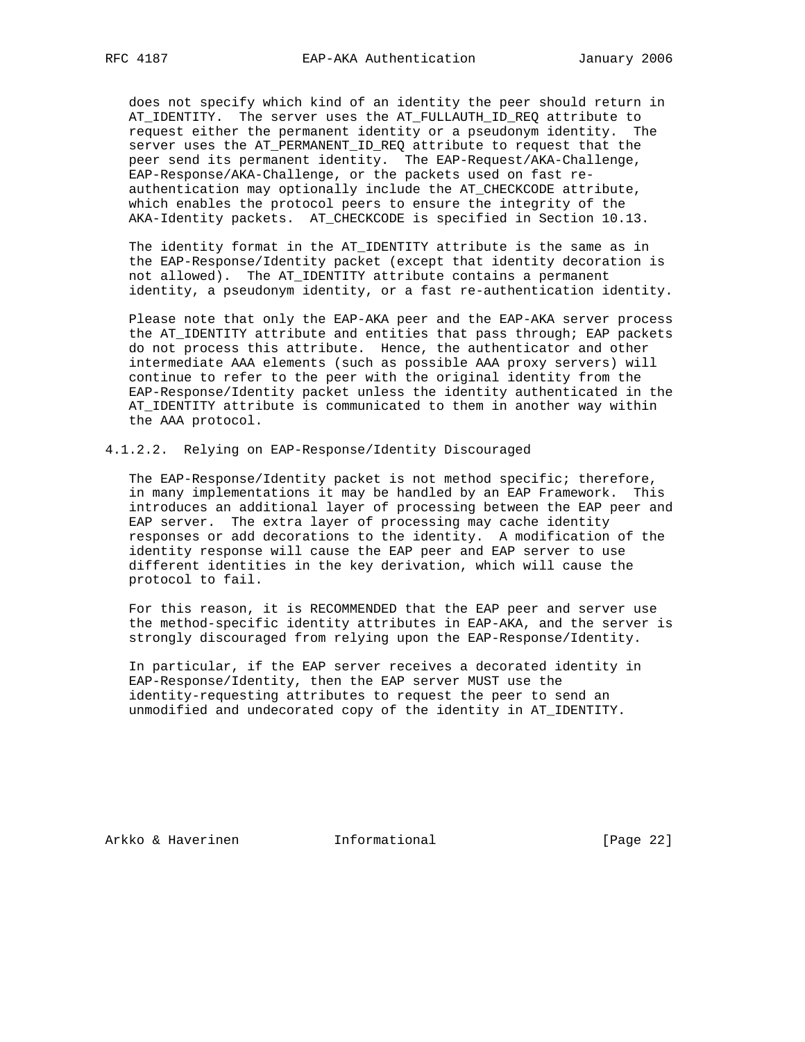does not specify which kind of an identity the peer should return in AT_IDENTITY. The server uses the AT_FULLAUTH_ID_REQ attribute to request either the permanent identity or a pseudonym identity. The server uses the AT_PERMANENT_ID_REQ attribute to request that the peer send its permanent identity. The EAP-Request/AKA-Challenge, EAP-Response/AKA-Challenge, or the packets used on fast re-authentication may optionally include the AT_CHECKCODE attribute, which enables the protocol peers to ensure the integrity of the AKA-Identity packets. AT_CHECKCODE is specified in Section 10.13.

The identity format in the AT_IDENTITY attribute is the same as in the EAP-Response/Identity packet (except that identity decoration is not allowed). The AT_IDENTITY attribute contains a permanent identity, a pseudonym identity, or a fast re-authentication identity.

Please note that only the EAP-AKA peer and the EAP-AKA server process the AT_IDENTITY attribute and entities that pass through; EAP packets do not process this attribute. Hence, the authenticator and other intermediate AAA elements (such as possible AAA proxy servers) will continue to refer to the peer with the original identity from the EAP-Response/Identity packet unless the identity authenticated in the AT_IDENTITY attribute is communicated to them in another way within the AAA protocol.

#### 4.1.2.2. Relying on EAP-Response/Identity Discouraged

The EAP-Response/Identity packet is not method specific; therefore, in many implementations it may be handled by an EAP Framework. This introduces an additional layer of processing between the EAP peer and EAP server. The extra layer of processing may cache identity responses or add decorations to the identity. A modification of the identity response will cause the EAP peer and EAP server to use different identities in the key derivation, which will cause the protocol to fail.

For this reason, it is RECOMMENDED that the EAP peer and server use the method-specific identity attributes in EAP-AKA, and the server is strongly discouraged from relying upon the EAP-Response/Identity.

In particular, if the EAP server receives a decorated identity in EAP-Response/Identity, then the EAP server MUST use the identity-requesting attributes to request the peer to send an unmodified and undecorated copy of the identity in AT_IDENTITY.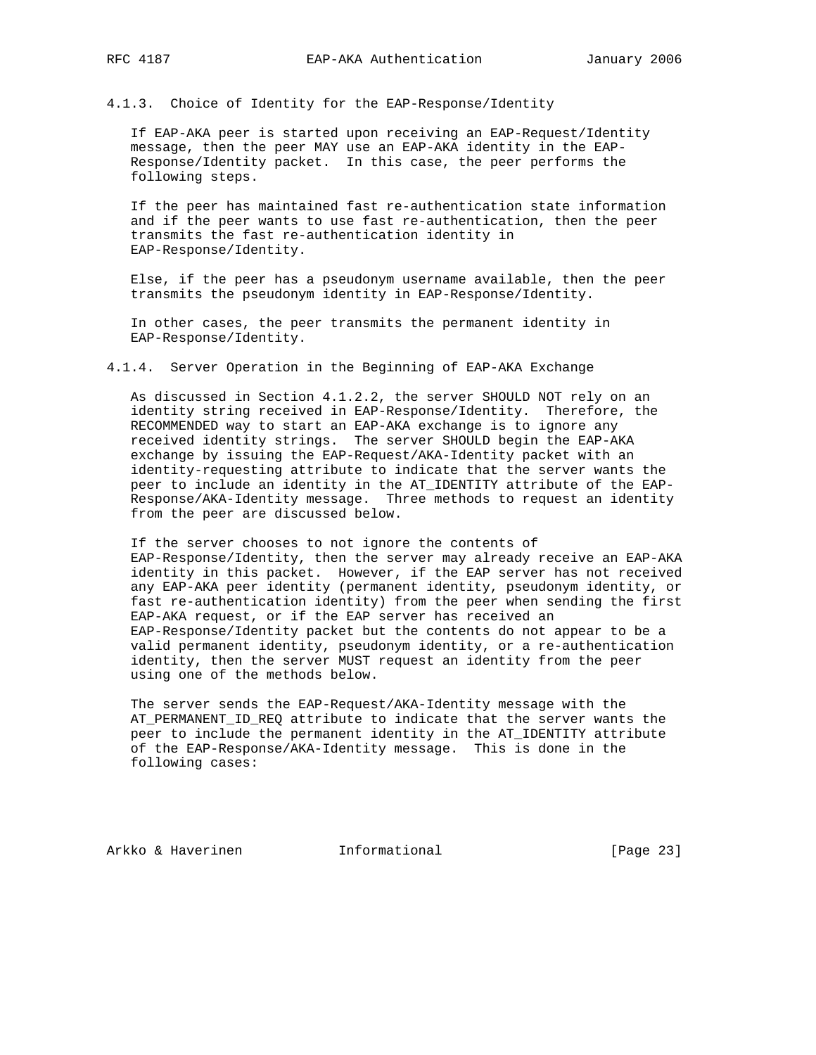### 4.1.3. Choice of Identity for the EAP-Response/Identity

If EAP-AKA peer is started upon receiving an EAP-Request/Identity message, then the peer MAY use an EAP-AKA identity in the EAP-Response/Identity packet. In this case, the peer performs the following steps.

If the peer has maintained fast re-authentication state information and if the peer wants to use fast re-authentication, then the peer transmits the fast re-authentication identity in EAP-Response/Identity.

Else, if the peer has a pseudonym username available, then the peer transmits the pseudonym identity in EAP-Response/Identity.

In other cases, the peer transmits the permanent identity in EAP-Response/Identity.

### 4.1.4. Server Operation in the Beginning of EAP-AKA Exchange

As discussed in Section 4.1.2.2, the server SHOULD NOT rely on an identity string received in EAP-Response/Identity. Therefore, the RECOMMENDED way to start an EAP-AKA exchange is to ignore any received identity strings. The server SHOULD begin the EAP-AKA exchange by issuing the EAP-Request/AKA-Identity packet with an identity-requesting attribute to indicate that the server wants the peer to include an identity in the AT_IDENTITY attribute of the EAP-Response/AKA-Identity message. Three methods to request an identity from the peer are discussed below.

If the server chooses to not ignore the contents of EAP-Response/Identity, then the server may already receive an EAP-AKA identity in this packet. However, if the EAP server has not received any EAP-AKA peer identity (permanent identity, pseudonym identity, or fast re-authentication identity) from the peer when sending the first EAP-AKA request, or if the EAP server has received an EAP-Response/Identity packet but the contents do not appear to be a valid permanent identity, pseudonym identity, or a re-authentication identity, then the server MUST request an identity from the peer using one of the methods below.

The server sends the EAP-Request/AKA-Identity message with the AT_PERMANENT_ID_REQ attribute to indicate that the server wants the peer to include the permanent identity in the AT_IDENTITY attribute of the EAP-Response/AKA-Identity message. This is done in the following cases: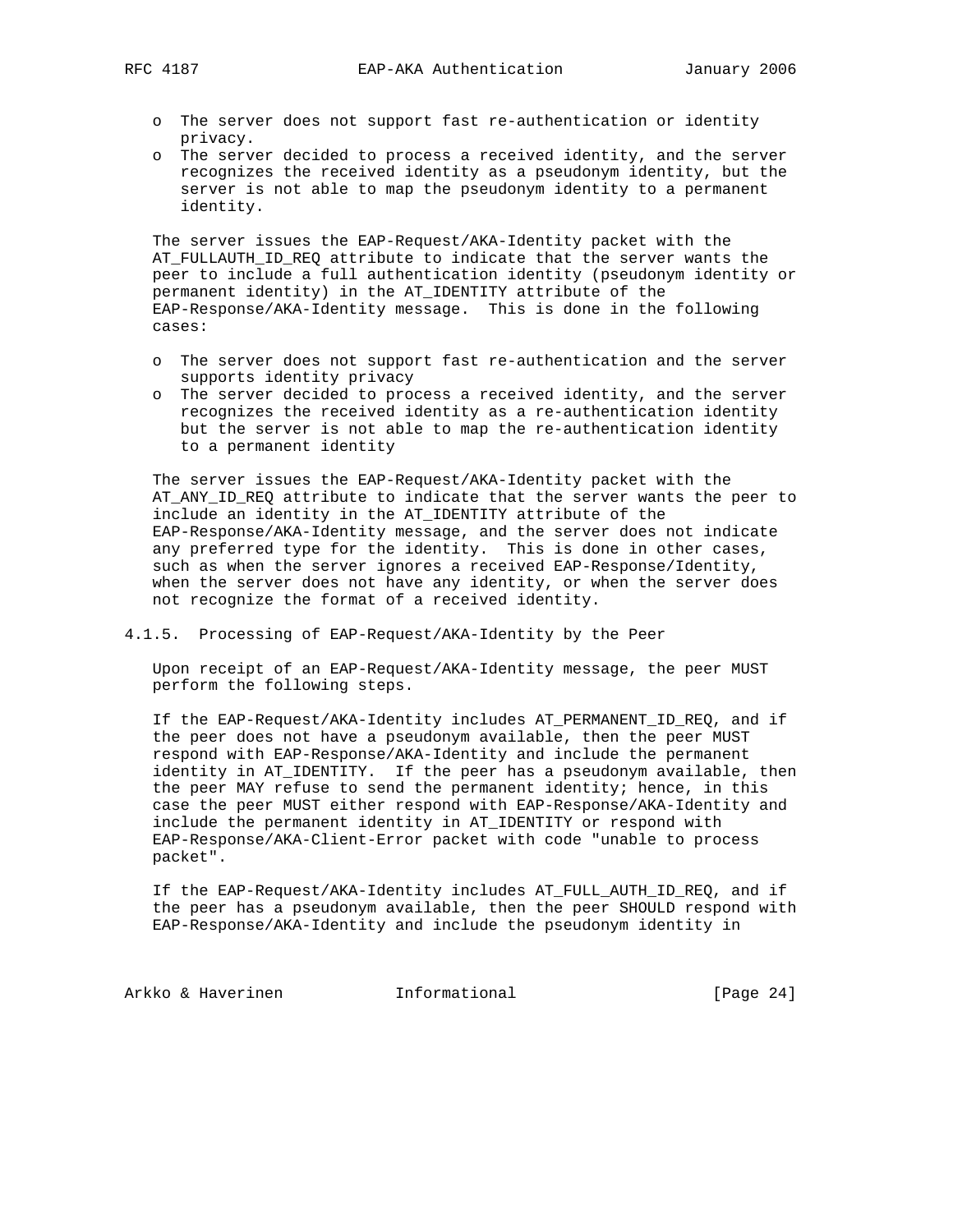- o The server does not support fast re-authentication or identity privacy.
- o The server decided to process a received identity, and the server recognizes the received identity as a pseudonym identity, but the server is not able to map the pseudonym identity to a permanent identity.

The server issues the EAP-Request/AKA-Identity packet with the AT_FULLAUTH_ID_REQ attribute to indicate that the server wants the peer to include a full authentication identity (pseudonym identity or permanent identity) in the AT_IDENTITY attribute of the EAP-Response/AKA-Identity message. This is done in the following cases:

- o The server does not support fast re-authentication and the server supports identity privacy
- o The server decided to process a received identity, and the server recognizes the received identity as a re-authentication identity but the server is not able to map the re-authentication identity to a permanent identity

The server issues the EAP-Request/AKA-Identity packet with the AT_ANY_ID_REQ attribute to indicate that the server wants the peer to include an identity in the AT_IDENTITY attribute of the EAP-Response/AKA-Identity message, and the server does not indicate any preferred type for the identity. This is done in other cases, such as when the server ignores a received EAP-Response/Identity, when the server does not have any identity, or when the server does not recognize the format of a received identity.

### 4.1.5. Processing of EAP-Request/AKA-Identity by the Peer

Upon receipt of an EAP-Request/AKA-Identity message, the peer MUST perform the following steps.

If the EAP-Request/AKA-Identity includes AT_PERMANENT_ID_REQ, and if the peer does not have a pseudonym available, then the peer MUST respond with EAP-Response/AKA-Identity and include the permanent identity in AT_IDENTITY. If the peer has a pseudonym available, then the peer MAY refuse to send the permanent identity; hence, in this case the peer MUST either respond with EAP-Response/AKA-Identity and include the permanent identity in AT_IDENTITY or respond with EAP-Response/AKA-Client-Error packet with code "unable to process packet".

If the EAP-Request/AKA-Identity includes AT_FULL_AUTH_ID_REQ, and if the peer has a pseudonym available, then the peer SHOULD respond with EAP-Response/AKA-Identity and include the pseudonym identity in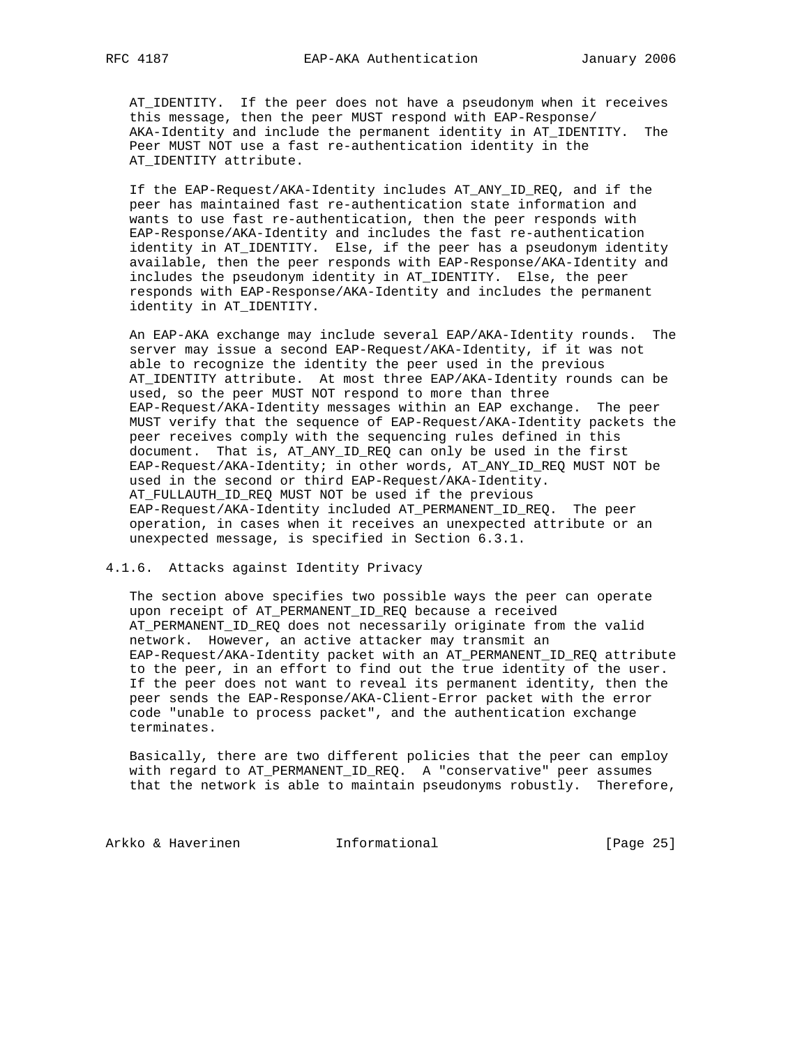AT_IDENTITY. If the peer does not have a pseudonym when it receives this message, then the peer MUST respond with EAP-Response/AKA-Identity and include the permanent identity in AT_IDENTITY. The Peer MUST NOT use a fast re-authentication identity in the AT_IDENTITY attribute.

If the EAP-Request/AKA-Identity includes AT_ANY_ID_REQ, and if the peer has maintained fast re-authentication state information and wants to use fast re-authentication, then the peer responds with EAP-Response/AKA-Identity and includes the fast re-authentication identity in AT_IDENTITY. Else, if the peer has a pseudonym identity available, then the peer responds with EAP-Response/AKA-Identity and includes the pseudonym identity in AT_IDENTITY. Else, the peer responds with EAP-Response/AKA-Identity and includes the permanent identity in AT_IDENTITY.

An EAP-AKA exchange may include several EAP/AKA-Identity rounds. The server may issue a second EAP-Request/AKA-Identity, if it was not able to recognize the identity the peer used in the previous AT_IDENTITY attribute. At most three EAP/AKA-Identity rounds can be used, so the peer MUST NOT respond to more than three EAP-Request/AKA-Identity messages within an EAP exchange. The peer MUST verify that the sequence of EAP-Request/AKA-Identity packets the peer receives comply with the sequencing rules defined in this document. That is, AT_ANY_ID_REQ can only be used in the first EAP-Request/AKA-Identity; in other words, AT_ANY_ID_REQ MUST NOT be used in the second or third EAP-Request/AKA-Identity. AT_FULLAUTH_ID_REQ MUST NOT be used if the previous EAP-Request/AKA-Identity included AT_PERMANENT_ID_REQ. The peer operation, in cases when it receives an unexpected attribute or an unexpected message, is specified in Section 6.3.1.

### 4.1.6. Attacks against Identity Privacy

The section above specifies two possible ways the peer can operate upon receipt of AT_PERMANENT_ID_REQ because a received AT_PERMANENT_ID_REQ does not necessarily originate from the valid network. However, an active attacker may transmit an EAP-Request/AKA-Identity packet with an AT_PERMANENT_ID_REQ attribute to the peer, in an effort to find out the true identity of the user. If the peer does not want to reveal its permanent identity, then the peer sends the EAP-Response/AKA-Client-Error packet with the error code "unable to process packet", and the authentication exchange terminates.

Basically, there are two different policies that the peer can employ with regard to AT_PERMANENT_ID_REQ. A "conservative" peer assumes that the network is able to maintain pseudonyms robustly. Therefore,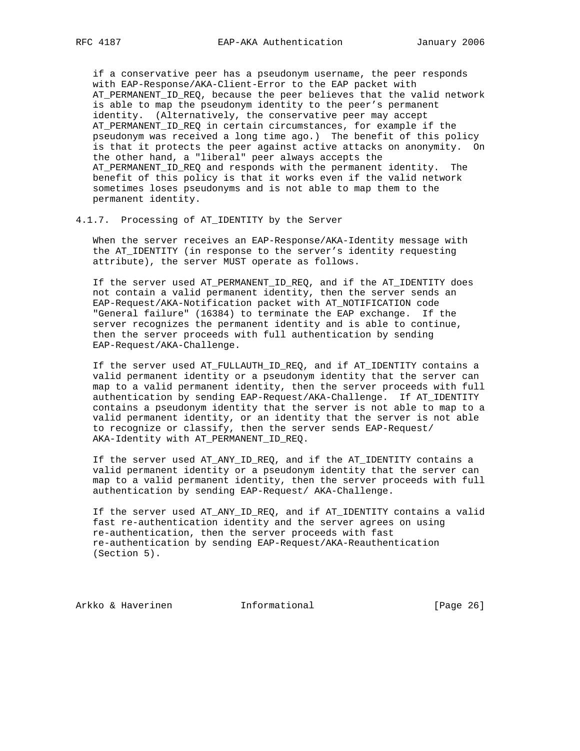if a conservative peer has a pseudonym username, the peer responds with EAP-Response/AKA-Client-Error to the EAP packet with AT_PERMANENT_ID_REQ, because the peer believes that the valid network is able to map the pseudonym identity to the peer's permanent identity. (Alternatively, the conservative peer may accept AT_PERMANENT_ID_REQ in certain circumstances, for example if the pseudonym was received a long time ago.) The benefit of this policy is that it protects the peer against active attacks on anonymity. On the other hand, a "liberal" peer always accepts the AT_PERMANENT_ID_REQ and responds with the permanent identity. The benefit of this policy is that it works even if the valid network sometimes loses pseudonyms and is not able to map them to the permanent identity.

### 4.1.7. Processing of AT_IDENTITY by the Server

When the server receives an EAP-Response/AKA-Identity message with the AT_IDENTITY (in response to the server's identity requesting attribute), the server MUST operate as follows.

If the server used AT_PERMANENT_ID_REQ, and if the AT_IDENTITY does not contain a valid permanent identity, then the server sends an EAP-Request/AKA-Notification packet with AT_NOTIFICATION code "General failure" (16384) to terminate the EAP exchange. If the server recognizes the permanent identity and is able to continue, then the server proceeds with full authentication by sending EAP-Request/AKA-Challenge.

If the server used AT_FULLAUTH_ID_REQ, and if AT_IDENTITY contains a valid permanent identity or a pseudonym identity that the server can map to a valid permanent identity, then the server proceeds with full authentication by sending EAP-Request/AKA-Challenge. If AT_IDENTITY contains a pseudonym identity that the server is not able to map to a valid permanent identity, or an identity that the server is not able to recognize or classify, then the server sends EAP-Request/AKA-Identity with AT_PERMANENT_ID_REQ.

If the server used AT_ANY_ID_REQ, and if the AT_IDENTITY contains a valid permanent identity or a pseudonym identity that the server can map to a valid permanent identity, then the server proceeds with full authentication by sending EAP-Request/ AKA-Challenge.

If the server used AT_ANY_ID_REQ, and if AT_IDENTITY contains a valid fast re-authentication identity and the server agrees on using re-authentication, then the server proceeds with fast re-authentication by sending EAP-Request/AKA-Reauthentication (Section 5).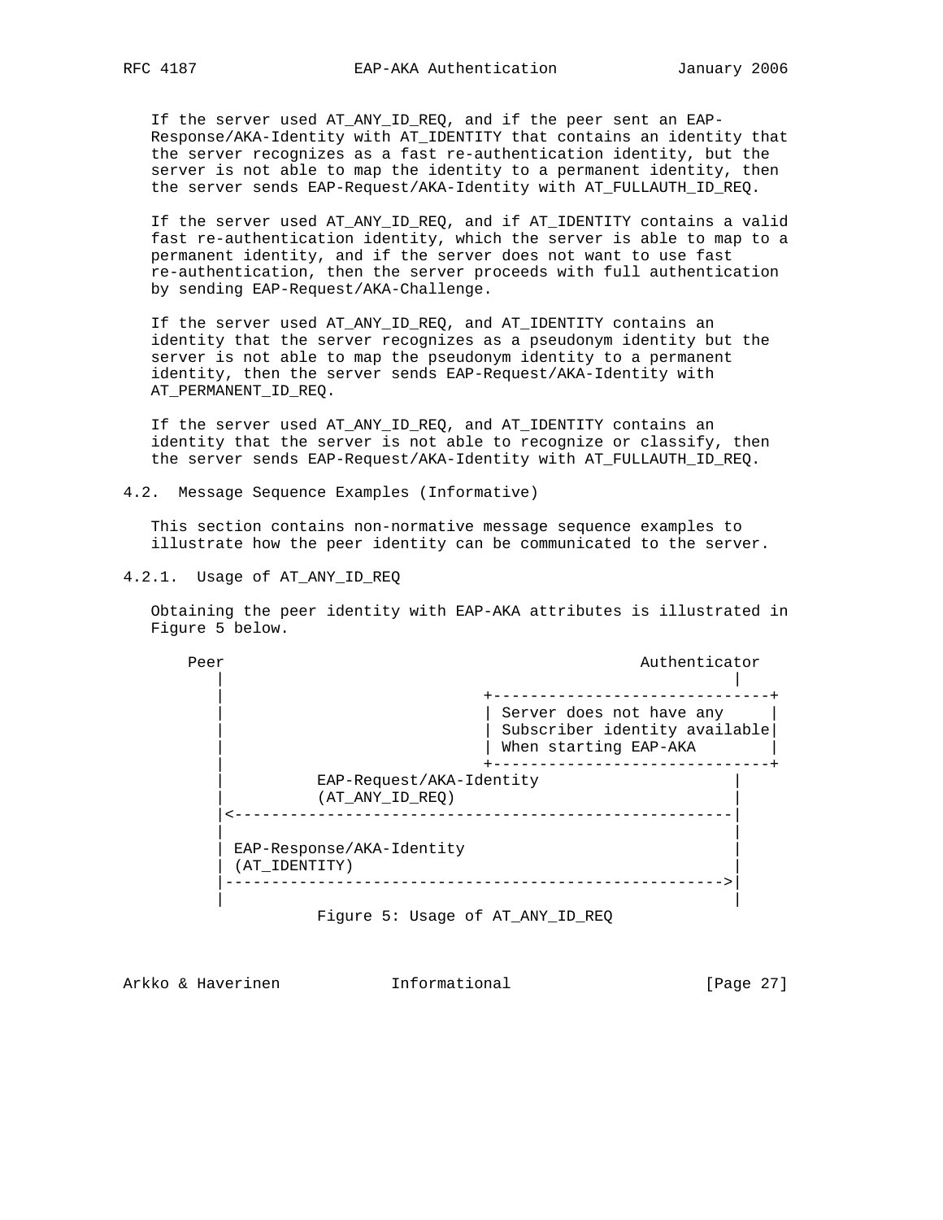If the server used AT_ANY_ID_REQ, and if the peer sent an EAP-Response/AKA-Identity with AT_IDENTITY that contains an identity that the server recognizes as a fast re-authentication identity, but the server is not able to map the identity to a permanent identity, then the server sends EAP-Request/AKA-Identity with AT_FULLAUTH_ID_REQ.

If the server used AT_ANY_ID_REQ, and if AT_IDENTITY contains a valid fast re-authentication identity, which the server is able to map to a permanent identity, and if the server does not want to use fast re-authentication, then the server proceeds with full authentication by sending EAP-Request/AKA-Challenge.

If the server used AT_ANY_ID_REQ, and AT_IDENTITY contains an identity that the server recognizes as a pseudonym identity but the server is not able to map the pseudonym identity to a permanent identity, then the server sends EAP-Request/AKA-Identity with AT_PERMANENT_ID_REQ.

If the server used AT_ANY_ID_REQ, and AT_IDENTITY contains an identity that the server is not able to recognize or classify, then the server sends EAP-Request/AKA-Identity with AT_FULLAUTH_ID_REQ.

### 4.2. Message Sequence Examples (Informative)

This section contains non-normative message sequence examples to illustrate how the peer identity can be communicated to the server.

#### 4.2.1. Usage of AT_ANY_ID_REQ

Obtaining the peer identity with EAP-AKA attributes is illustrated in Figure 5 below.

```
    Peer                                            Authenticator
       |                                                      |
       |                           +------------------------------+
       |                           | Server does not have any     |
       |                           | Subscriber identity available|
       |                           | When starting EAP-AKA        |
       |                           +------------------------------+
       |          EAP-Request/AKA-Identity                    |
       |          (AT_ANY_ID_REQ)                             |
       |<-----------------------------------------------------|
       |                                                      |
       | EAP-Response/AKA-Identity                            |
       | (AT_IDENTITY)                                        |
       |----------------------------------------------------->|
       |                                                      |
```

Figure 5: Usage of AT_ANY_ID_REQ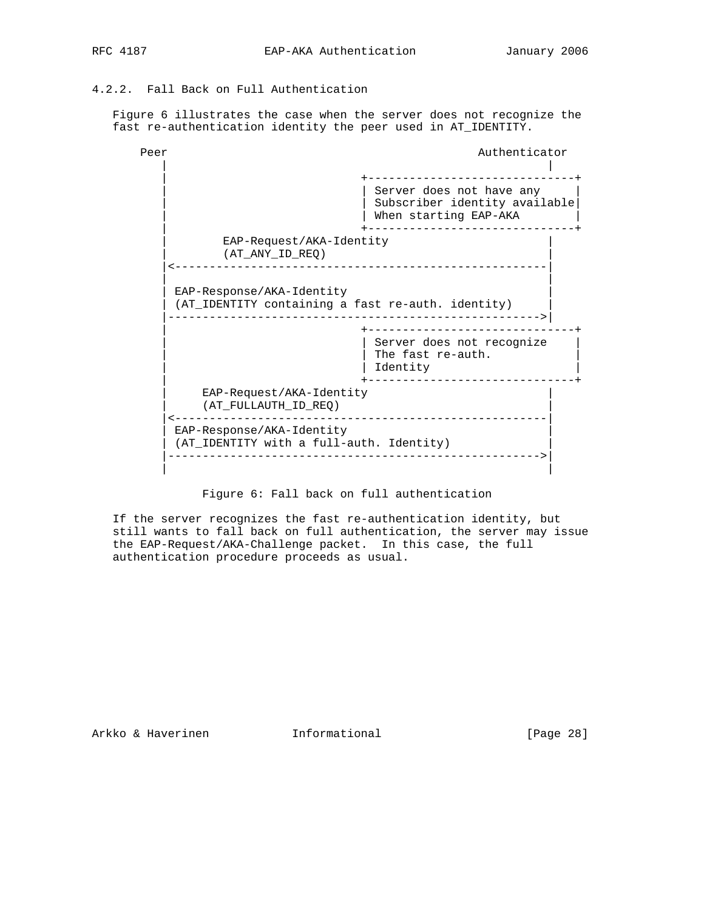### 4.2.2. Fall Back on Full Authentication

Figure 6 illustrates the case when the server does not recognize the fast re-authentication identity the peer used in AT_IDENTITY.

```
     Peer                                             Authenticator
        |                                                       |
        |                           +------------------------------+
        |                           | Server does not have any     |
        |                           | Subscriber identity available|
        |                           | When starting EAP-AKA        |
        |                           +------------------------------+
        |        EAP-Request/AKA-Identity                       |
        |        (AT_ANY_ID_REQ)                                |
        |<------------------------------------------------------|
        |                                                       |
        | EAP-Response/AKA-Identity                             |
        | (AT_IDENTITY containing a fast re-auth. identity)     |
        |------------------------------------------------------>|
        |                           +------------------------------+
        |                           | Server does not recognize    |
        |                           | The fast re-auth.            |
        |                           | Identity                     |
        |                           +------------------------------+
        |     EAP-Request/AKA-Identity                          |
        |     (AT_FULLAUTH_ID_REQ)                              |
        |<------------------------------------------------------|
        | EAP-Response/AKA-Identity                             |
        | (AT_IDENTITY with a full-auth. Identity)              |
        |------------------------------------------------------>|
        |                                                       |
```

Figure 6: Fall back on full authentication

If the server recognizes the fast re-authentication identity, but still wants to fall back on full authentication, the server may issue the EAP-Request/AKA-Challenge packet. In this case, the full authentication procedure proceeds as usual.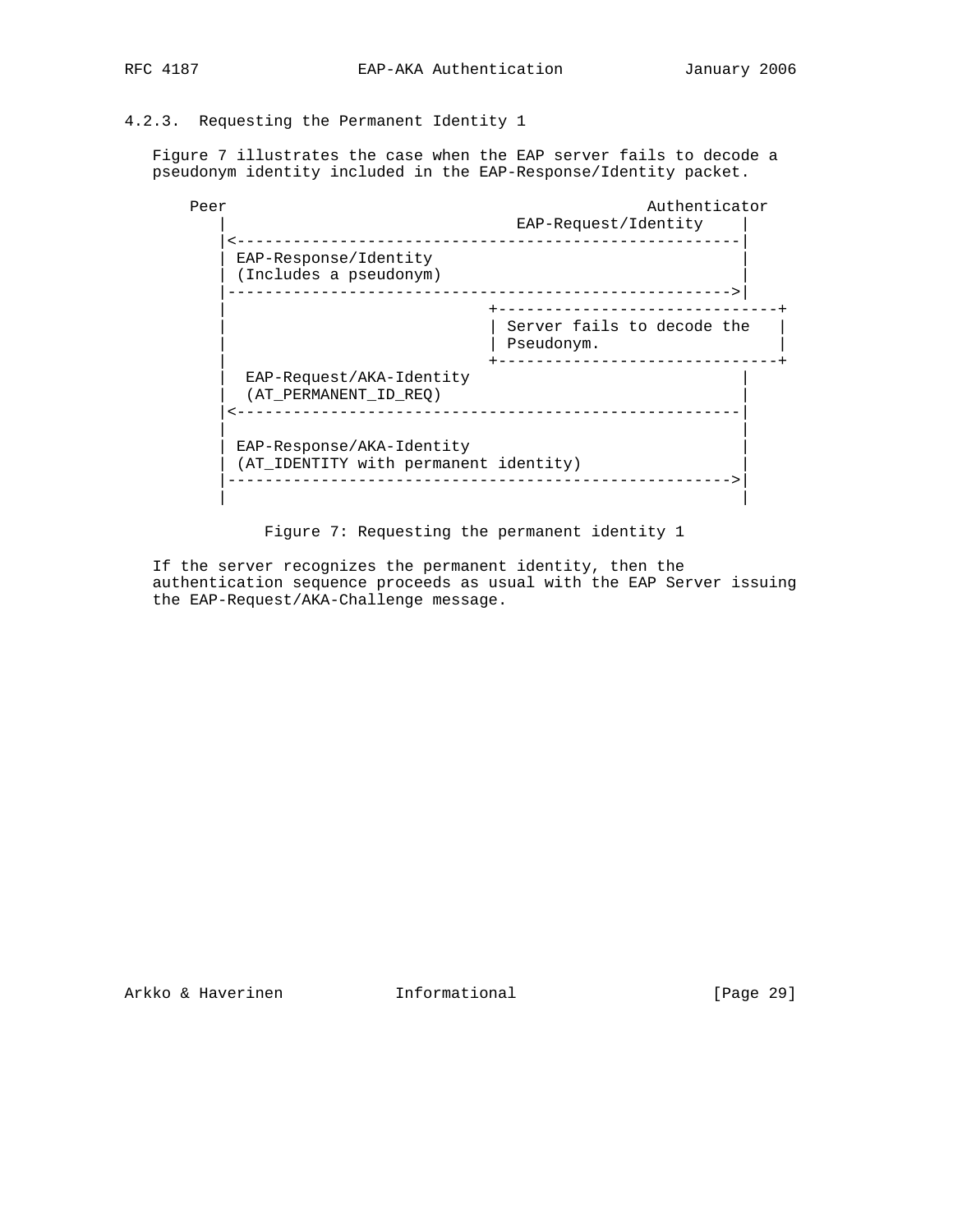### 4.2.3. Requesting the Permanent Identity 1

Figure 7 illustrates the case when the EAP server fails to decode a pseudonym identity included in the EAP-Response/Identity packet.

```
    Peer                                             Authenticator
       |                               EAP-Request/Identity    |
       |<------------------------------------------------------|
       | EAP-Response/Identity                                 |
       | (Includes a pseudonym)                                |
       |------------------------------------------------------>|
       |                            +------------------------------+
       |                            | Server fails to decode the   |
       |                            | Pseudonym.                   |
       |                            +------------------------------+
       |  EAP-Request/AKA-Identity                             |
       |  (AT_PERMANENT_ID_REQ)                                |
       |<------------------------------------------------------|
       |                                                       |
       | EAP-Response/AKA-Identity                             |
       | (AT_IDENTITY with permanent identity)                 |
       |------------------------------------------------------>|
       |                                                       |
```

Figure 7: Requesting the permanent identity 1

If the server recognizes the permanent identity, then the authentication sequence proceeds as usual with the EAP Server issuing the EAP-Request/AKA-Challenge message.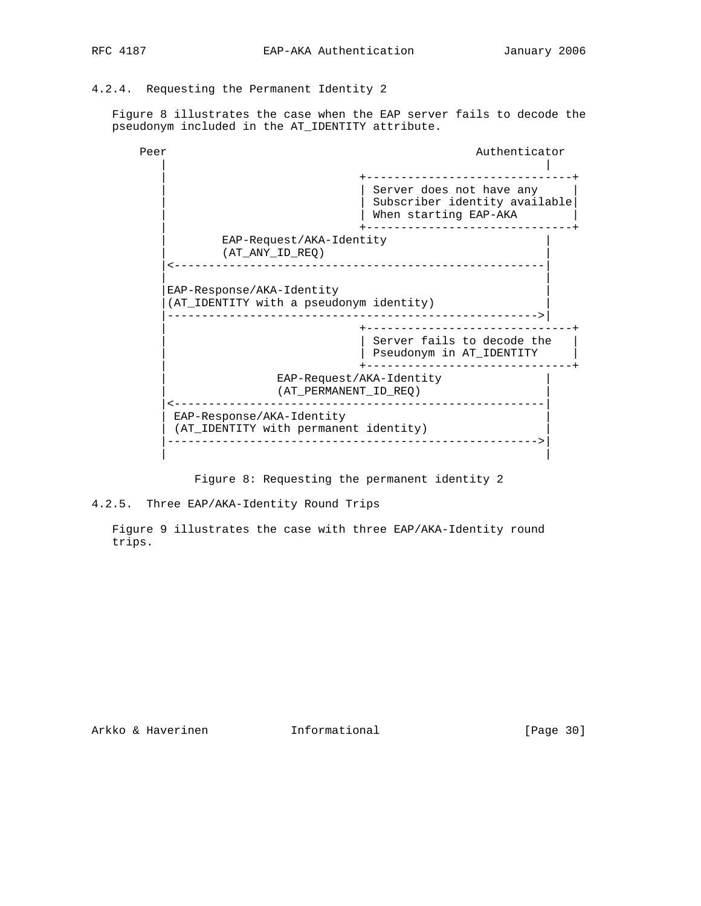### 4.2.4. Requesting the Permanent Identity 2

Figure 8 illustrates the case when the EAP server fails to decode the pseudonym included in the AT_IDENTITY attribute.

```
    Peer                                            Authenticator
       |                                                       |
       |                            +------------------------------+
       |                            | Server does not have any     |
       |                            | Subscriber identity available|
       |                            | When starting EAP-AKA        |
       |                            +------------------------------+
       |        EAP-Request/AKA-Identity                       |
       |        (AT_ANY_ID_REQ)                                |
       |<------------------------------------------------------|
       |                                                       |
       |EAP-Response/AKA-Identity                              |
       |(AT_IDENTITY with a pseudonym identity)                |
       |------------------------------------------------------>|
       |                            +------------------------------+
       |                            | Server fails to decode the   |
       |                            | Pseudonym in AT_IDENTITY     |
       |                            +------------------------------+
       |                EAP-Request/AKA-Identity               |
       |                (AT_PERMANENT_ID_REQ)                  |
       |<------------------------------------------------------|
       | EAP-Response/AKA-Identity                             |
       | (AT_IDENTITY with permanent identity)                 |
       |------------------------------------------------------>|
       |                                                       |
```

Figure 8: Requesting the permanent identity 2

### 4.2.5. Three EAP/AKA-Identity Round Trips

Figure 9 illustrates the case with three EAP/AKA-Identity round trips.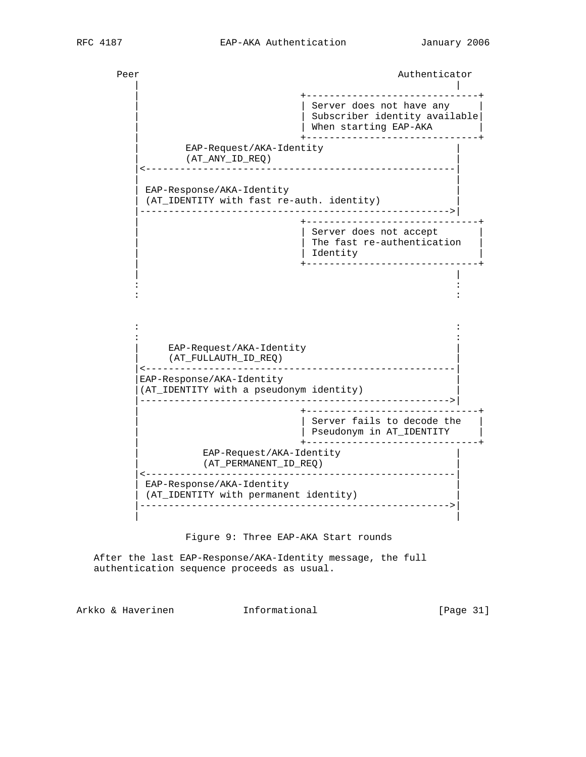```
      Peer                                            Authenticator
         |                                                      |
         |                             +------------------------------+
         |                             | Server does not have any     |
         |                             | Subscriber identity available|
         |                             | When starting EAP-AKA        |
         |                             +------------------------------+
         |        EAP-Request/AKA-Identity                      |
         |        (AT_ANY_ID_REQ)                               |
         |<-----------------------------------------------------|
         |                                                      |
         | EAP-Response/AKA-Identity                            |
         | (AT_IDENTITY with fast re-auth. identity)            |
         |----------------------------------------------------->|
         |                             +------------------------------+
         |                             | Server does not accept       |
         |                             | The fast re-authentication   |
         |                             | Identity                     |
         |                             +------------------------------+
         |                                                      |
         :                                                      :
         :                                                      :



         :                                                      :
         :                                                      :
         |     EAP-Request/AKA-Identity                         |
         |     (AT_FULLAUTH_ID_REQ)                             |
         |<-----------------------------------------------------|
         |EAP-Response/AKA-Identity                             |
         |(AT_IDENTITY with a pseudonym identity)               |
         |----------------------------------------------------->|
         |                             +------------------------------+
         |                             | Server fails to decode the   |
         |                             | Pseudonym in AT_IDENTITY     |
         |                             +------------------------------+
         |           EAP-Request/AKA-Identity                   |
         |           (AT_PERMANENT_ID_REQ)                      |
         |<-----------------------------------------------------|
         | EAP-Response/AKA-Identity                            |
         | (AT_IDENTITY with permanent identity)                |
         |----------------------------------------------------->|
         |                                                      |
```

Figure 9: Three EAP-AKA Start rounds

After the last EAP-Response/AKA-Identity message, the full authentication sequence proceeds as usual.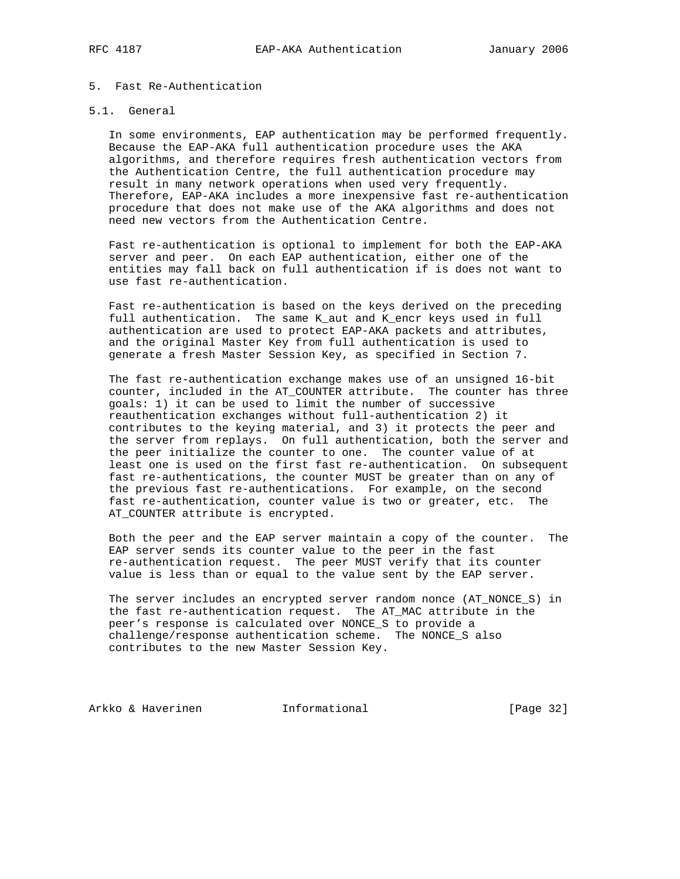# 5. Fast Re-Authentication

## 5.1. General

In some environments, EAP authentication may be performed frequently. Because the EAP-AKA full authentication procedure uses the AKA algorithms, and therefore requires fresh authentication vectors from the Authentication Centre, the full authentication procedure may result in many network operations when used very frequently. Therefore, EAP-AKA includes a more inexpensive fast re-authentication procedure that does not make use of the AKA algorithms and does not need new vectors from the Authentication Centre.

Fast re-authentication is optional to implement for both the EAP-AKA server and peer. On each EAP authentication, either one of the entities may fall back on full authentication if is does not want to use fast re-authentication.

Fast re-authentication is based on the keys derived on the preceding full authentication. The same K_aut and K_encr keys used in full authentication are used to protect EAP-AKA packets and attributes, and the original Master Key from full authentication is used to generate a fresh Master Session Key, as specified in Section 7.

The fast re-authentication exchange makes use of an unsigned 16-bit counter, included in the AT_COUNTER attribute. The counter has three goals: 1) it can be used to limit the number of successive reauthentication exchanges without full-authentication 2) it contributes to the keying material, and 3) it protects the peer and the server from replays. On full authentication, both the server and the peer initialize the counter to one. The counter value of at least one is used on the first fast re-authentication. On subsequent fast re-authentications, the counter MUST be greater than on any of the previous fast re-authentications. For example, on the second fast re-authentication, counter value is two or greater, etc. The AT_COUNTER attribute is encrypted.

Both the peer and the EAP server maintain a copy of the counter. The EAP server sends its counter value to the peer in the fast re-authentication request. The peer MUST verify that its counter value is less than or equal to the value sent by the EAP server.

The server includes an encrypted server random nonce (AT_NONCE_S) in the fast re-authentication request. The AT_MAC attribute in the peer's response is calculated over NONCE_S to provide a challenge/response authentication scheme. The NONCE_S also contributes to the new Master Session Key.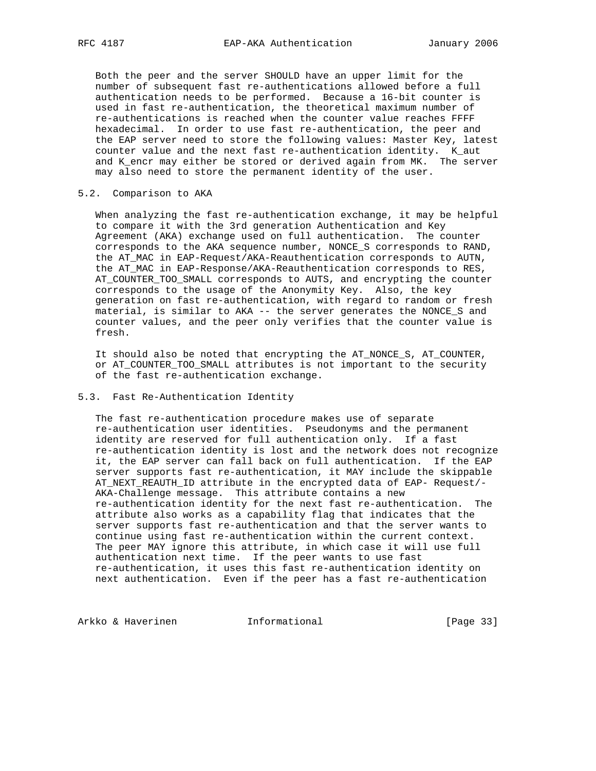Both the peer and the server SHOULD have an upper limit for the number of subsequent fast re-authentications allowed before a full authentication needs to be performed. Because a 16-bit counter is used in fast re-authentication, the theoretical maximum number of re-authentications is reached when the counter value reaches FFFF hexadecimal. In order to use fast re-authentication, the peer and the EAP server need to store the following values: Master Key, latest counter value and the next fast re-authentication identity. K_aut and K_encr may either be stored or derived again from MK. The server may also need to store the permanent identity of the user.

## 5.2. Comparison to AKA

When analyzing the fast re-authentication exchange, it may be helpful to compare it with the 3rd generation Authentication and Key Agreement (AKA) exchange used on full authentication. The counter corresponds to the AKA sequence number, NONCE_S corresponds to RAND, the AT_MAC in EAP-Request/AKA-Reauthentication corresponds to AUTN, the AT_MAC in EAP-Response/AKA-Reauthentication corresponds to RES, AT_COUNTER_TOO_SMALL corresponds to AUTS, and encrypting the counter corresponds to the usage of the Anonymity Key. Also, the key generation on fast re-authentication, with regard to random or fresh material, is similar to AKA -- the server generates the NONCE_S and counter values, and the peer only verifies that the counter value is fresh.

It should also be noted that encrypting the AT_NONCE_S, AT_COUNTER, or AT_COUNTER_TOO_SMALL attributes is not important to the security of the fast re-authentication exchange.

## 5.3. Fast Re-Authentication Identity

The fast re-authentication procedure makes use of separate re-authentication user identities. Pseudonyms and the permanent identity are reserved for full authentication only. If a fast re-authentication identity is lost and the network does not recognize it, the EAP server can fall back on full authentication. If the EAP server supports fast re-authentication, it MAY include the skippable AT_NEXT_REAUTH_ID attribute in the encrypted data of EAP- Request/-AKA-Challenge message. This attribute contains a new re-authentication identity for the next fast re-authentication. The attribute also works as a capability flag that indicates that the server supports fast re-authentication and that the server wants to continue using fast re-authentication within the current context. The peer MAY ignore this attribute, in which case it will use full authentication next time. If the peer wants to use fast re-authentication, it uses this fast re-authentication identity on next authentication. Even if the peer has a fast re-authentication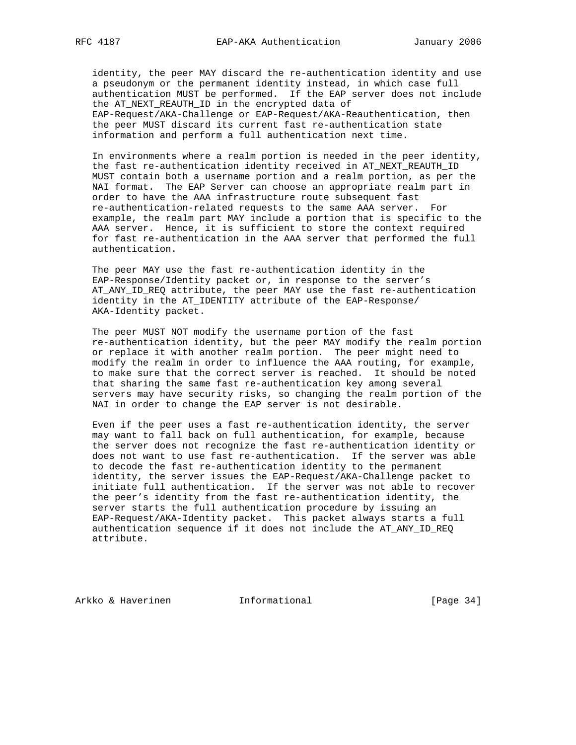identity, the peer MAY discard the re-authentication identity and use a pseudonym or the permanent identity instead, in which case full authentication MUST be performed. If the EAP server does not include the AT_NEXT_REAUTH_ID in the encrypted data of EAP-Request/AKA-Challenge or EAP-Request/AKA-Reauthentication, then the peer MUST discard its current fast re-authentication state information and perform a full authentication next time.

In environments where a realm portion is needed in the peer identity, the fast re-authentication identity received in AT_NEXT_REAUTH_ID MUST contain both a username portion and a realm portion, as per the NAI format. The EAP Server can choose an appropriate realm part in order to have the AAA infrastructure route subsequent fast re-authentication-related requests to the same AAA server. For example, the realm part MAY include a portion that is specific to the AAA server. Hence, it is sufficient to store the context required for fast re-authentication in the AAA server that performed the full authentication.

The peer MAY use the fast re-authentication identity in the EAP-Response/Identity packet or, in response to the server's AT_ANY_ID_REQ attribute, the peer MAY use the fast re-authentication identity in the AT_IDENTITY attribute of the EAP-Response/AKA-Identity packet.

The peer MUST NOT modify the username portion of the fast re-authentication identity, but the peer MAY modify the realm portion or replace it with another realm portion. The peer might need to modify the realm in order to influence the AAA routing, for example, to make sure that the correct server is reached. It should be noted that sharing the same fast re-authentication key among several servers may have security risks, so changing the realm portion of the NAI in order to change the EAP server is not desirable.

Even if the peer uses a fast re-authentication identity, the server may want to fall back on full authentication, for example, because the server does not recognize the fast re-authentication identity or does not want to use fast re-authentication. If the server was able to decode the fast re-authentication identity to the permanent identity, the server issues the EAP-Request/AKA-Challenge packet to initiate full authentication. If the server was not able to recover the peer's identity from the fast re-authentication identity, the server starts the full authentication procedure by issuing an EAP-Request/AKA-Identity packet. This packet always starts a full authentication sequence if it does not include the AT_ANY_ID_REQ attribute.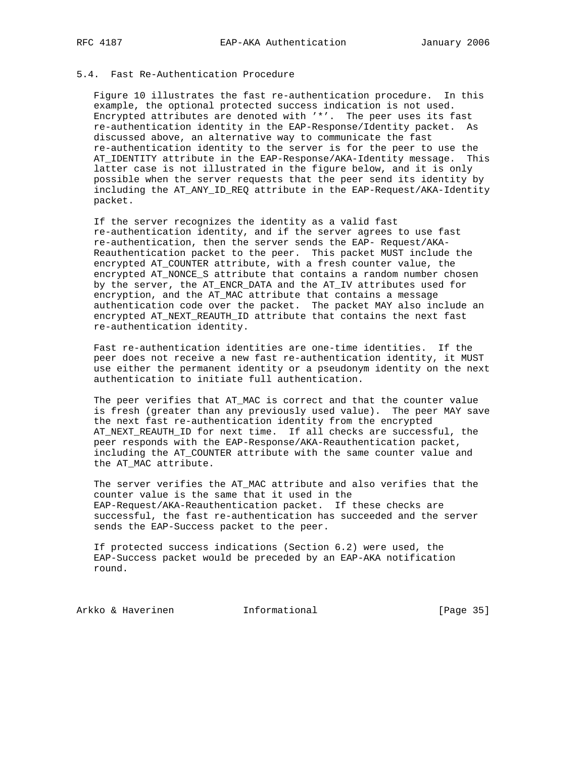### 5.4. Fast Re-Authentication Procedure

Figure 10 illustrates the fast re-authentication procedure. In this example, the optional protected success indication is not used. Encrypted attributes are denoted with '*'. The peer uses its fast re-authentication identity in the EAP-Response/Identity packet. As discussed above, an alternative way to communicate the fast re-authentication identity to the server is for the peer to use the AT_IDENTITY attribute in the EAP-Response/AKA-Identity message. This latter case is not illustrated in the figure below, and it is only possible when the server requests that the peer send its identity by including the AT_ANY_ID_REQ attribute in the EAP-Request/AKA-Identity packet.

If the server recognizes the identity as a valid fast re-authentication identity, and if the server agrees to use fast re-authentication, then the server sends the EAP- Request/AKA-Reauthentication packet to the peer. This packet MUST include the encrypted AT_COUNTER attribute, with a fresh counter value, the encrypted AT_NONCE_S attribute that contains a random number chosen by the server, the AT_ENCR_DATA and the AT_IV attributes used for encryption, and the AT_MAC attribute that contains a message authentication code over the packet. The packet MAY also include an encrypted AT_NEXT_REAUTH_ID attribute that contains the next fast re-authentication identity.

Fast re-authentication identities are one-time identities. If the peer does not receive a new fast re-authentication identity, it MUST use either the permanent identity or a pseudonym identity on the next authentication to initiate full authentication.

The peer verifies that AT_MAC is correct and that the counter value is fresh (greater than any previously used value). The peer MAY save the next fast re-authentication identity from the encrypted AT_NEXT_REAUTH_ID for next time. If all checks are successful, the peer responds with the EAP-Response/AKA-Reauthentication packet, including the AT_COUNTER attribute with the same counter value and the AT_MAC attribute.

The server verifies the AT_MAC attribute and also verifies that the counter value is the same that it used in the EAP-Request/AKA-Reauthentication packet. If these checks are successful, the fast re-authentication has succeeded and the server sends the EAP-Success packet to the peer.

If protected success indications (Section 6.2) were used, the EAP-Success packet would be preceded by an EAP-AKA notification round.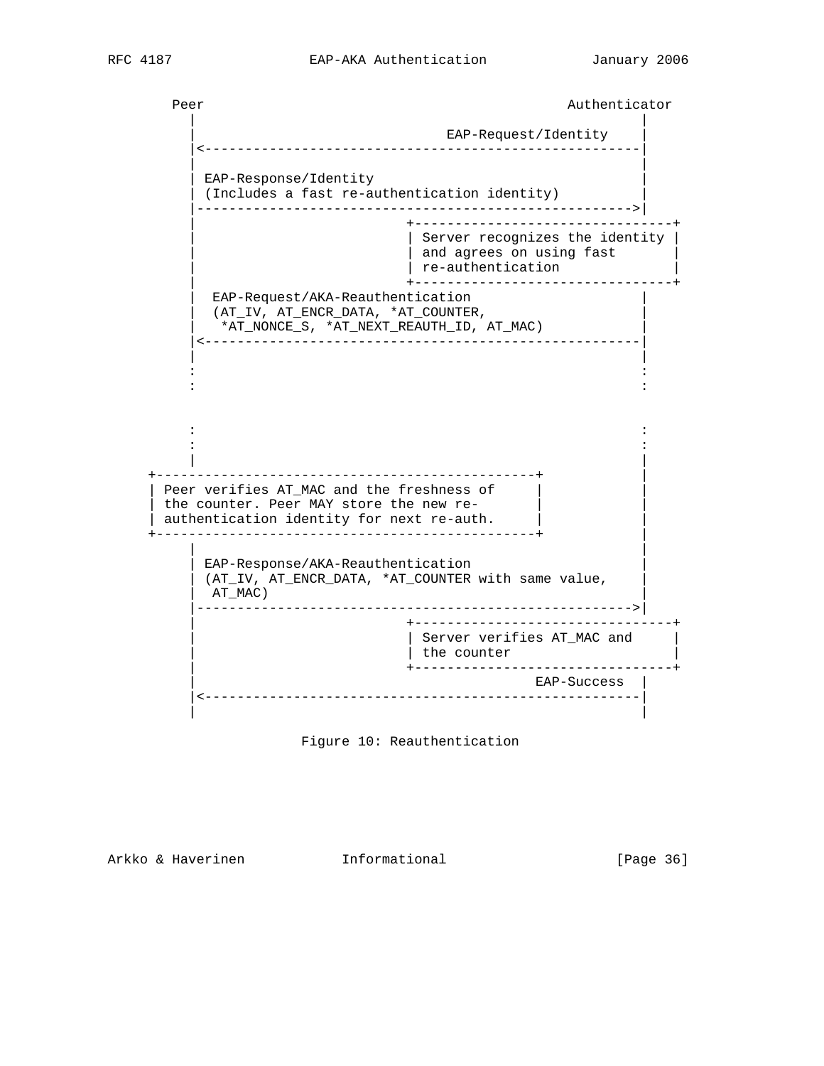```
     Peer                                             Authenticator
        |                                                      |
        |                               EAP-Request/Identity   |
        |<-----------------------------------------------------|
        |                                                      |
        | EAP-Response/Identity                                |
        | (Includes a fast re-authentication identity)         |
        |----------------------------------------------------->|
        |                          +--------------------------------+
        |                          | Server recognizes the identity |
        |                          | and agrees on using fast       |
        |                          | re-authentication              |
        |                          +--------------------------------+
        |  EAP-Request/AKA-Reauthentication                    |
        |  (AT_IV, AT_ENCR_DATA, *AT_COUNTER,                  |
        |   *AT_NONCE_S, *AT_NEXT_REAUTH_ID, AT_MAC)           |
        |<-----------------------------------------------------|
        |                                                      |
        :                                                      :
        :                                                      :


        :                                                      :
        :                                                      :
        |                                                      |
   +-----------------------------------------------+           |
   | Peer verifies AT_MAC and the freshness of     |           |
   | the counter. Peer MAY store the new re-       |           |
   | authentication identity for next re-auth.     |           |
   +-----------------------------------------------+           |
        |                                                      |
        | EAP-Response/AKA-Reauthentication                    |
        | (AT_IV, AT_ENCR_DATA, *AT_COUNTER with same value,   |
        |  AT_MAC)                                             |
        |----------------------------------------------------->|
        |                          +--------------------------------+
        |                          | Server verifies AT_MAC and     |
        |                          | the counter                    |
        |                          +--------------------------------+
        |                                          EAP-Success |
        |<-----------------------------------------------------|
        |                                                      |
```

Figure 10: Reauthentication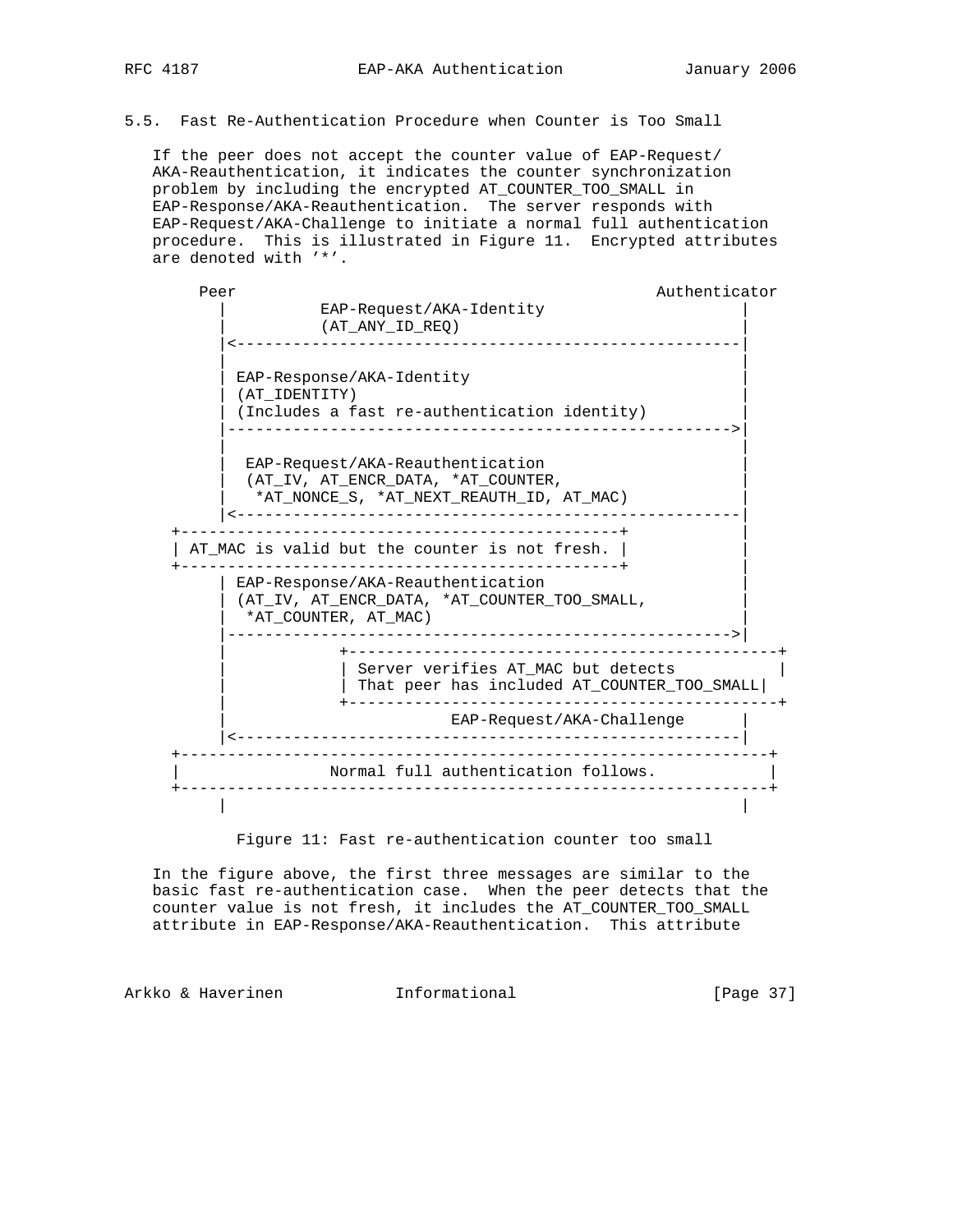## 5.5. Fast Re-Authentication Procedure when Counter is Too Small

If the peer does not accept the counter value of EAP-Request/AKA-Reauthentication, it indicates the counter synchronization problem by including the encrypted AT_COUNTER_TOO_SMALL in EAP-Response/AKA-Reauthentication. The server responds with EAP-Request/AKA-Challenge to initiate a normal full authentication procedure. This is illustrated in Figure 11. Encrypted attributes are denoted with '*'.

```
      Peer                                             Authenticator
        |          EAP-Request/AKA-Identity                       |
        |          (AT_ANY_ID_REQ)                                |
        |<--------------------------------------------------------|
        |                                                         |
        | EAP-Response/AKA-Identity                               |
        | (AT_IDENTITY)                                           |
        | (Includes a fast re-authentication identity)            |
        |-------------------------------------------------------->|
        |                                                         |
        |  EAP-Request/AKA-Reauthentication                       |
        |  (AT_IV, AT_ENCR_DATA, *AT_COUNTER,                     |
        |   *AT_NONCE_S, *AT_NEXT_REAUTH_ID, AT_MAC)              |
        |<--------------------------------------------------------|
   +-----------------------------------------------+              |
   | AT_MAC is valid but the counter is not fresh. |              |
   +-----------------------------------------------+              |
        | EAP-Response/AKA-Reauthentication                       |
        | (AT_IV, AT_ENCR_DATA, *AT_COUNTER_TOO_SMALL,            |
        |  *AT_COUNTER, AT_MAC)                                   |
        |-------------------------------------------------------->|
        |             +---------------------------------------------+
        |             | Server verifies AT_MAC but detects          |
        |             | That peer has included AT_COUNTER_TOO_SMALL|
        |             +---------------------------------------------+
        |                        EAP-Request/AKA-Challenge        |
        |<--------------------------------------------------------|
   +----------------------------------------------------------------+
   |               Normal full authentication follows.              |
   +----------------------------------------------------------------+
        |                                                         |
```

Figure 11: Fast re-authentication counter too small

In the figure above, the first three messages are similar to the basic fast re-authentication case. When the peer detects that the counter value is not fresh, it includes the AT_COUNTER_TOO_SMALL attribute in EAP-Response/AKA-Reauthentication. This attribute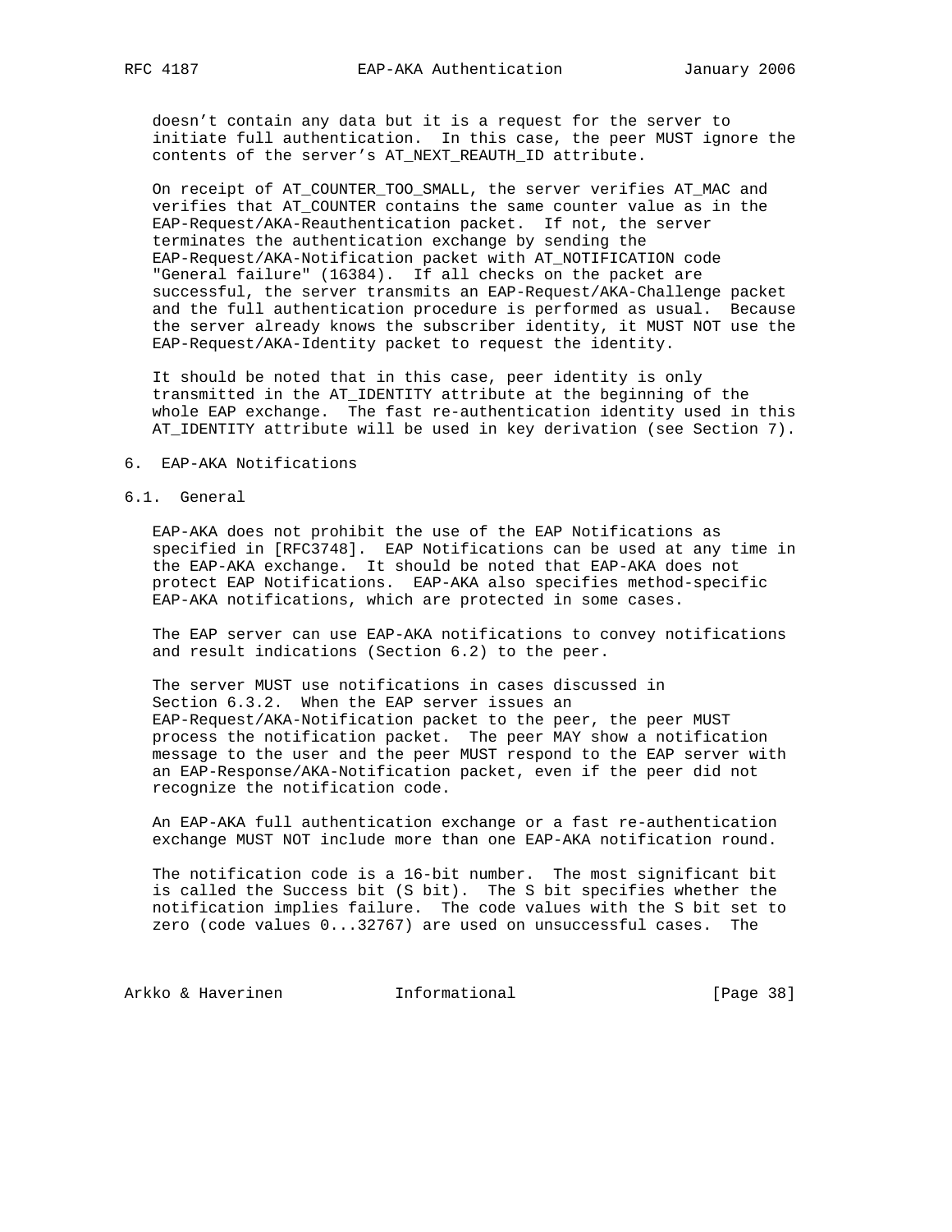doesn’t contain any data but it is a request for the server to initiate full authentication. In this case, the peer MUST ignore the contents of the server’s AT_NEXT_REAUTH_ID attribute.

On receipt of AT_COUNTER_TOO_SMALL, the server verifies AT_MAC and verifies that AT_COUNTER contains the same counter value as in the EAP-Request/AKA-Reauthentication packet. If not, the server terminates the authentication exchange by sending the EAP-Request/AKA-Notification packet with AT_NOTIFICATION code "General failure" (16384). If all checks on the packet are successful, the server transmits an EAP-Request/AKA-Challenge packet and the full authentication procedure is performed as usual. Because the server already knows the subscriber identity, it MUST NOT use the EAP-Request/AKA-Identity packet to request the identity.

It should be noted that in this case, peer identity is only transmitted in the AT_IDENTITY attribute at the beginning of the whole EAP exchange. The fast re-authentication identity used in this AT_IDENTITY attribute will be used in key derivation (see Section 7).

# 6. EAP-AKA Notifications

## 6.1. General

EAP-AKA does not prohibit the use of the EAP Notifications as specified in [RFC3748]. EAP Notifications can be used at any time in the EAP-AKA exchange. It should be noted that EAP-AKA does not protect EAP Notifications. EAP-AKA also specifies method-specific EAP-AKA notifications, which are protected in some cases.

The EAP server can use EAP-AKA notifications to convey notifications and result indications (Section 6.2) to the peer.

The server MUST use notifications in cases discussed in Section 6.3.2. When the EAP server issues an EAP-Request/AKA-Notification packet to the peer, the peer MUST process the notification packet. The peer MAY show a notification message to the user and the peer MUST respond to the EAP server with an EAP-Response/AKA-Notification packet, even if the peer did not recognize the notification code.

An EAP-AKA full authentication exchange or a fast re-authentication exchange MUST NOT include more than one EAP-AKA notification round.

The notification code is a 16-bit number. The most significant bit is called the Success bit (S bit). The S bit specifies whether the notification implies failure. The code values with the S bit set to zero (code values 0...32767) are used on unsuccessful cases. The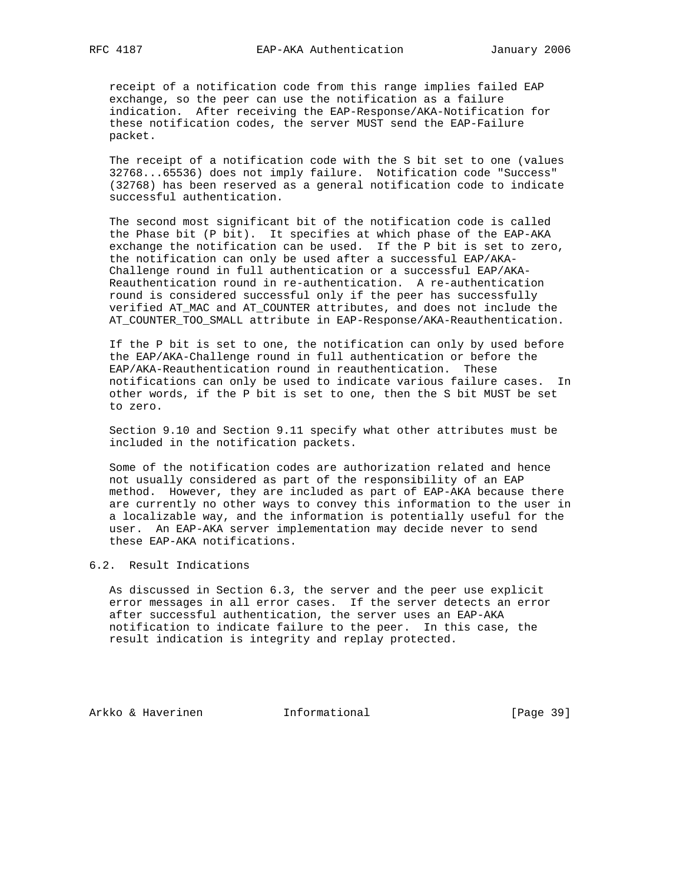receipt of a notification code from this range implies failed EAP exchange, so the peer can use the notification as a failure indication. After receiving the EAP-Response/AKA-Notification for these notification codes, the server MUST send the EAP-Failure packet.

The receipt of a notification code with the S bit set to one (values 32768...65536) does not imply failure. Notification code "Success" (32768) has been reserved as a general notification code to indicate successful authentication.

The second most significant bit of the notification code is called the Phase bit (P bit). It specifies at which phase of the EAP-AKA exchange the notification can be used. If the P bit is set to zero, the notification can only be used after a successful EAP/AKA-Challenge round in full authentication or a successful EAP/AKA-Reauthentication round in re-authentication. A re-authentication round is considered successful only if the peer has successfully verified AT_MAC and AT_COUNTER attributes, and does not include the AT_COUNTER_TOO_SMALL attribute in EAP-Response/AKA-Reauthentication.

If the P bit is set to one, the notification can only by used before the EAP/AKA-Challenge round in full authentication or before the EAP/AKA-Reauthentication round in reauthentication. These notifications can only be used to indicate various failure cases. In other words, if the P bit is set to one, then the S bit MUST be set to zero.

Section 9.10 and Section 9.11 specify what other attributes must be included in the notification packets.

Some of the notification codes are authorization related and hence not usually considered as part of the responsibility of an EAP method. However, they are included as part of EAP-AKA because there are currently no other ways to convey this information to the user in a localizable way, and the information is potentially useful for the user. An EAP-AKA server implementation may decide never to send these EAP-AKA notifications.

## 6.2. Result Indications

As discussed in Section 6.3, the server and the peer use explicit error messages in all error cases. If the server detects an error after successful authentication, the server uses an EAP-AKA notification to indicate failure to the peer. In this case, the result indication is integrity and replay protected.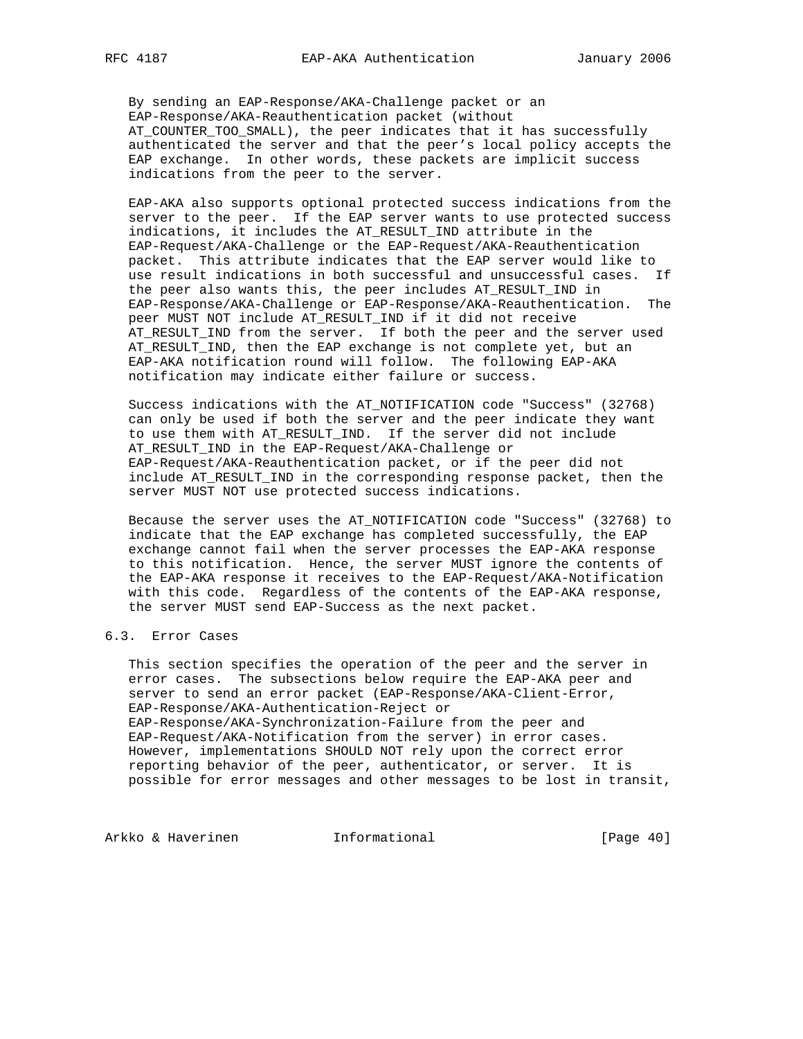By sending an EAP-Response/AKA-Challenge packet or an EAP-Response/AKA-Reauthentication packet (without AT_COUNTER_TOO_SMALL), the peer indicates that it has successfully authenticated the server and that the peer's local policy accepts the EAP exchange. In other words, these packets are implicit success indications from the peer to the server.

EAP-AKA also supports optional protected success indications from the server to the peer. If the EAP server wants to use protected success indications, it includes the AT_RESULT_IND attribute in the EAP-Request/AKA-Challenge or the EAP-Request/AKA-Reauthentication packet. This attribute indicates that the EAP server would like to use result indications in both successful and unsuccessful cases. If the peer also wants this, the peer includes AT_RESULT_IND in EAP-Response/AKA-Challenge or EAP-Response/AKA-Reauthentication. The peer MUST NOT include AT_RESULT_IND if it did not receive AT_RESULT_IND from the server. If both the peer and the server used AT_RESULT_IND, then the EAP exchange is not complete yet, but an EAP-AKA notification round will follow. The following EAP-AKA notification may indicate either failure or success.

Success indications with the AT_NOTIFICATION code "Success" (32768) can only be used if both the server and the peer indicate they want to use them with AT_RESULT_IND. If the server did not include AT_RESULT_IND in the EAP-Request/AKA-Challenge or EAP-Request/AKA-Reauthentication packet, or if the peer did not include AT_RESULT_IND in the corresponding response packet, then the server MUST NOT use protected success indications.

Because the server uses the AT_NOTIFICATION code "Success" (32768) to indicate that the EAP exchange has completed successfully, the EAP exchange cannot fail when the server processes the EAP-AKA response to this notification. Hence, the server MUST ignore the contents of the EAP-AKA response it receives to the EAP-Request/AKA-Notification with this code. Regardless of the contents of the EAP-AKA response, the server MUST send EAP-Success as the next packet.

## 6.3. Error Cases

This section specifies the operation of the peer and the server in error cases. The subsections below require the EAP-AKA peer and server to send an error packet (EAP-Response/AKA-Client-Error, EAP-Response/AKA-Authentication-Reject or EAP-Response/AKA-Synchronization-Failure from the peer and EAP-Request/AKA-Notification from the server) in error cases. However, implementations SHOULD NOT rely upon the correct error reporting behavior of the peer, authenticator, or server. It is possible for error messages and other messages to be lost in transit,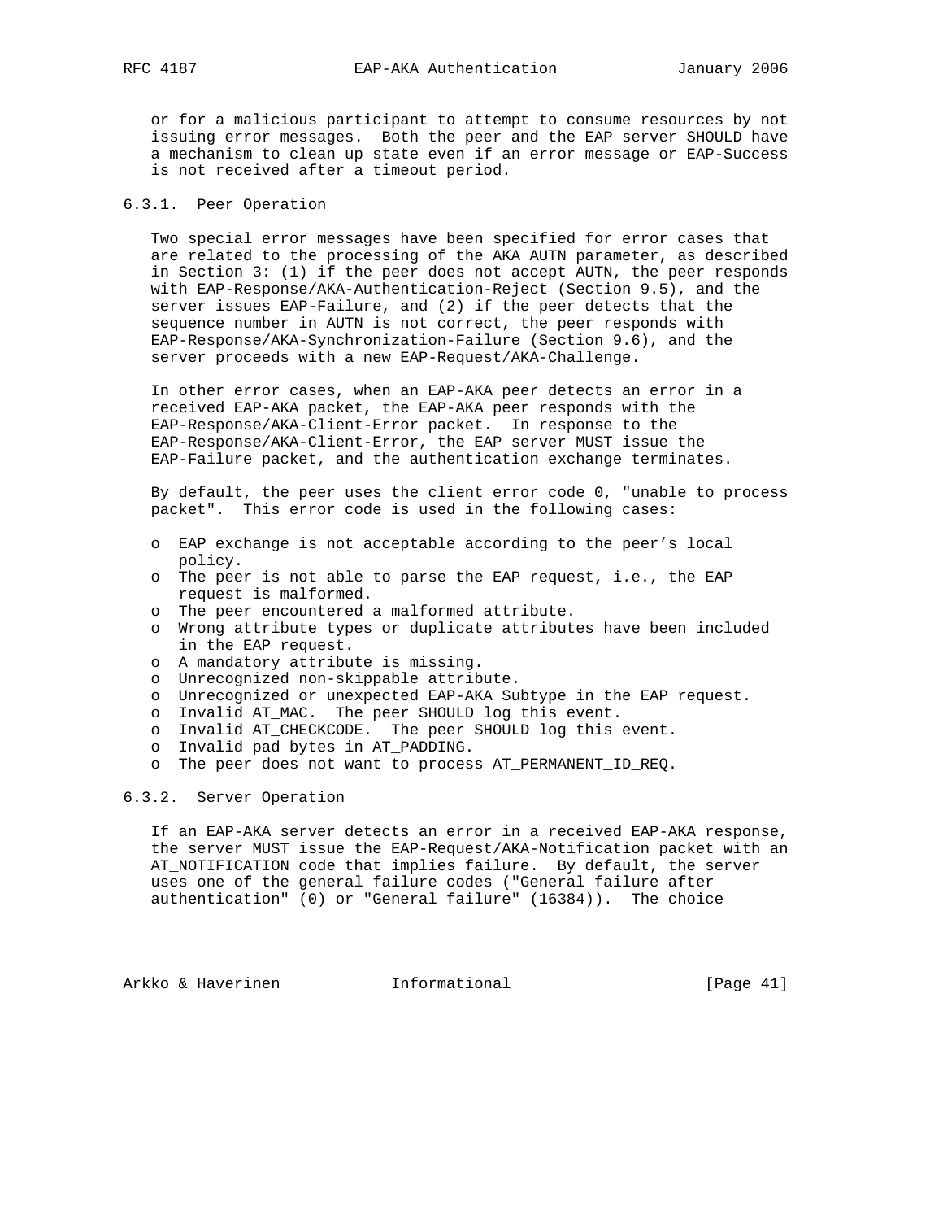or for a malicious participant to attempt to consume resources by not issuing error messages. Both the peer and the EAP server SHOULD have a mechanism to clean up state even if an error message or EAP-Success is not received after a timeout period.

### 6.3.1. Peer Operation

Two special error messages have been specified for error cases that are related to the processing of the AKA AUTN parameter, as described in Section 3: (1) if the peer does not accept AUTN, the peer responds with EAP-Response/AKA-Authentication-Reject (Section 9.5), and the server issues EAP-Failure, and (2) if the peer detects that the sequence number in AUTN is not correct, the peer responds with EAP-Response/AKA-Synchronization-Failure (Section 9.6), and the server proceeds with a new EAP-Request/AKA-Challenge.

In other error cases, when an EAP-AKA peer detects an error in a received EAP-AKA packet, the EAP-AKA peer responds with the EAP-Response/AKA-Client-Error packet. In response to the EAP-Response/AKA-Client-Error, the EAP server MUST issue the EAP-Failure packet, and the authentication exchange terminates.

By default, the peer uses the client error code 0, "unable to process packet". This error code is used in the following cases:

- EAP exchange is not acceptable according to the peer's local policy.
- The peer is not able to parse the EAP request, i.e., the EAP request is malformed.
- The peer encountered a malformed attribute.
- Wrong attribute types or duplicate attributes have been included in the EAP request.
- A mandatory attribute is missing.
- Unrecognized non-skippable attribute.
- Unrecognized or unexpected EAP-AKA Subtype in the EAP request.
- Invalid AT_MAC. The peer SHOULD log this event.
- Invalid AT_CHECKCODE. The peer SHOULD log this event.
- Invalid pad bytes in AT_PADDING.
- The peer does not want to process AT_PERMANENT_ID_REQ.

### 6.3.2. Server Operation

If an EAP-AKA server detects an error in a received EAP-AKA response, the server MUST issue the EAP-Request/AKA-Notification packet with an AT_NOTIFICATION code that implies failure. By default, the server uses one of the general failure codes ("General failure after authentication" (0) or "General failure" (16384)). The choice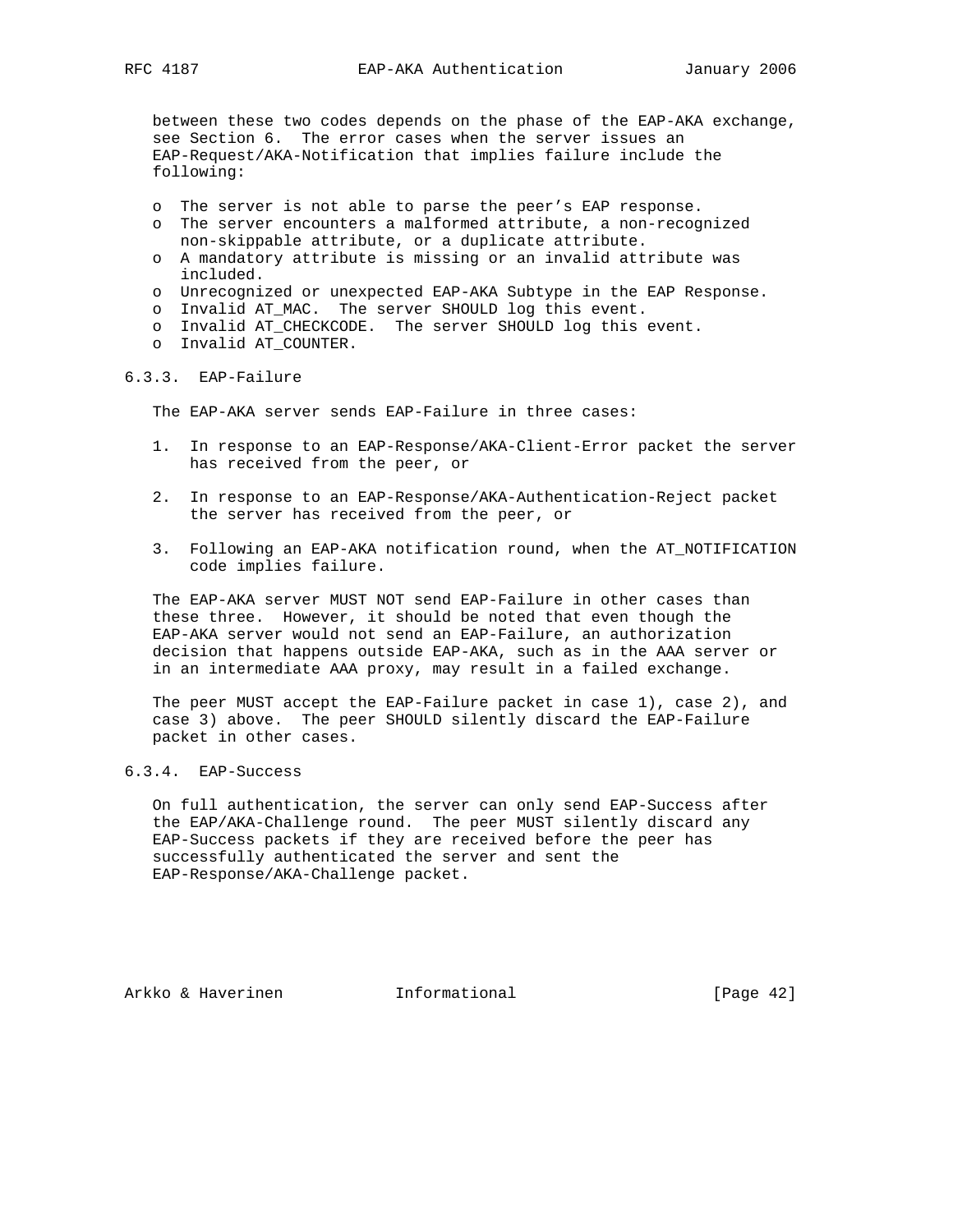between these two codes depends on the phase of the EAP-AKA exchange, see Section 6. The error cases when the server issues an EAP-Request/AKA-Notification that implies failure include the following:

- The server is not able to parse the peer's EAP response.
- The server encounters a malformed attribute, a non-recognized non-skippable attribute, or a duplicate attribute.
- A mandatory attribute is missing or an invalid attribute was included.
- Unrecognized or unexpected EAP-AKA Subtype in the EAP Response.
- Invalid AT_MAC. The server SHOULD log this event.
- Invalid AT_CHECKCODE. The server SHOULD log this event.
- Invalid AT_COUNTER.

### 6.3.3. EAP-Failure

The EAP-AKA server sends EAP-Failure in three cases:

1. In response to an EAP-Response/AKA-Client-Error packet the server has received from the peer, or

2. In response to an EAP-Response/AKA-Authentication-Reject packet the server has received from the peer, or

3. Following an EAP-AKA notification round, when the AT_NOTIFICATION code implies failure.

The EAP-AKA server MUST NOT send EAP-Failure in other cases than these three. However, it should be noted that even though the EAP-AKA server would not send an EAP-Failure, an authorization decision that happens outside EAP-AKA, such as in the AAA server or in an intermediate AAA proxy, may result in a failed exchange.

The peer MUST accept the EAP-Failure packet in case 1), case 2), and case 3) above. The peer SHOULD silently discard the EAP-Failure packet in other cases.

### 6.3.4. EAP-Success

On full authentication, the server can only send EAP-Success after the EAP/AKA-Challenge round. The peer MUST silently discard any EAP-Success packets if they are received before the peer has successfully authenticated the server and sent the EAP-Response/AKA-Challenge packet.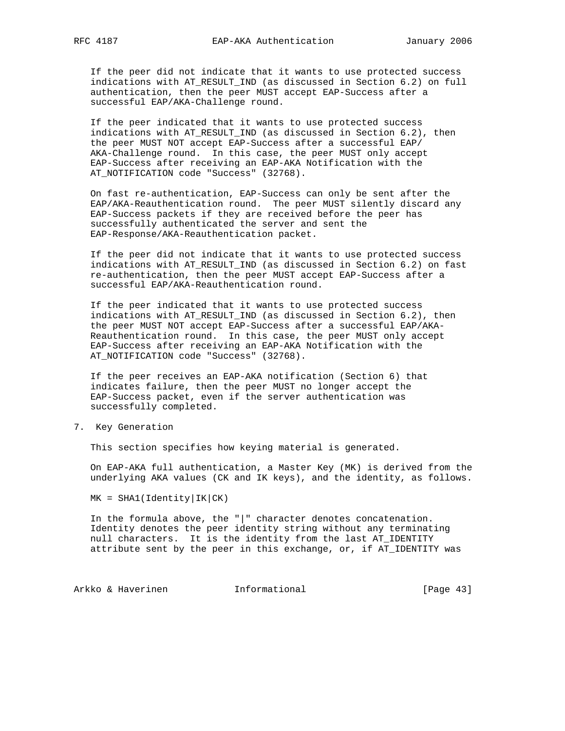If the peer did not indicate that it wants to use protected success indications with AT_RESULT_IND (as discussed in Section 6.2) on full authentication, then the peer MUST accept EAP-Success after a successful EAP/AKA-Challenge round.

If the peer indicated that it wants to use protected success indications with AT_RESULT_IND (as discussed in Section 6.2), then the peer MUST NOT accept EAP-Success after a successful EAP/AKA-Challenge round. In this case, the peer MUST only accept EAP-Success after receiving an EAP-AKA Notification with the AT_NOTIFICATION code "Success" (32768).

On fast re-authentication, EAP-Success can only be sent after the EAP/AKA-Reauthentication round. The peer MUST silently discard any EAP-Success packets if they are received before the peer has successfully authenticated the server and sent the EAP-Response/AKA-Reauthentication packet.

If the peer did not indicate that it wants to use protected success indications with AT_RESULT_IND (as discussed in Section 6.2) on fast re-authentication, then the peer MUST accept EAP-Success after a successful EAP/AKA-Reauthentication round.

If the peer indicated that it wants to use protected success indications with AT_RESULT_IND (as discussed in Section 6.2), then the peer MUST NOT accept EAP-Success after a successful EAP/AKA-Reauthentication round. In this case, the peer MUST only accept EAP-Success after receiving an EAP-AKA Notification with the AT_NOTIFICATION code "Success" (32768).

If the peer receives an EAP-AKA notification (Section 6) that indicates failure, then the peer MUST no longer accept the EAP-Success packet, even if the server authentication was successfully completed.

## 7. Key Generation

This section specifies how keying material is generated.

On EAP-AKA full authentication, a Master Key (MK) is derived from the underlying AKA values (CK and IK keys), and the identity, as follows.

```
MK = SHA1(Identity|IK|CK)
```

In the formula above, the "|" character denotes concatenation. Identity denotes the peer identity string without any terminating null characters. It is the identity from the last AT_IDENTITY attribute sent by the peer in this exchange, or, if AT_IDENTITY was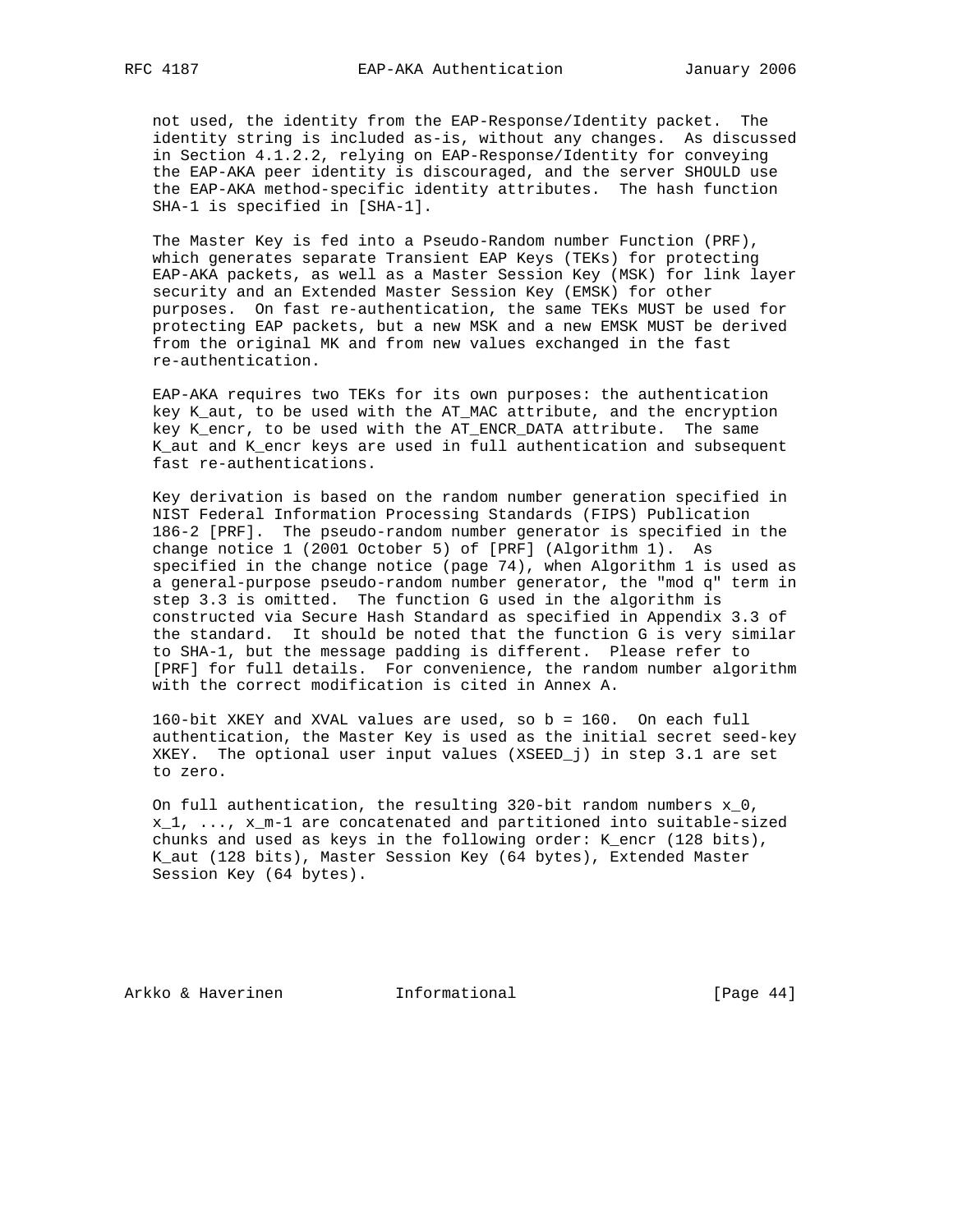not used, the identity from the EAP-Response/Identity packet. The identity string is included as-is, without any changes. As discussed in Section 4.1.2.2, relying on EAP-Response/Identity for conveying the EAP-AKA peer identity is discouraged, and the server SHOULD use the EAP-AKA method-specific identity attributes. The hash function SHA-1 is specified in [SHA-1].

The Master Key is fed into a Pseudo-Random number Function (PRF), which generates separate Transient EAP Keys (TEKs) for protecting EAP-AKA packets, as well as a Master Session Key (MSK) for link layer security and an Extended Master Session Key (EMSK) for other purposes. On fast re-authentication, the same TEKs MUST be used for protecting EAP packets, but a new MSK and a new EMSK MUST be derived from the original MK and from new values exchanged in the fast re-authentication.

EAP-AKA requires two TEKs for its own purposes: the authentication key K_aut, to be used with the AT_MAC attribute, and the encryption key K_encr, to be used with the AT_ENCR_DATA attribute. The same K_aut and K_encr keys are used in full authentication and subsequent fast re-authentications.

Key derivation is based on the random number generation specified in NIST Federal Information Processing Standards (FIPS) Publication 186-2 [PRF]. The pseudo-random number generator is specified in the change notice 1 (2001 October 5) of [PRF] (Algorithm 1). As specified in the change notice (page 74), when Algorithm 1 is used as a general-purpose pseudo-random number generator, the "mod q" term in step 3.3 is omitted. The function G used in the algorithm is constructed via Secure Hash Standard as specified in Appendix 3.3 of the standard. It should be noted that the function G is very similar to SHA-1, but the message padding is different. Please refer to [PRF] for full details. For convenience, the random number algorithm with the correct modification is cited in Annex A.

160-bit XKEY and XVAL values are used, so b = 160. On each full authentication, the Master Key is used as the initial secret seed-key XKEY. The optional user input values (XSEED_j) in step 3.1 are set to zero.

On full authentication, the resulting 320-bit random numbers x_0, x_1, ..., x_m-1 are concatenated and partitioned into suitable-sized chunks and used as keys in the following order: K_encr (128 bits), K_aut (128 bits), Master Session Key (64 bytes), Extended Master Session Key (64 bytes).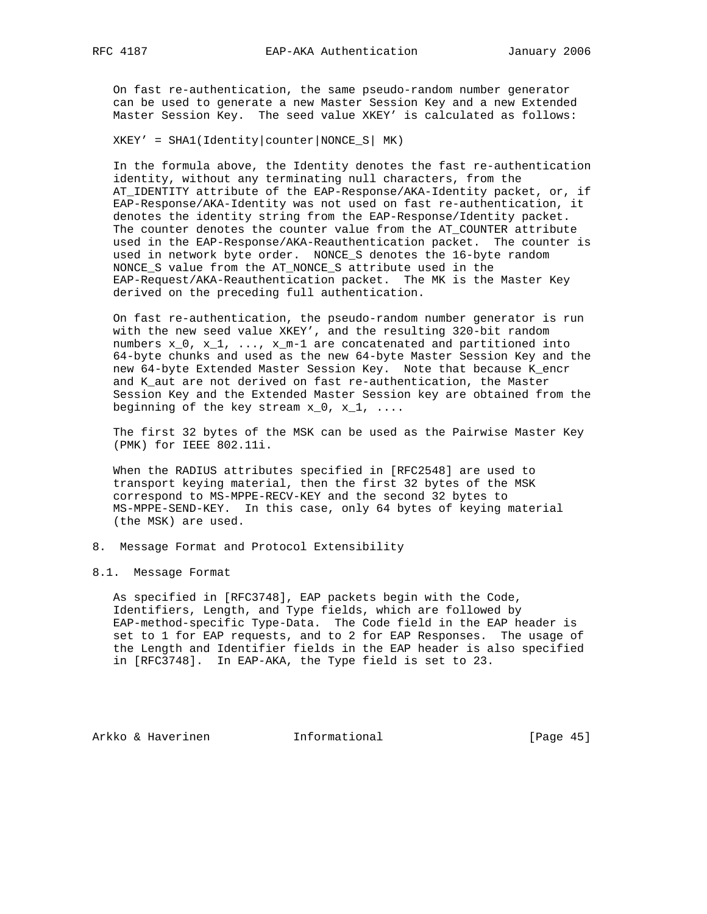On fast re-authentication, the same pseudo-random number generator can be used to generate a new Master Session Key and a new Extended Master Session Key. The seed value XKEY' is calculated as follows:

```
XKEY' = SHA1(Identity|counter|NONCE_S| MK)
```

In the formula above, the Identity denotes the fast re-authentication identity, without any terminating null characters, from the AT_IDENTITY attribute of the EAP-Response/AKA-Identity packet, or, if EAP-Response/AKA-Identity was not used on fast re-authentication, it denotes the identity string from the EAP-Response/Identity packet. The counter denotes the counter value from the AT_COUNTER attribute used in the EAP-Response/AKA-Reauthentication packet. The counter is used in network byte order. NONCE_S denotes the 16-byte random NONCE_S value from the AT_NONCE_S attribute used in the EAP-Request/AKA-Reauthentication packet. The MK is the Master Key derived on the preceding full authentication.

On fast re-authentication, the pseudo-random number generator is run with the new seed value XKEY', and the resulting 320-bit random numbers x_0, x_1, ..., x_m-1 are concatenated and partitioned into 64-byte chunks and used as the new 64-byte Master Session Key and the new 64-byte Extended Master Session Key. Note that because K_encr and K_aut are not derived on fast re-authentication, the Master Session Key and the Extended Master Session key are obtained from the beginning of the key stream x_0, x_1, ....

The first 32 bytes of the MSK can be used as the Pairwise Master Key (PMK) for IEEE 802.11i.

When the RADIUS attributes specified in [RFC2548] are used to transport keying material, then the first 32 bytes of the MSK correspond to MS-MPPE-RECV-KEY and the second 32 bytes to MS-MPPE-SEND-KEY. In this case, only 64 bytes of keying material (the MSK) are used.

## 8. Message Format and Protocol Extensibility

### 8.1. Message Format

As specified in [RFC3748], EAP packets begin with the Code, Identifiers, Length, and Type fields, which are followed by EAP-method-specific Type-Data. The Code field in the EAP header is set to 1 for EAP requests, and to 2 for EAP Responses. The usage of the Length and Identifier fields in the EAP header is also specified in [RFC3748]. In EAP-AKA, the Type field is set to 23.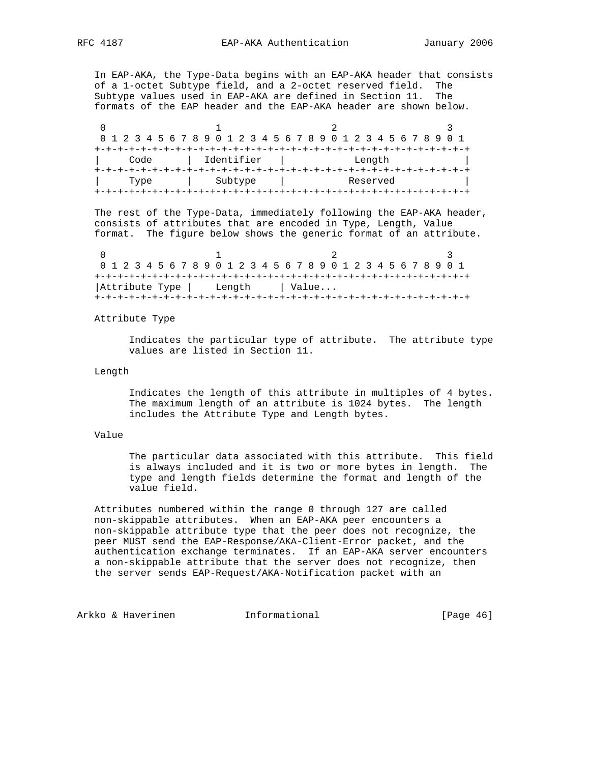In EAP-AKA, the Type-Data begins with an EAP-AKA header that consists of a 1-octet Subtype field, and a 2-octet reserved field. The Subtype values used in EAP-AKA are defined in Section 11. The formats of the EAP header and the EAP-AKA header are shown below.

```
 0                   1                   2                   3
 0 1 2 3 4 5 6 7 8 9 0 1 2 3 4 5 6 7 8 9 0 1 2 3 4 5 6 7 8 9 0 1
+-+-+-+-+-+-+-+-+-+-+-+-+-+-+-+-+-+-+-+-+-+-+-+-+-+-+-+-+-+-+-+-+
|     Code      |  Identifier   |            Length             |
+-+-+-+-+-+-+-+-+-+-+-+-+-+-+-+-+-+-+-+-+-+-+-+-+-+-+-+-+-+-+-+-+
|     Type      |    Subtype    |           Reserved            |
+-+-+-+-+-+-+-+-+-+-+-+-+-+-+-+-+-+-+-+-+-+-+-+-+-+-+-+-+-+-+-+-+
```

The rest of the Type-Data, immediately following the EAP-AKA header, consists of attributes that are encoded in Type, Length, Value format. The figure below shows the generic format of an attribute.

```
 0                   1                   2                   3
 0 1 2 3 4 5 6 7 8 9 0 1 2 3 4 5 6 7 8 9 0 1 2 3 4 5 6 7 8 9 0 1
+-+-+-+-+-+-+-+-+-+-+-+-+-+-+-+-+-+-+-+-+-+-+-+-+-+-+-+-+-+-+-+-+
|Attribute Type |    Length     | Value...
+-+-+-+-+-+-+-+-+-+-+-+-+-+-+-+-+-+-+-+-+-+-+-+-+-+-+-+-+-+-+-+-+
```

Attribute Type

Indicates the particular type of attribute. The attribute type values are listed in Section 11.

Length

Indicates the length of this attribute in multiples of 4 bytes. The maximum length of an attribute is 1024 bytes. The length includes the Attribute Type and Length bytes.

Value

The particular data associated with this attribute. This field is always included and it is two or more bytes in length. The type and length fields determine the format and length of the value field.

Attributes numbered within the range 0 through 127 are called non-skippable attributes. When an EAP-AKA peer encounters a non-skippable attribute type that the peer does not recognize, the peer MUST send the EAP-Response/AKA-Client-Error packet, and the authentication exchange terminates. If an EAP-AKA server encounters a non-skippable attribute that the server does not recognize, then the server sends EAP-Request/AKA-Notification packet with an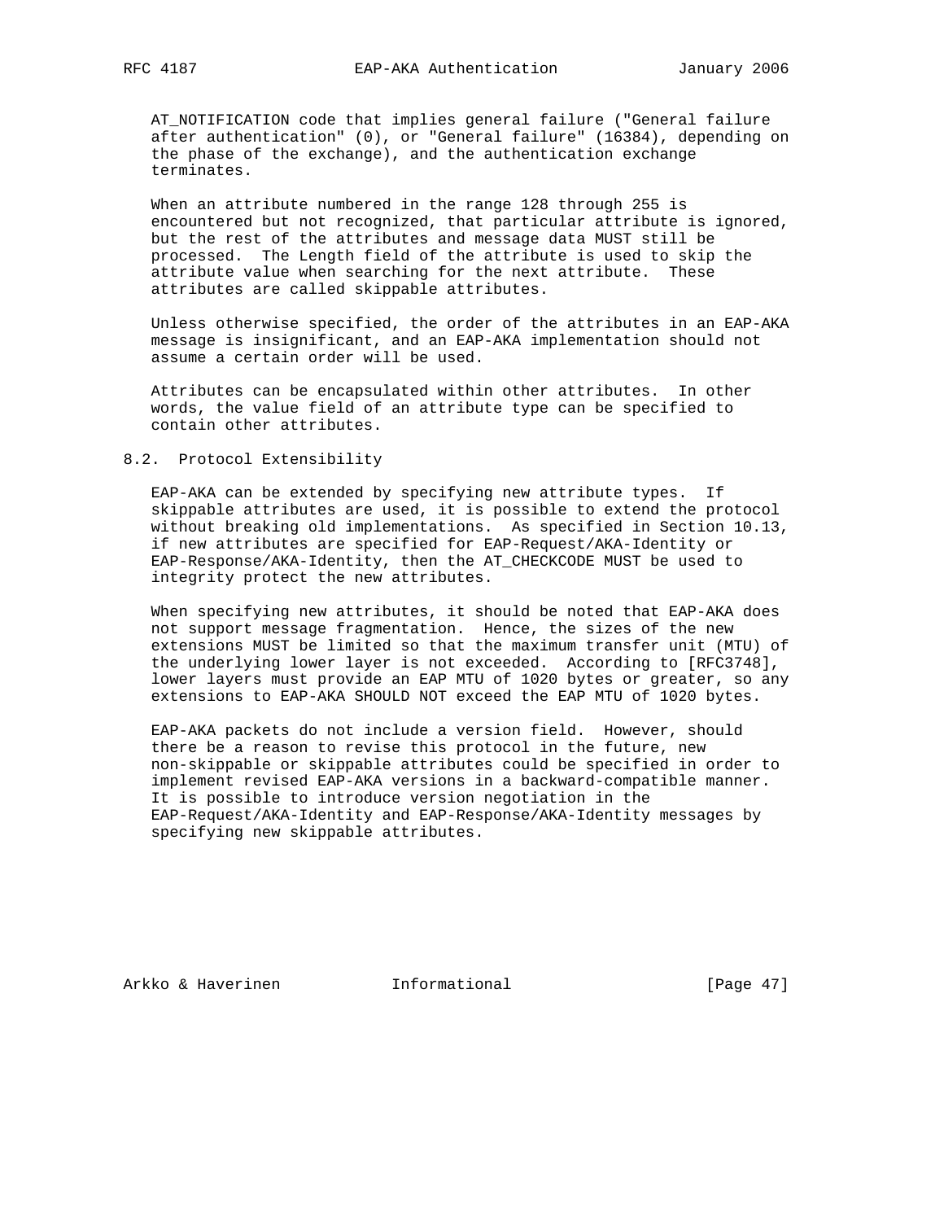AT_NOTIFICATION code that implies general failure ("General failure after authentication" (0), or "General failure" (16384), depending on the phase of the exchange), and the authentication exchange terminates.

When an attribute numbered in the range 128 through 255 is encountered but not recognized, that particular attribute is ignored, but the rest of the attributes and message data MUST still be processed. The Length field of the attribute is used to skip the attribute value when searching for the next attribute. These attributes are called skippable attributes.

Unless otherwise specified, the order of the attributes in an EAP-AKA message is insignificant, and an EAP-AKA implementation should not assume a certain order will be used.

Attributes can be encapsulated within other attributes. In other words, the value field of an attribute type can be specified to contain other attributes.

## 8.2. Protocol Extensibility

EAP-AKA can be extended by specifying new attribute types. If skippable attributes are used, it is possible to extend the protocol without breaking old implementations. As specified in Section 10.13, if new attributes are specified for EAP-Request/AKA-Identity or EAP-Response/AKA-Identity, then the AT_CHECKCODE MUST be used to integrity protect the new attributes.

When specifying new attributes, it should be noted that EAP-AKA does not support message fragmentation. Hence, the sizes of the new extensions MUST be limited so that the maximum transfer unit (MTU) of the underlying lower layer is not exceeded. According to [RFC3748], lower layers must provide an EAP MTU of 1020 bytes or greater, so any extensions to EAP-AKA SHOULD NOT exceed the EAP MTU of 1020 bytes.

EAP-AKA packets do not include a version field. However, should there be a reason to revise this protocol in the future, new non-skippable or skippable attributes could be specified in order to implement revised EAP-AKA versions in a backward-compatible manner. It is possible to introduce version negotiation in the EAP-Request/AKA-Identity and EAP-Response/AKA-Identity messages by specifying new skippable attributes.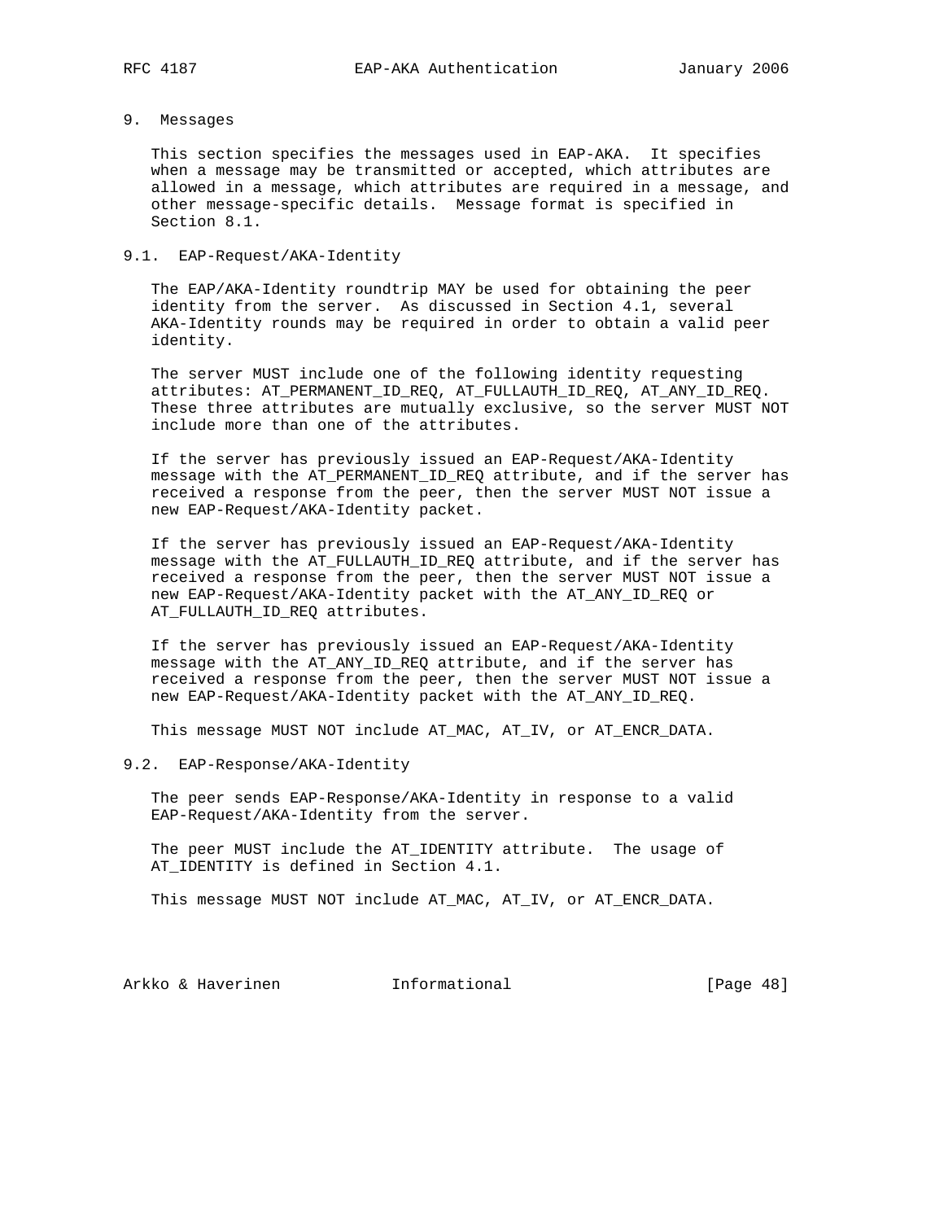## 9. Messages

This section specifies the messages used in EAP-AKA. It specifies when a message may be transmitted or accepted, which attributes are allowed in a message, which attributes are required in a message, and other message-specific details. Message format is specified in Section 8.1.

### 9.1. EAP-Request/AKA-Identity

The EAP/AKA-Identity roundtrip MAY be used for obtaining the peer identity from the server. As discussed in Section 4.1, several AKA-Identity rounds may be required in order to obtain a valid peer identity.

The server MUST include one of the following identity requesting attributes: AT_PERMANENT_ID_REQ, AT_FULLAUTH_ID_REQ, AT_ANY_ID_REQ. These three attributes are mutually exclusive, so the server MUST NOT include more than one of the attributes.

If the server has previously issued an EAP-Request/AKA-Identity message with the AT_PERMANENT_ID_REQ attribute, and if the server has received a response from the peer, then the server MUST NOT issue a new EAP-Request/AKA-Identity packet.

If the server has previously issued an EAP-Request/AKA-Identity message with the AT_FULLAUTH_ID_REQ attribute, and if the server has received a response from the peer, then the server MUST NOT issue a new EAP-Request/AKA-Identity packet with the AT_ANY_ID_REQ or AT_FULLAUTH_ID_REQ attributes.

If the server has previously issued an EAP-Request/AKA-Identity message with the AT_ANY_ID_REQ attribute, and if the server has received a response from the peer, then the server MUST NOT issue a new EAP-Request/AKA-Identity packet with the AT_ANY_ID_REQ.

This message MUST NOT include AT_MAC, AT_IV, or AT_ENCR_DATA.

### 9.2. EAP-Response/AKA-Identity

The peer sends EAP-Response/AKA-Identity in response to a valid EAP-Request/AKA-Identity from the server.

The peer MUST include the AT_IDENTITY attribute. The usage of AT_IDENTITY is defined in Section 4.1.

This message MUST NOT include AT_MAC, AT_IV, or AT_ENCR_DATA.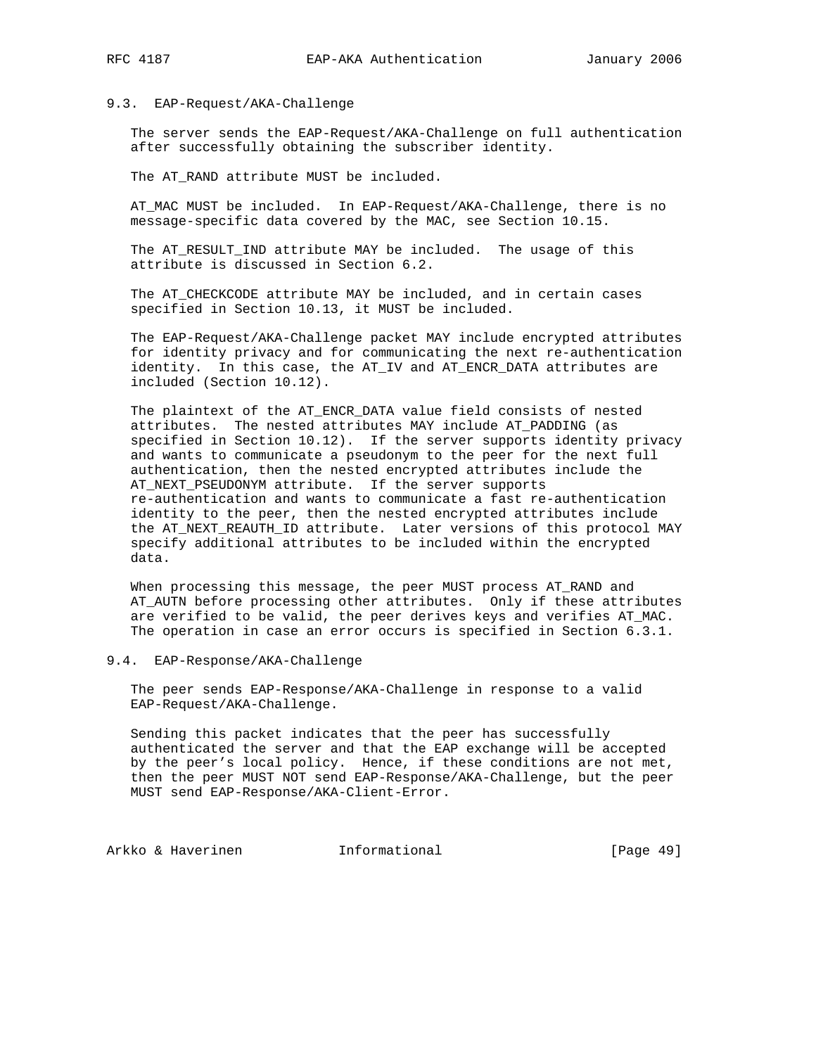## 9.3. EAP-Request/AKA-Challenge

The server sends the EAP-Request/AKA-Challenge on full authentication after successfully obtaining the subscriber identity.

The AT_RAND attribute MUST be included.

AT_MAC MUST be included. In EAP-Request/AKA-Challenge, there is no message-specific data covered by the MAC, see Section 10.15.

The AT_RESULT_IND attribute MAY be included. The usage of this attribute is discussed in Section 6.2.

The AT_CHECKCODE attribute MAY be included, and in certain cases specified in Section 10.13, it MUST be included.

The EAP-Request/AKA-Challenge packet MAY include encrypted attributes for identity privacy and for communicating the next re-authentication identity. In this case, the AT_IV and AT_ENCR_DATA attributes are included (Section 10.12).

The plaintext of the AT_ENCR_DATA value field consists of nested attributes. The nested attributes MAY include AT_PADDING (as specified in Section 10.12). If the server supports identity privacy and wants to communicate a pseudonym to the peer for the next full authentication, then the nested encrypted attributes include the AT_NEXT_PSEUDONYM attribute. If the server supports re-authentication and wants to communicate a fast re-authentication identity to the peer, then the nested encrypted attributes include the AT_NEXT_REAUTH_ID attribute. Later versions of this protocol MAY specify additional attributes to be included within the encrypted data.

When processing this message, the peer MUST process AT_RAND and AT_AUTN before processing other attributes. Only if these attributes are verified to be valid, the peer derives keys and verifies AT_MAC. The operation in case an error occurs is specified in Section 6.3.1.

## 9.4. EAP-Response/AKA-Challenge

The peer sends EAP-Response/AKA-Challenge in response to a valid EAP-Request/AKA-Challenge.

Sending this packet indicates that the peer has successfully authenticated the server and that the EAP exchange will be accepted by the peer's local policy. Hence, if these conditions are not met, then the peer MUST NOT send EAP-Response/AKA-Challenge, but the peer MUST send EAP-Response/AKA-Client-Error.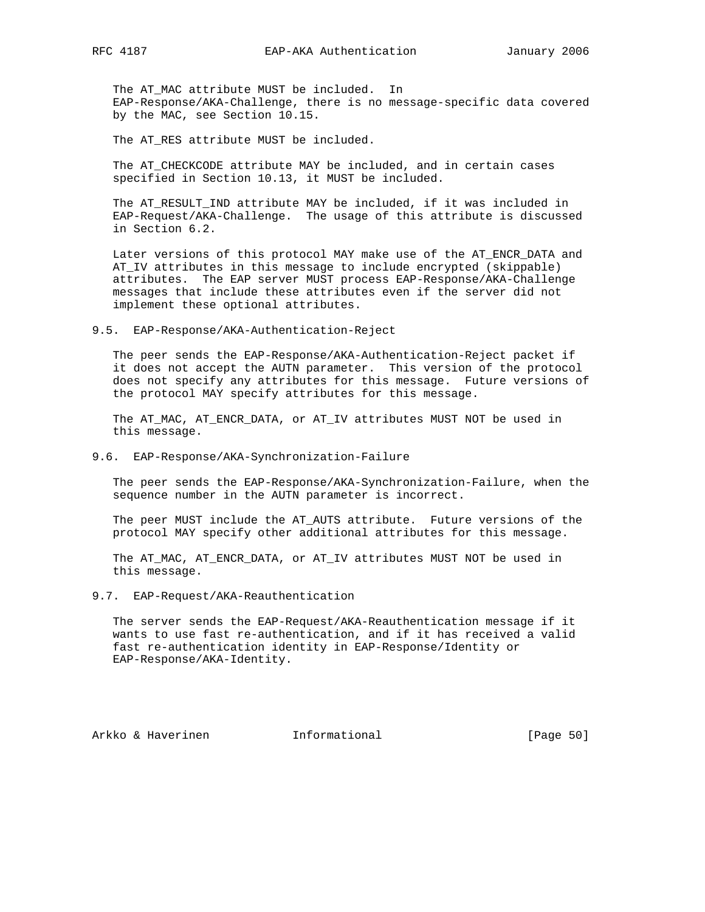The AT_MAC attribute MUST be included. In EAP-Response/AKA-Challenge, there is no message-specific data covered by the MAC, see Section 10.15.

The AT_RES attribute MUST be included.

The AT_CHECKCODE attribute MAY be included, and in certain cases specified in Section 10.13, it MUST be included.

The AT_RESULT_IND attribute MAY be included, if it was included in EAP-Request/AKA-Challenge. The usage of this attribute is discussed in Section 6.2.

Later versions of this protocol MAY make use of the AT_ENCR_DATA and AT_IV attributes in this message to include encrypted (skippable) attributes. The EAP server MUST process EAP-Response/AKA-Challenge messages that include these attributes even if the server did not implement these optional attributes.

## 9.5. EAP-Response/AKA-Authentication-Reject

The peer sends the EAP-Response/AKA-Authentication-Reject packet if it does not accept the AUTN parameter. This version of the protocol does not specify any attributes for this message. Future versions of the protocol MAY specify attributes for this message.

The AT_MAC, AT_ENCR_DATA, or AT_IV attributes MUST NOT be used in this message.

## 9.6. EAP-Response/AKA-Synchronization-Failure

The peer sends the EAP-Response/AKA-Synchronization-Failure, when the sequence number in the AUTN parameter is incorrect.

The peer MUST include the AT_AUTS attribute. Future versions of the protocol MAY specify other additional attributes for this message.

The AT_MAC, AT_ENCR_DATA, or AT_IV attributes MUST NOT be used in this message.

## 9.7. EAP-Request/AKA-Reauthentication

The server sends the EAP-Request/AKA-Reauthentication message if it wants to use fast re-authentication, and if it has received a valid fast re-authentication identity in EAP-Response/Identity or EAP-Response/AKA-Identity.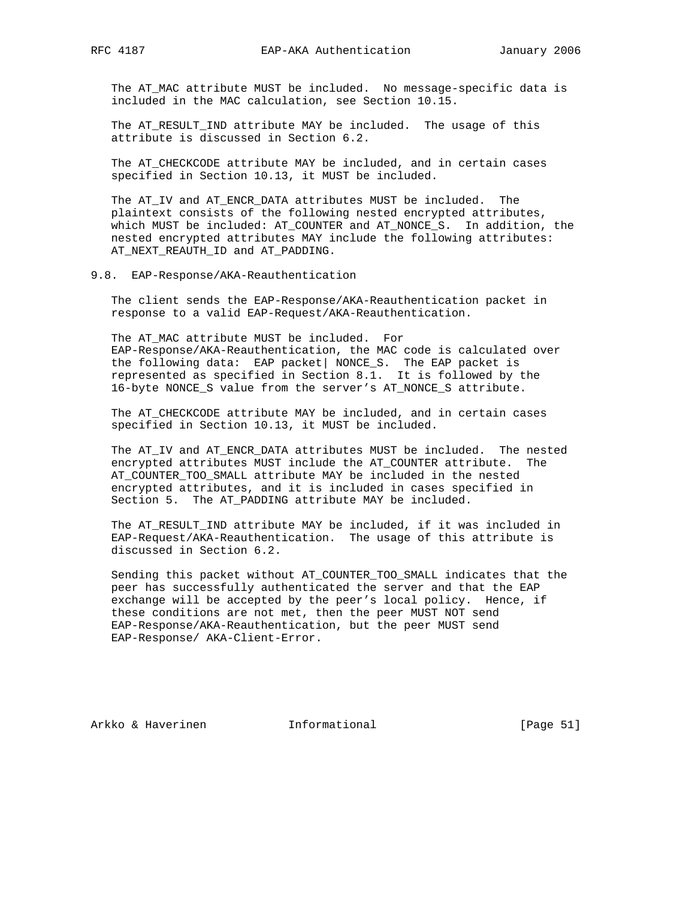The AT_MAC attribute MUST be included. No message-specific data is included in the MAC calculation, see Section 10.15.

The AT_RESULT_IND attribute MAY be included. The usage of this attribute is discussed in Section 6.2.

The AT_CHECKCODE attribute MAY be included, and in certain cases specified in Section 10.13, it MUST be included.

The AT_IV and AT_ENCR_DATA attributes MUST be included. The plaintext consists of the following nested encrypted attributes, which MUST be included: AT_COUNTER and AT_NONCE_S. In addition, the nested encrypted attributes MAY include the following attributes: AT_NEXT_REAUTH_ID and AT_PADDING.

## 9.8. EAP-Response/AKA-Reauthentication

The client sends the EAP-Response/AKA-Reauthentication packet in response to a valid EAP-Request/AKA-Reauthentication.

The AT_MAC attribute MUST be included. For EAP-Response/AKA-Reauthentication, the MAC code is calculated over the following data: EAP packet| NONCE_S. The EAP packet is represented as specified in Section 8.1. It is followed by the 16-byte NONCE_S value from the server's AT_NONCE_S attribute.

The AT_CHECKCODE attribute MAY be included, and in certain cases specified in Section 10.13, it MUST be included.

The AT_IV and AT_ENCR_DATA attributes MUST be included. The nested encrypted attributes MUST include the AT_COUNTER attribute. The AT_COUNTER_TOO_SMALL attribute MAY be included in the nested encrypted attributes, and it is included in cases specified in Section 5. The AT_PADDING attribute MAY be included.

The AT_RESULT_IND attribute MAY be included, if it was included in EAP-Request/AKA-Reauthentication. The usage of this attribute is discussed in Section 6.2.

Sending this packet without AT_COUNTER_TOO_SMALL indicates that the peer has successfully authenticated the server and that the EAP exchange will be accepted by the peer's local policy. Hence, if these conditions are not met, then the peer MUST NOT send EAP-Response/AKA-Reauthentication, but the peer MUST send EAP-Response/ AKA-Client-Error.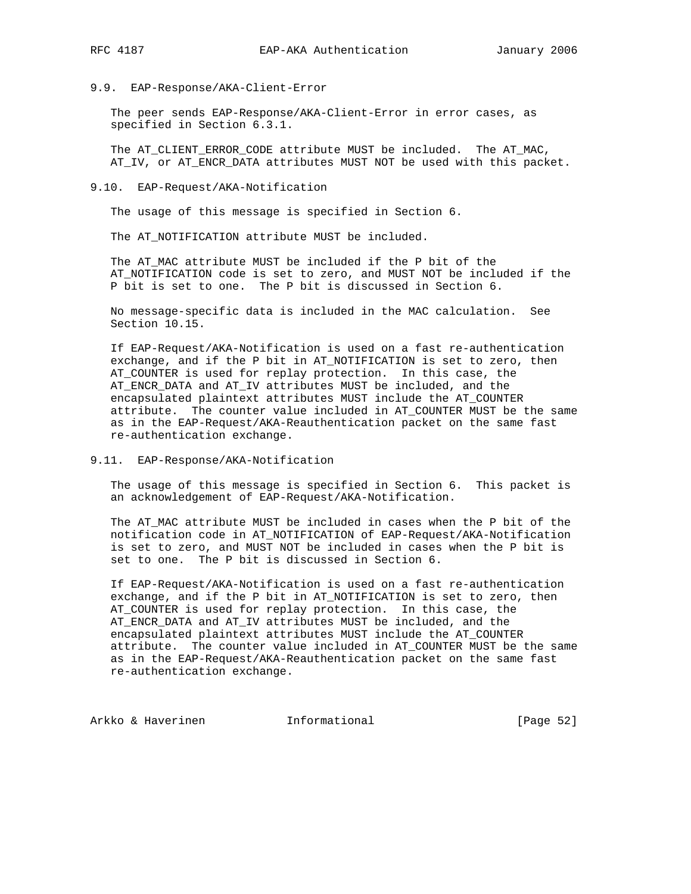### 9.9. EAP-Response/AKA-Client-Error

The peer sends EAP-Response/AKA-Client-Error in error cases, as specified in Section 6.3.1.

The AT_CLIENT_ERROR_CODE attribute MUST be included. The AT_MAC, AT_IV, or AT_ENCR_DATA attributes MUST NOT be used with this packet.

### 9.10. EAP-Request/AKA-Notification

The usage of this message is specified in Section 6.

The AT_NOTIFICATION attribute MUST be included.

The AT_MAC attribute MUST be included if the P bit of the AT_NOTIFICATION code is set to zero, and MUST NOT be included if the P bit is set to one. The P bit is discussed in Section 6.

No message-specific data is included in the MAC calculation. See Section 10.15.

If EAP-Request/AKA-Notification is used on a fast re-authentication exchange, and if the P bit in AT_NOTIFICATION is set to zero, then AT_COUNTER is used for replay protection. In this case, the AT_ENCR_DATA and AT_IV attributes MUST be included, and the encapsulated plaintext attributes MUST include the AT_COUNTER attribute. The counter value included in AT_COUNTER MUST be the same as in the EAP-Request/AKA-Reauthentication packet on the same fast re-authentication exchange.

### 9.11. EAP-Response/AKA-Notification

The usage of this message is specified in Section 6. This packet is an acknowledgement of EAP-Request/AKA-Notification.

The AT_MAC attribute MUST be included in cases when the P bit of the notification code in AT_NOTIFICATION of EAP-Request/AKA-Notification is set to zero, and MUST NOT be included in cases when the P bit is set to one. The P bit is discussed in Section 6.

If EAP-Request/AKA-Notification is used on a fast re-authentication exchange, and if the P bit in AT_NOTIFICATION is set to zero, then AT_COUNTER is used for replay protection. In this case, the AT_ENCR_DATA and AT_IV attributes MUST be included, and the encapsulated plaintext attributes MUST include the AT_COUNTER attribute. The counter value included in AT_COUNTER MUST be the same as in the EAP-Request/AKA-Reauthentication packet on the same fast re-authentication exchange.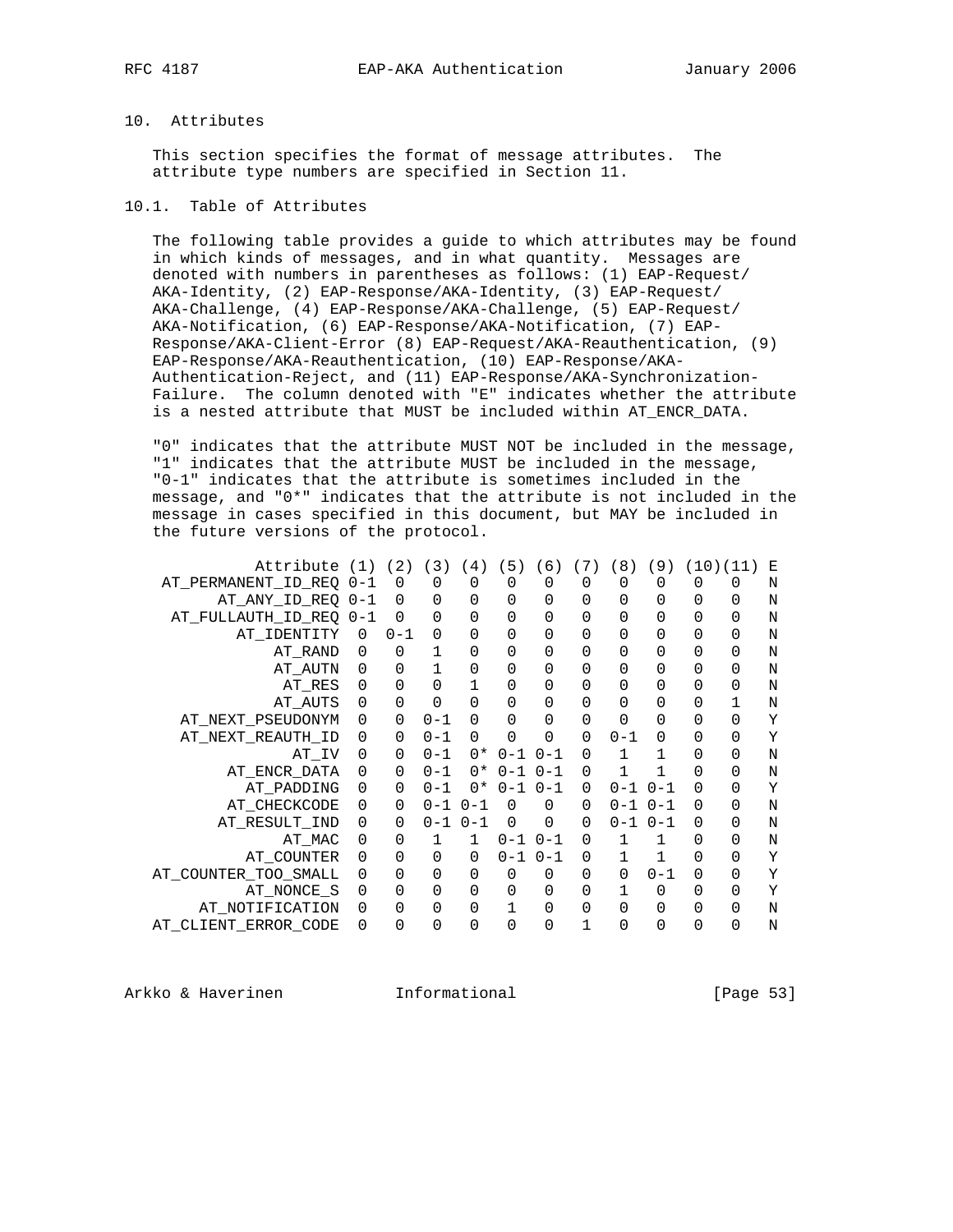## 10. Attributes

This section specifies the format of message attributes. The attribute type numbers are specified in Section 11.

### 10.1. Table of Attributes

The following table provides a guide to which attributes may be found in which kinds of messages, and in what quantity. Messages are denoted with numbers in parentheses as follows: (1) EAP-Request/AKA-Identity, (2) EAP-Response/AKA-Identity, (3) EAP-Request/AKA-Challenge, (4) EAP-Response/AKA-Challenge, (5) EAP-Request/AKA-Notification, (6) EAP-Response/AKA-Notification, (7) EAP-Response/AKA-Client-Error (8) EAP-Request/AKA-Reauthentication, (9) EAP-Response/AKA-Reauthentication, (10) EAP-Response/AKA-Authentication-Reject, and (11) EAP-Response/AKA-Synchronization-Failure. The column denoted with "E" indicates whether the attribute is a nested attribute that MUST be included within AT_ENCR_DATA.

"0" indicates that the attribute MUST NOT be included in the message, "1" indicates that the attribute MUST be included in the message, "0-1" indicates that the attribute is sometimes included in the message, and "0*" indicates that the attribute is not included in the message in cases specified in this document, but MAY be included in the future versions of the protocol.

| Attribute | (1) | (2) | (3) | (4) | (5) | (6) | (7) | (8) | (9) | (10) | (11) | E |
|---|---|---|---|---|---|---|---|---|---|---|---|---|
| AT_PERMANENT_ID_REQ | 0-1 | 0 | 0 | 0 | 0 | 0 | 0 | 0 | 0 | 0 | 0 | N |
| AT_ANY_ID_REQ | 0-1 | 0 | 0 | 0 | 0 | 0 | 0 | 0 | 0 | 0 | 0 | N |
| AT_FULLAUTH_ID_REQ | 0-1 | 0 | 0 | 0 | 0 | 0 | 0 | 0 | 0 | 0 | 0 | N |
| AT_IDENTITY | 0 | 0-1 | 0 | 0 | 0 | 0 | 0 | 0 | 0 | 0 | 0 | N |
| AT_RAND | 0 | 0 | 1 | 0 | 0 | 0 | 0 | 0 | 0 | 0 | 0 | N |
| AT_AUTN | 0 | 0 | 1 | 0 | 0 | 0 | 0 | 0 | 0 | 0 | 0 | N |
| AT_RES | 0 | 0 | 0 | 1 | 0 | 0 | 0 | 0 | 0 | 0 | 0 | N |
| AT_AUTS | 0 | 0 | 0 | 0 | 0 | 0 | 0 | 0 | 0 | 0 | 1 | N |
| AT_NEXT_PSEUDONYM | 0 | 0 | 0-1 | 0 | 0 | 0 | 0 | 0 | 0 | 0 | 0 | Y |
| AT_NEXT_REAUTH_ID | 0 | 0 | 0-1 | 0 | 0 | 0 | 0 | 0-1 | 0 | 0 | 0 | Y |
| AT_IV | 0 | 0 | 0-1 | 0* | 0-1 | 0-1 | 0 | 1 | 1 | 0 | 0 | N |
| AT_ENCR_DATA | 0 | 0 | 0-1 | 0* | 0-1 | 0-1 | 0 | 1 | 1 | 0 | 0 | N |
| AT_PADDING | 0 | 0 | 0-1 | 0* | 0-1 | 0-1 | 0 | 0-1 | 0-1 | 0 | 0 | Y |
| AT_CHECKCODE | 0 | 0 | 0-1 | 0-1 | 0 | 0 | 0 | 0-1 | 0-1 | 0 | 0 | N |
| AT_RESULT_IND | 0 | 0 | 0-1 | 0-1 | 0 | 0 | 0 | 0-1 | 0-1 | 0 | 0 | N |
| AT_MAC | 0 | 0 | 1 | 1 | 0-1 | 0-1 | 0 | 1 | 1 | 0 | 0 | N |
| AT_COUNTER | 0 | 0 | 0 | 0 | 0-1 | 0-1 | 0 | 1 | 1 | 0 | 0 | Y |
| AT_COUNTER_TOO_SMALL | 0 | 0 | 0 | 0 | 0 | 0 | 0 | 0 | 0-1 | 0 | 0 | Y |
| AT_NONCE_S | 0 | 0 | 0 | 0 | 0 | 0 | 0 | 1 | 0 | 0 | 0 | Y |
| AT_NOTIFICATION | 0 | 0 | 0 | 0 | 1 | 0 | 0 | 0 | 0 | 0 | 0 | N |
| AT_CLIENT_ERROR_CODE | 0 | 0 | 0 | 0 | 0 | 0 | 1 | 0 | 0 | 0 | 0 | N |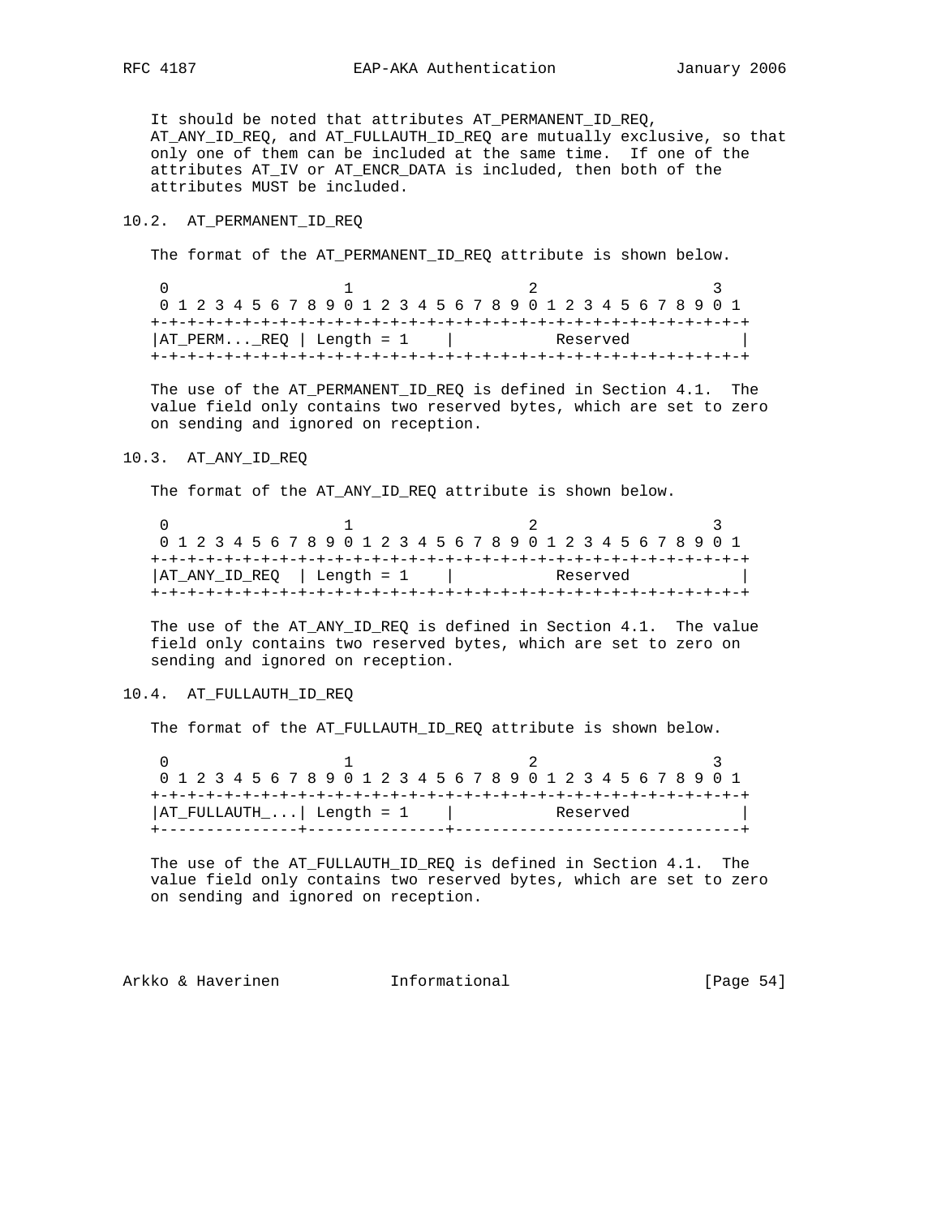It should be noted that attributes AT_PERMANENT_ID_REQ, AT_ANY_ID_REQ, and AT_FULLAUTH_ID_REQ are mutually exclusive, so that only one of them can be included at the same time. If one of the attributes AT_IV or AT_ENCR_DATA is included, then both of the attributes MUST be included.

## 10.2. AT_PERMANENT_ID_REQ

The format of the AT_PERMANENT_ID_REQ attribute is shown below.

```
 0                   1                   2                   3
 0 1 2 3 4 5 6 7 8 9 0 1 2 3 4 5 6 7 8 9 0 1 2 3 4 5 6 7 8 9 0 1
+-+-+-+-+-+-+-+-+-+-+-+-+-+-+-+-+-+-+-+-+-+-+-+-+-+-+-+-+-+-+-+-+
|AT_PERM..._REQ | Length = 1    |           Reserved            |
+-+-+-+-+-+-+-+-+-+-+-+-+-+-+-+-+-+-+-+-+-+-+-+-+-+-+-+-+-+-+-+-+
```

The use of the AT_PERMANENT_ID_REQ is defined in Section 4.1. The value field only contains two reserved bytes, which are set to zero on sending and ignored on reception.

## 10.3. AT_ANY_ID_REQ

The format of the AT_ANY_ID_REQ attribute is shown below.

```
 0                   1                   2                   3
 0 1 2 3 4 5 6 7 8 9 0 1 2 3 4 5 6 7 8 9 0 1 2 3 4 5 6 7 8 9 0 1
+-+-+-+-+-+-+-+-+-+-+-+-+-+-+-+-+-+-+-+-+-+-+-+-+-+-+-+-+-+-+-+-+
|AT_ANY_ID_REQ  | Length = 1    |           Reserved            |
+-+-+-+-+-+-+-+-+-+-+-+-+-+-+-+-+-+-+-+-+-+-+-+-+-+-+-+-+-+-+-+-+
```

The use of the AT_ANY_ID_REQ is defined in Section 4.1. The value field only contains two reserved bytes, which are set to zero on sending and ignored on reception.

## 10.4. AT_FULLAUTH_ID_REQ

The format of the AT_FULLAUTH_ID_REQ attribute is shown below.

```
 0                   1                   2                   3
 0 1 2 3 4 5 6 7 8 9 0 1 2 3 4 5 6 7 8 9 0 1 2 3 4 5 6 7 8 9 0 1
+-+-+-+-+-+-+-+-+-+-+-+-+-+-+-+-+-+-+-+-+-+-+-+-+-+-+-+-+-+-+-+-+
|AT_FULLAUTH_...| Length = 1    |           Reserved            |
+---------------+---------------+-------------------------------+
```

The use of the AT_FULLAUTH_ID_REQ is defined in Section 4.1. The value field only contains two reserved bytes, which are set to zero on sending and ignored on reception.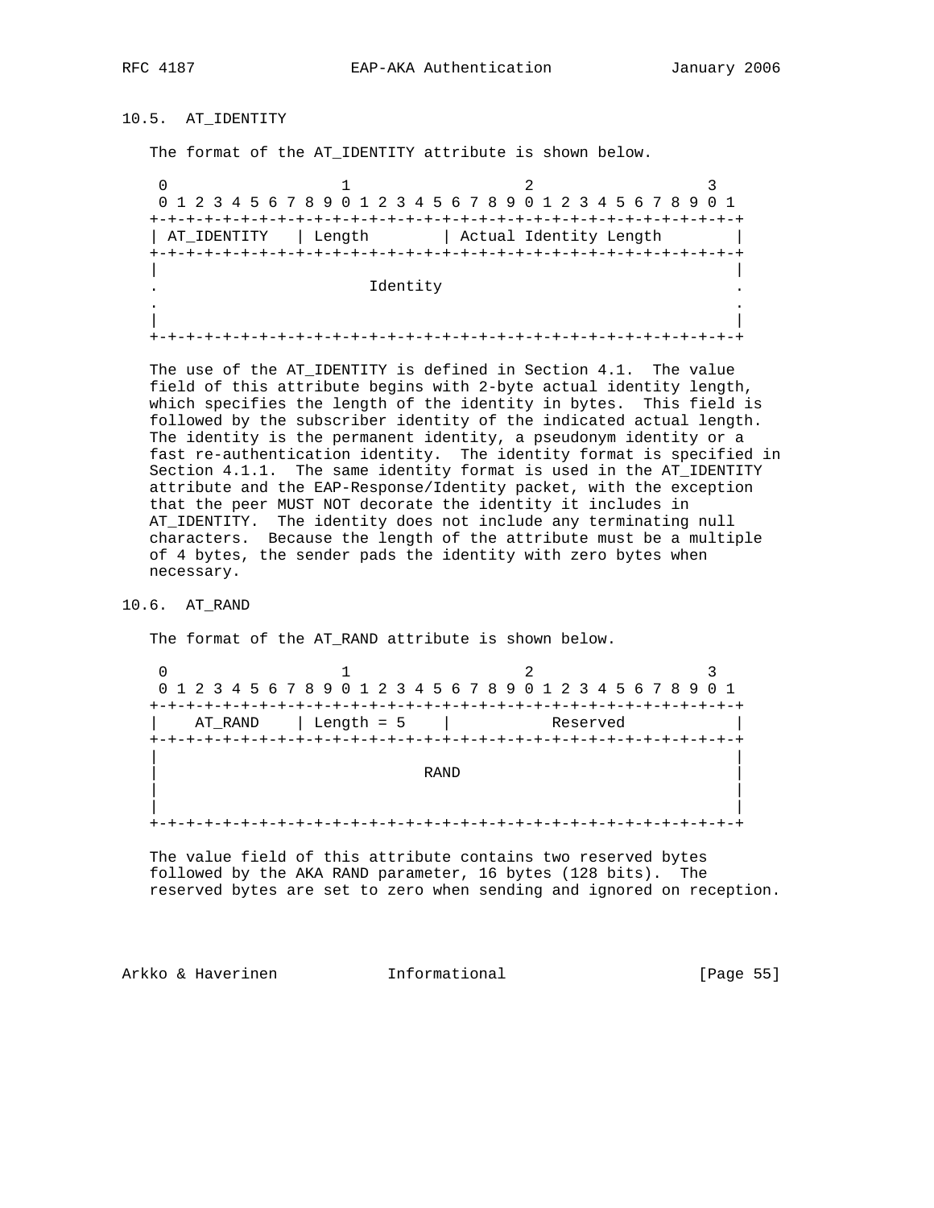### 10.5. AT_IDENTITY

The format of the AT_IDENTITY attribute is shown below.

```
 0                   1                   2                   3
 0 1 2 3 4 5 6 7 8 9 0 1 2 3 4 5 6 7 8 9 0 1 2 3 4 5 6 7 8 9 0 1
+-+-+-+-+-+-+-+-+-+-+-+-+-+-+-+-+-+-+-+-+-+-+-+-+-+-+-+-+-+-+-+-+
| AT_IDENTITY   | Length        | Actual Identity Length        |
+-+-+-+-+-+-+-+-+-+-+-+-+-+-+-+-+-+-+-+-+-+-+-+-+-+-+-+-+-+-+-+-+
|                                                               |
.                       Identity                                .
.                                                               .
|                                                               |
+-+-+-+-+-+-+-+-+-+-+-+-+-+-+-+-+-+-+-+-+-+-+-+-+-+-+-+-+-+-+-+-+
```

The use of the AT_IDENTITY is defined in Section 4.1. The value field of this attribute begins with 2-byte actual identity length, which specifies the length of the identity in bytes. This field is followed by the subscriber identity of the indicated actual length. The identity is the permanent identity, a pseudonym identity or a fast re-authentication identity. The identity format is specified in Section 4.1.1. The same identity format is used in the AT_IDENTITY attribute and the EAP-Response/Identity packet, with the exception that the peer MUST NOT decorate the identity it includes in AT_IDENTITY. The identity does not include any terminating null characters. Because the length of the attribute must be a multiple of 4 bytes, the sender pads the identity with zero bytes when necessary.

### 10.6. AT_RAND

The format of the AT_RAND attribute is shown below.

```
 0                   1                   2                   3
 0 1 2 3 4 5 6 7 8 9 0 1 2 3 4 5 6 7 8 9 0 1 2 3 4 5 6 7 8 9 0 1
+-+-+-+-+-+-+-+-+-+-+-+-+-+-+-+-+-+-+-+-+-+-+-+-+-+-+-+-+-+-+-+-+
|    AT_RAND    | Length = 5    |           Reserved            |
+-+-+-+-+-+-+-+-+-+-+-+-+-+-+-+-+-+-+-+-+-+-+-+-+-+-+-+-+-+-+-+-+
|                                                               |
|                             RAND                              |
|                                                               |
|                                                               |
+-+-+-+-+-+-+-+-+-+-+-+-+-+-+-+-+-+-+-+-+-+-+-+-+-+-+-+-+-+-+-+-+
```

The value field of this attribute contains two reserved bytes followed by the AKA RAND parameter, 16 bytes (128 bits). The reserved bytes are set to zero when sending and ignored on reception.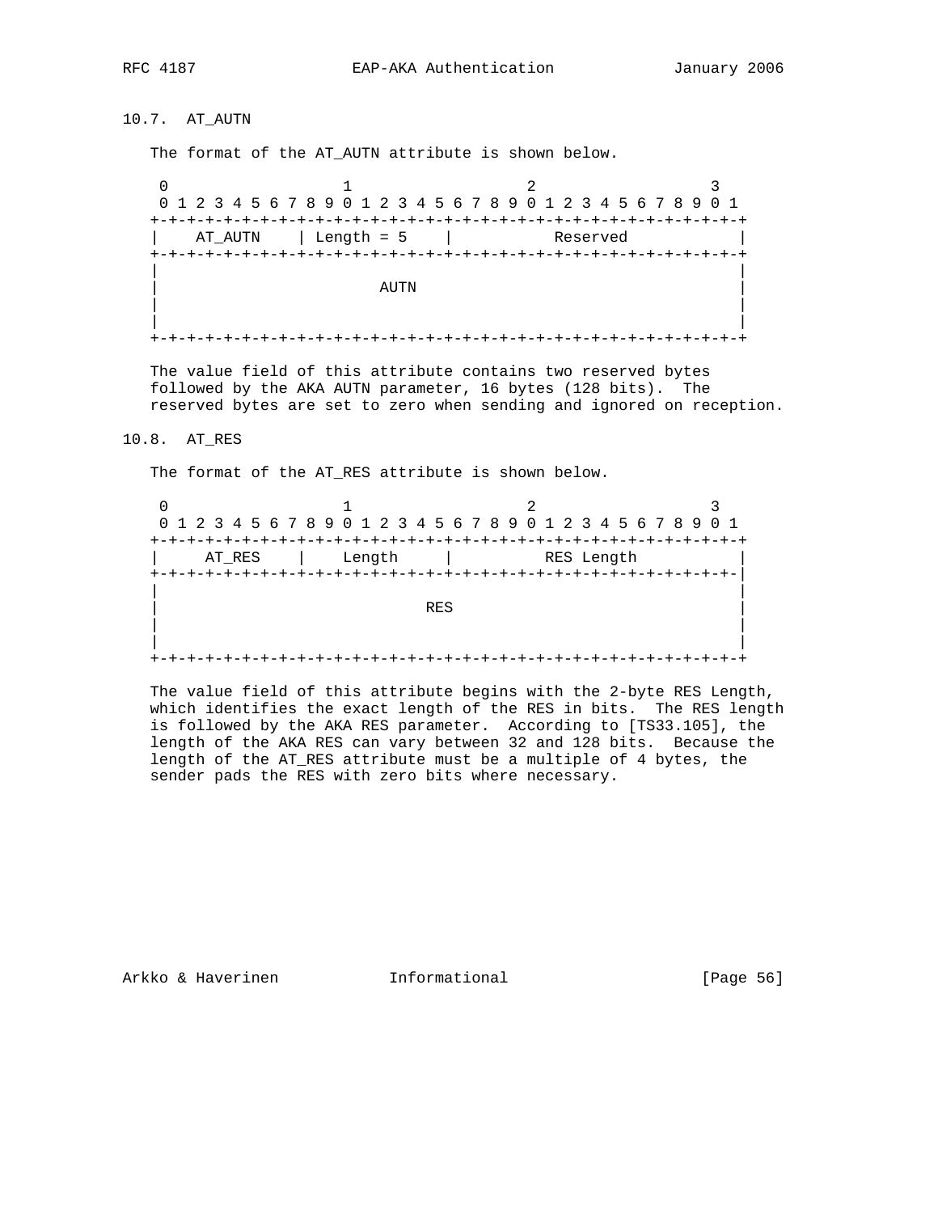## 10.7. AT_AUTN

The format of the AT_AUTN attribute is shown below.

```
 0                   1                   2                   3
 0 1 2 3 4 5 6 7 8 9 0 1 2 3 4 5 6 7 8 9 0 1 2 3 4 5 6 7 8 9 0 1
+-+-+-+-+-+-+-+-+-+-+-+-+-+-+-+-+-+-+-+-+-+-+-+-+-+-+-+-+-+-+-+-+
|    AT_AUTN    | Length = 5    |           Reserved            |
+-+-+-+-+-+-+-+-+-+-+-+-+-+-+-+-+-+-+-+-+-+-+-+-+-+-+-+-+-+-+-+-+
|                                                               |
|                        AUTN                                   |
|                                                               |
|                                                               |
+-+-+-+-+-+-+-+-+-+-+-+-+-+-+-+-+-+-+-+-+-+-+-+-+-+-+-+-+-+-+-+-+
```

The value field of this attribute contains two reserved bytes followed by the AKA AUTN parameter, 16 bytes (128 bits). The reserved bytes are set to zero when sending and ignored on reception.

## 10.8. AT_RES

The format of the AT_RES attribute is shown below.

```
 0                   1                   2                   3
 0 1 2 3 4 5 6 7 8 9 0 1 2 3 4 5 6 7 8 9 0 1 2 3 4 5 6 7 8 9 0 1
+-+-+-+-+-+-+-+-+-+-+-+-+-+-+-+-+-+-+-+-+-+-+-+-+-+-+-+-+-+-+-+-+
|     AT_RES    |    Length     |          RES Length           |
+-+-+-+-+-+-+-+-+-+-+-+-+-+-+-+-+-+-+-+-+-+-+-+-+-+-+-+-+-+-+-+-|
|                                                               |
|                             RES                               |
|                                                               |
|                                                               |
+-+-+-+-+-+-+-+-+-+-+-+-+-+-+-+-+-+-+-+-+-+-+-+-+-+-+-+-+-+-+-+-+
```

The value field of this attribute begins with the 2-byte RES Length, which identifies the exact length of the RES in bits. The RES length is followed by the AKA RES parameter. According to [TS33.105], the length of the AKA RES can vary between 32 and 128 bits. Because the length of the AT_RES attribute must be a multiple of 4 bytes, the sender pads the RES with zero bits where necessary.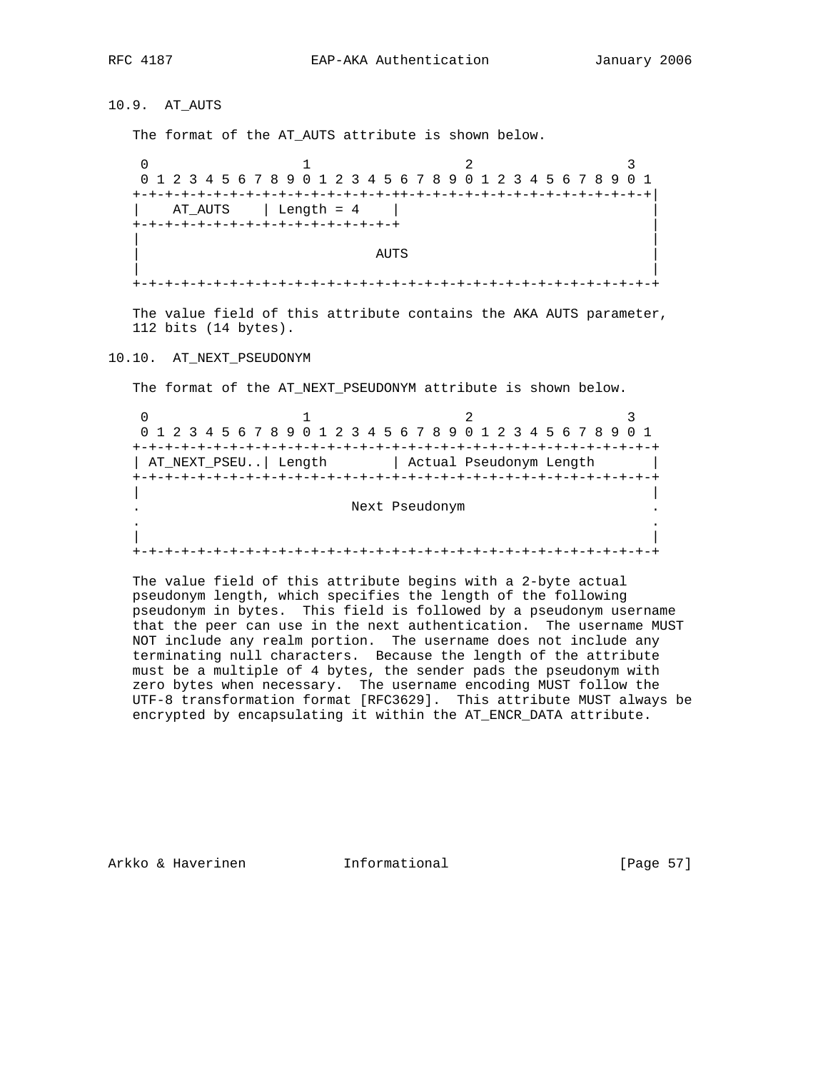### 10.9. AT_AUTS

The format of the AT_AUTS attribute is shown below.

```
 0                   1                   2                   3
 0 1 2 3 4 5 6 7 8 9 0 1 2 3 4 5 6 7 8 9 0 1 2 3 4 5 6 7 8 9 0 1
+-+-+-+-+-+-+-+-+-+-+-+-+-+-+-+-++-+-+-+-+-+-+-+-+-+-+-+-+-+-+-+|
|    AT_AUTS    | Length = 4    |                               |
+-+-+-+-+-+-+-+-+-+-+-+-+-+-+-+-+                               |
|                                                               |
|                              AUTS                             |
|                                                               |
+-+-+-+-+-+-+-+-+-+-+-+-+-+-+-+-+-+-+-+-+-+-+-+-+-+-+-+-+-+-+-+-+
```

The value field of this attribute contains the AKA AUTS parameter, 112 bits (14 bytes).

### 10.10. AT_NEXT_PSEUDONYM

The format of the AT_NEXT_PSEUDONYM attribute is shown below.

```
 0                   1                   2                   3
 0 1 2 3 4 5 6 7 8 9 0 1 2 3 4 5 6 7 8 9 0 1 2 3 4 5 6 7 8 9 0 1
+-+-+-+-+-+-+-+-+-+-+-+-+-+-+-+-+-+-+-+-+-+-+-+-+-+-+-+-+-+-+-+-+
| AT_NEXT_PSEU..| Length        | Actual Pseudonym Length       |
+-+-+-+-+-+-+-+-+-+-+-+-+-+-+-+-+-+-+-+-+-+-+-+-+-+-+-+-+-+-+-+-+
|                                                               |
.                           Next Pseudonym                      .
.                                                               .
|                                                               |
+-+-+-+-+-+-+-+-+-+-+-+-+-+-+-+-+-+-+-+-+-+-+-+-+-+-+-+-+-+-+-+-+
```

The value field of this attribute begins with a 2-byte actual pseudonym length, which specifies the length of the following pseudonym in bytes. This field is followed by a pseudonym username that the peer can use in the next authentication. The username MUST NOT include any realm portion. The username does not include any terminating null characters. Because the length of the attribute must be a multiple of 4 bytes, the sender pads the pseudonym with zero bytes when necessary. The username encoding MUST follow the UTF-8 transformation format [RFC3629]. This attribute MUST always be encrypted by encapsulating it within the AT_ENCR_DATA attribute.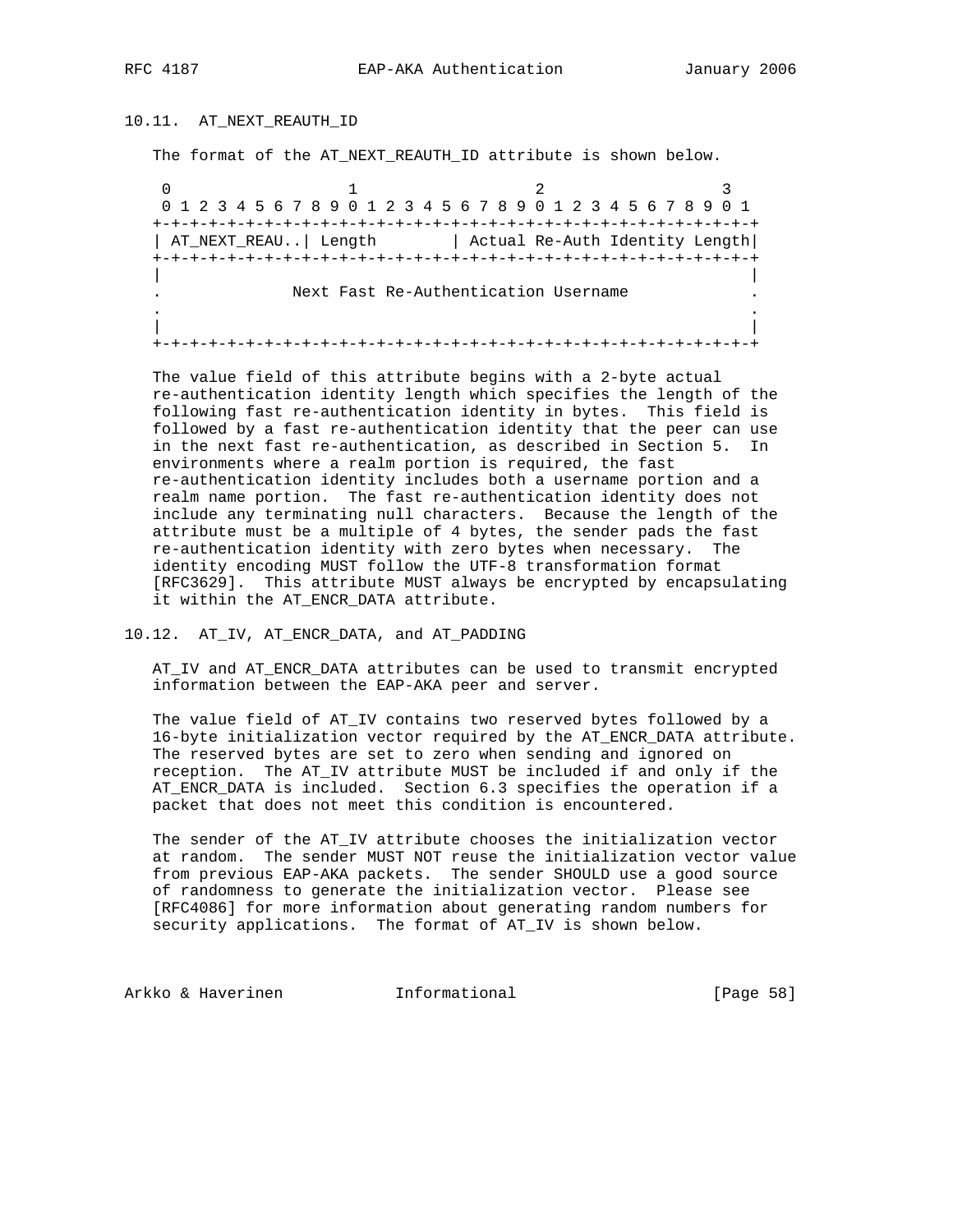## 10.11. AT_NEXT_REAUTH_ID

The format of the AT_NEXT_REAUTH_ID attribute is shown below.

```
 0                   1                   2                   3
 0 1 2 3 4 5 6 7 8 9 0 1 2 3 4 5 6 7 8 9 0 1 2 3 4 5 6 7 8 9 0 1
+-+-+-+-+-+-+-+-+-+-+-+-+-+-+-+-+-+-+-+-+-+-+-+-+-+-+-+-+-+-+-+-+
| AT_NEXT_REAU..| Length        | Actual Re-Auth Identity Length|
+-+-+-+-+-+-+-+-+-+-+-+-+-+-+-+-+-+-+-+-+-+-+-+-+-+-+-+-+-+-+-+-+
|                                                               |
.               Next Fast Re-Authentication Username            .
.                                                               .
|                                                               |
+-+-+-+-+-+-+-+-+-+-+-+-+-+-+-+-+-+-+-+-+-+-+-+-+-+-+-+-+-+-+-+-+
```

The value field of this attribute begins with a 2-byte actual re-authentication identity length which specifies the length of the following fast re-authentication identity in bytes. This field is followed by a fast re-authentication identity that the peer can use in the next fast re-authentication, as described in Section 5. In environments where a realm portion is required, the fast re-authentication identity includes both a username portion and a realm name portion. The fast re-authentication identity does not include any terminating null characters. Because the length of the attribute must be a multiple of 4 bytes, the sender pads the fast re-authentication identity with zero bytes when necessary. The identity encoding MUST follow the UTF-8 transformation format [RFC3629]. This attribute MUST always be encrypted by encapsulating it within the AT_ENCR_DATA attribute.

## 10.12. AT_IV, AT_ENCR_DATA, and AT_PADDING

AT_IV and AT_ENCR_DATA attributes can be used to transmit encrypted information between the EAP-AKA peer and server.

The value field of AT_IV contains two reserved bytes followed by a 16-byte initialization vector required by the AT_ENCR_DATA attribute. The reserved bytes are set to zero when sending and ignored on reception. The AT_IV attribute MUST be included if and only if the AT_ENCR_DATA is included. Section 6.3 specifies the operation if a packet that does not meet this condition is encountered.

The sender of the AT_IV attribute chooses the initialization vector at random. The sender MUST NOT reuse the initialization vector value from previous EAP-AKA packets. The sender SHOULD use a good source of randomness to generate the initialization vector. Please see [RFC4086] for more information about generating random numbers for security applications. The format of AT_IV is shown below.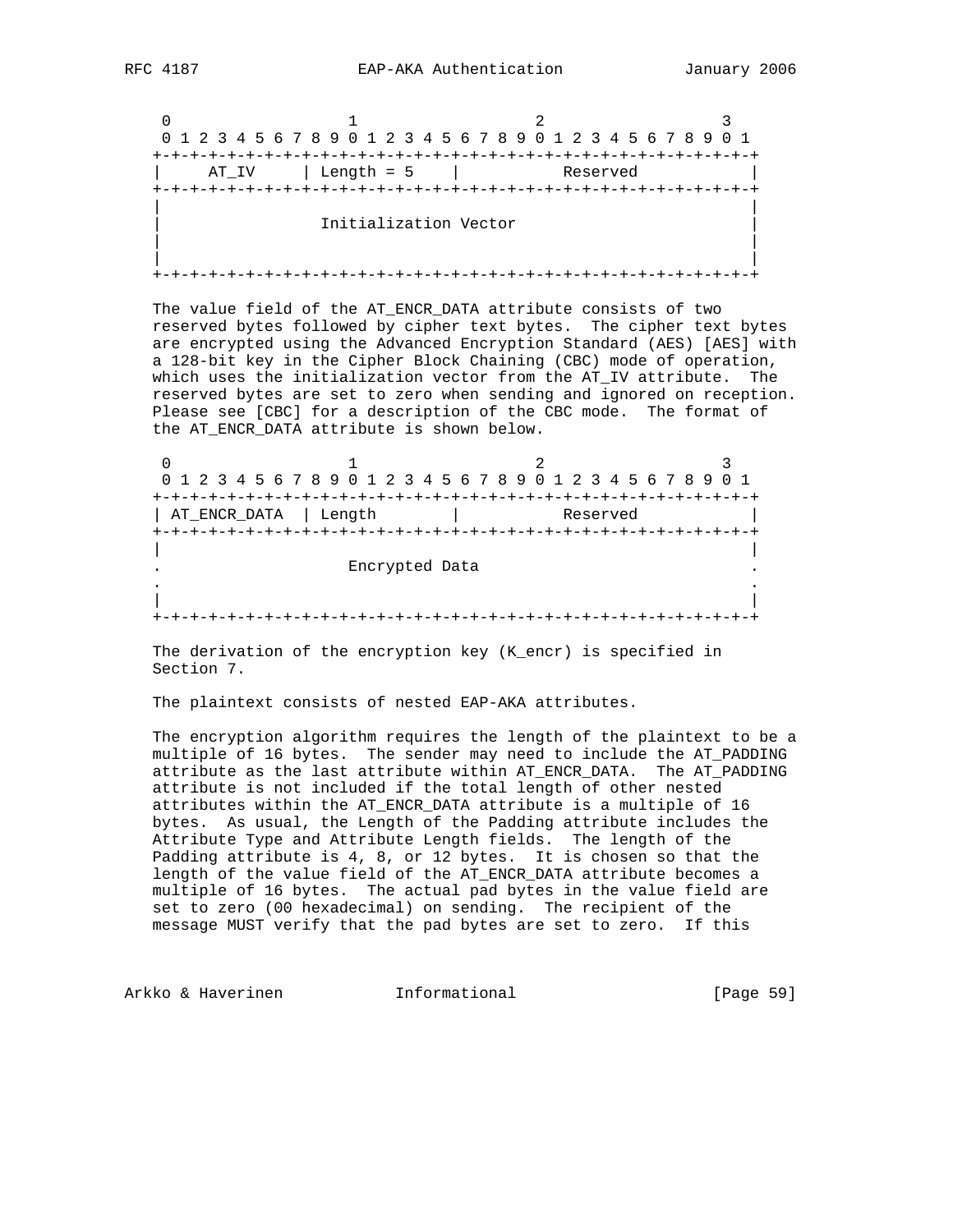```
 0                   1                   2                   3
 0 1 2 3 4 5 6 7 8 9 0 1 2 3 4 5 6 7 8 9 0 1 2 3 4 5 6 7 8 9 0 1
+-+-+-+-+-+-+-+-+-+-+-+-+-+-+-+-+-+-+-+-+-+-+-+-+-+-+-+-+-+-+-+-+
|     AT_IV     | Length = 5    |           Reserved            |
+-+-+-+-+-+-+-+-+-+-+-+-+-+-+-+-+-+-+-+-+-+-+-+-+-+-+-+-+-+-+-+-+
|                                                               |
|                 Initialization Vector                         |
|                                                               |
|                                                               |
+-+-+-+-+-+-+-+-+-+-+-+-+-+-+-+-+-+-+-+-+-+-+-+-+-+-+-+-+-+-+-+-+
```

The value field of the AT_ENCR_DATA attribute consists of two reserved bytes followed by cipher text bytes. The cipher text bytes are encrypted using the Advanced Encryption Standard (AES) [AES] with a 128-bit key in the Cipher Block Chaining (CBC) mode of operation, which uses the initialization vector from the AT_IV attribute. The reserved bytes are set to zero when sending and ignored on reception. Please see [CBC] for a description of the CBC mode. The format of the AT_ENCR_DATA attribute is shown below.

```
 0                   1                   2                   3
 0 1 2 3 4 5 6 7 8 9 0 1 2 3 4 5 6 7 8 9 0 1 2 3 4 5 6 7 8 9 0 1
+-+-+-+-+-+-+-+-+-+-+-+-+-+-+-+-+-+-+-+-+-+-+-+-+-+-+-+-+-+-+-+-+
| AT_ENCR_DATA  | Length        |           Reserved            |
+-+-+-+-+-+-+-+-+-+-+-+-+-+-+-+-+-+-+-+-+-+-+-+-+-+-+-+-+-+-+-+-+
|                                                               |
.                    Encrypted Data                             .
.                                                               .
|                                                               |
+-+-+-+-+-+-+-+-+-+-+-+-+-+-+-+-+-+-+-+-+-+-+-+-+-+-+-+-+-+-+-+-+
```

The derivation of the encryption key (K_encr) is specified in Section 7.

The plaintext consists of nested EAP-AKA attributes.

The encryption algorithm requires the length of the plaintext to be a multiple of 16 bytes. The sender may need to include the AT_PADDING attribute as the last attribute within AT_ENCR_DATA. The AT_PADDING attribute is not included if the total length of other nested attributes within the AT_ENCR_DATA attribute is a multiple of 16 bytes. As usual, the Length of the Padding attribute includes the Attribute Type and Attribute Length fields. The length of the Padding attribute is 4, 8, or 12 bytes. It is chosen so that the length of the value field of the AT_ENCR_DATA attribute becomes a multiple of 16 bytes. The actual pad bytes in the value field are set to zero (00 hexadecimal) on sending. The recipient of the message MUST verify that the pad bytes are set to zero. If this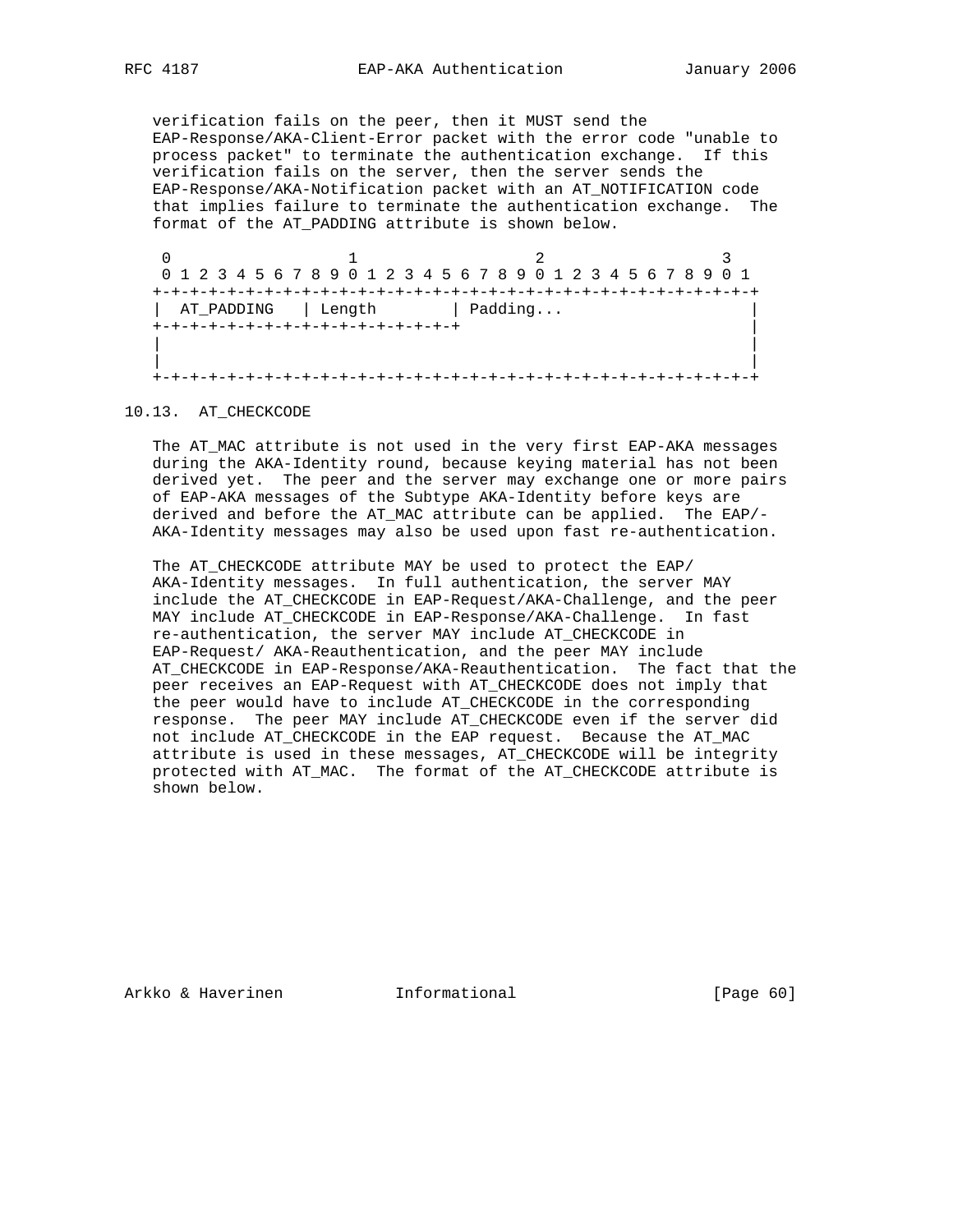verification fails on the peer, then it MUST send the EAP-Response/AKA-Client-Error packet with the error code "unable to process packet" to terminate the authentication exchange. If this verification fails on the server, then the server sends the EAP-Response/AKA-Notification packet with an AT_NOTIFICATION code that implies failure to terminate the authentication exchange. The format of the AT_PADDING attribute is shown below.

```
 0                   1                   2                   3
 0 1 2 3 4 5 6 7 8 9 0 1 2 3 4 5 6 7 8 9 0 1 2 3 4 5 6 7 8 9 0 1
+-+-+-+-+-+-+-+-+-+-+-+-+-+-+-+-+-+-+-+-+-+-+-+-+-+-+-+-+-+-+-+-+
|  AT_PADDING   | Length        | Padding...                    |
+-+-+-+-+-+-+-+-+-+-+-+-+-+-+-+-+                               |
|                                                               |
|                                                               |
+-+-+-+-+-+-+-+-+-+-+-+-+-+-+-+-+-+-+-+-+-+-+-+-+-+-+-+-+-+-+-+-+
```

## 10.13. AT_CHECKCODE

The AT_MAC attribute is not used in the very first EAP-AKA messages during the AKA-Identity round, because keying material has not been derived yet. The peer and the server may exchange one or more pairs of EAP-AKA messages of the Subtype AKA-Identity before keys are derived and before the AT_MAC attribute can be applied. The EAP/-AKA-Identity messages may also be used upon fast re-authentication.

The AT_CHECKCODE attribute MAY be used to protect the EAP/AKA-Identity messages. In full authentication, the server MAY include the AT_CHECKCODE in EAP-Request/AKA-Challenge, and the peer MAY include AT_CHECKCODE in EAP-Response/AKA-Challenge. In fast re-authentication, the server MAY include AT_CHECKCODE in EAP-Request/ AKA-Reauthentication, and the peer MAY include AT_CHECKCODE in EAP-Response/AKA-Reauthentication. The fact that the peer receives an EAP-Request with AT_CHECKCODE does not imply that the peer would have to include AT_CHECKCODE in the corresponding response. The peer MAY include AT_CHECKCODE even if the server did not include AT_CHECKCODE in the EAP request. Because the AT_MAC attribute is used in these messages, AT_CHECKCODE will be integrity protected with AT_MAC. The format of the AT_CHECKCODE attribute is shown below.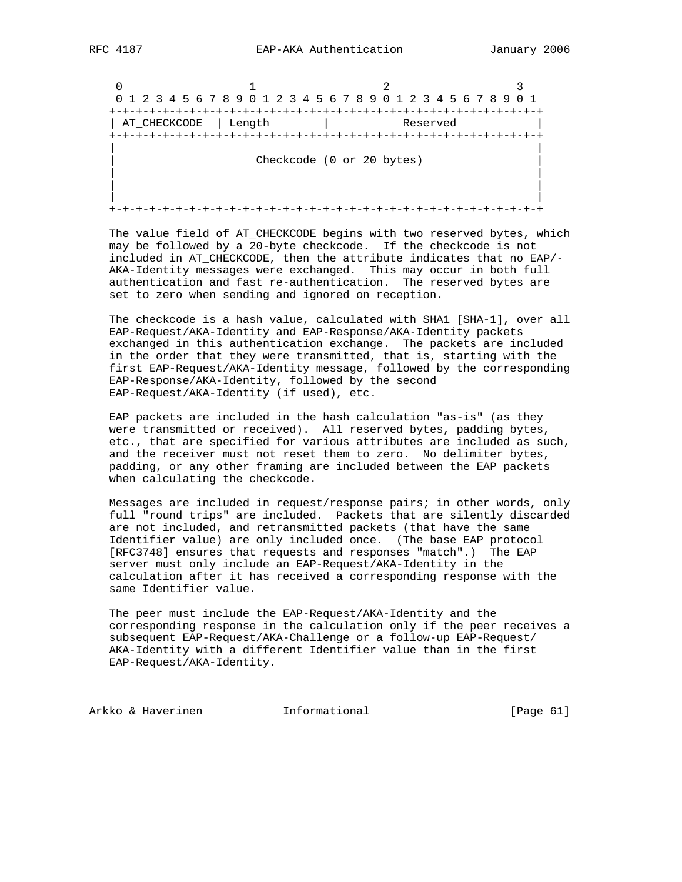```
 0                   1                   2                   3
 0 1 2 3 4 5 6 7 8 9 0 1 2 3 4 5 6 7 8 9 0 1 2 3 4 5 6 7 8 9 0 1
+-+-+-+-+-+-+-+-+-+-+-+-+-+-+-+-+-+-+-+-+-+-+-+-+-+-+-+-+-+-+-+-+
| AT_CHECKCODE  | Length        |           Reserved            |
+-+-+-+-+-+-+-+-+-+-+-+-+-+-+-+-+-+-+-+-+-+-+-+-+-+-+-+-+-+-+-+-+
|                                                               |
|                     Checkcode (0 or 20 bytes)                 |
|                                                               |
|                                                               |
|                                                               |
+-+-+-+-+-+-+-+-+-+-+-+-+-+-+-+-+-+-+-+-+-+-+-+-+-+-+-+-+-+-+-+-+
```

The value field of AT_CHECKCODE begins with two reserved bytes, which may be followed by a 20-byte checkcode. If the checkcode is not included in AT_CHECKCODE, then the attribute indicates that no EAP/-AKA-Identity messages were exchanged. This may occur in both full authentication and fast re-authentication. The reserved bytes are set to zero when sending and ignored on reception.

The checkcode is a hash value, calculated with SHA1 [SHA-1], over all EAP-Request/AKA-Identity and EAP-Response/AKA-Identity packets exchanged in this authentication exchange. The packets are included in the order that they were transmitted, that is, starting with the first EAP-Request/AKA-Identity message, followed by the corresponding EAP-Response/AKA-Identity, followed by the second EAP-Request/AKA-Identity (if used), etc.

EAP packets are included in the hash calculation "as-is" (as they were transmitted or received). All reserved bytes, padding bytes, etc., that are specified for various attributes are included as such, and the receiver must not reset them to zero. No delimiter bytes, padding, or any other framing are included between the EAP packets when calculating the checkcode.

Messages are included in request/response pairs; in other words, only full "round trips" are included. Packets that are silently discarded are not included, and retransmitted packets (that have the same Identifier value) are only included once. (The base EAP protocol [RFC3748] ensures that requests and responses "match".) The EAP server must only include an EAP-Request/AKA-Identity in the calculation after it has received a corresponding response with the same Identifier value.

The peer must include the EAP-Request/AKA-Identity and the corresponding response in the calculation only if the peer receives a subsequent EAP-Request/AKA-Challenge or a follow-up EAP-Request/AKA-Identity with a different Identifier value than in the first EAP-Request/AKA-Identity.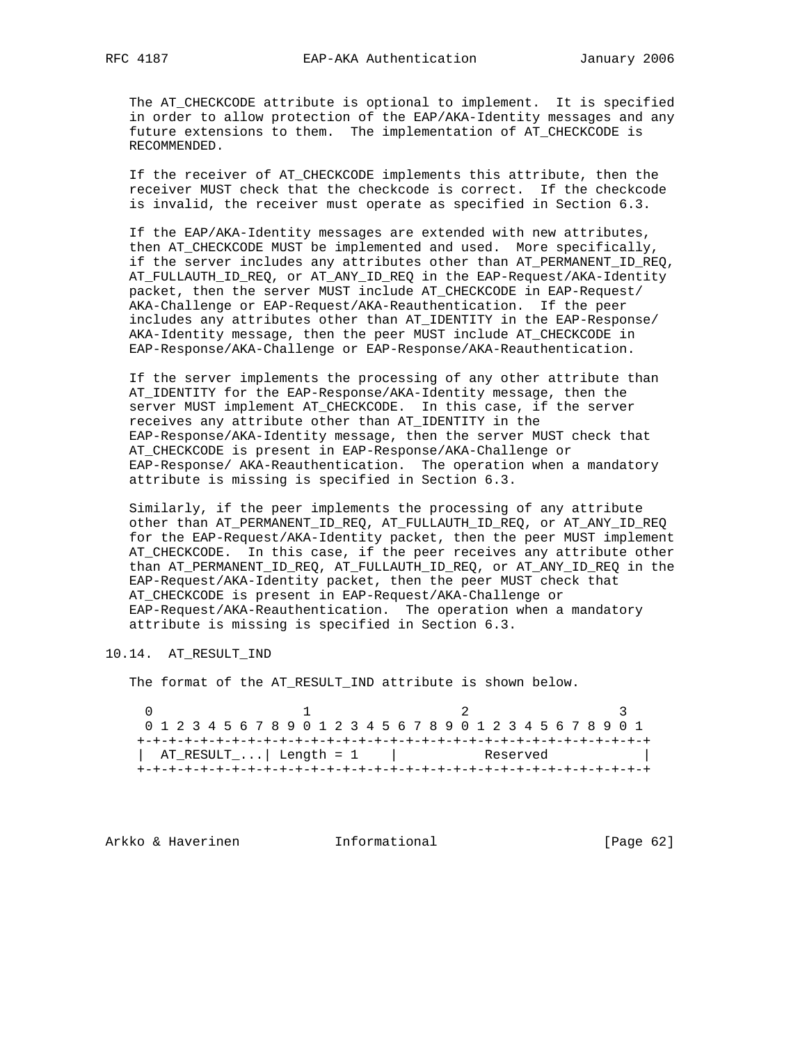The AT_CHECKCODE attribute is optional to implement. It is specified in order to allow protection of the EAP/AKA-Identity messages and any future extensions to them. The implementation of AT_CHECKCODE is RECOMMENDED.

If the receiver of AT_CHECKCODE implements this attribute, then the receiver MUST check that the checkcode is correct. If the checkcode is invalid, the receiver must operate as specified in Section 6.3.

If the EAP/AKA-Identity messages are extended with new attributes, then AT_CHECKCODE MUST be implemented and used. More specifically, if the server includes any attributes other than AT_PERMANENT_ID_REQ, AT_FULLAUTH_ID_REQ, or AT_ANY_ID_REQ in the EAP-Request/AKA-Identity packet, then the server MUST include AT_CHECKCODE in EAP-Request/AKA-Challenge or EAP-Request/AKA-Reauthentication. If the peer includes any attributes other than AT_IDENTITY in the EAP-Response/AKA-Identity message, then the peer MUST include AT_CHECKCODE in EAP-Response/AKA-Challenge or EAP-Response/AKA-Reauthentication.

If the server implements the processing of any other attribute than AT_IDENTITY for the EAP-Response/AKA-Identity message, then the server MUST implement AT_CHECKCODE. In this case, if the server receives any attribute other than AT_IDENTITY in the EAP-Response/AKA-Identity message, then the server MUST check that AT_CHECKCODE is present in EAP-Response/AKA-Challenge or EAP-Response/ AKA-Reauthentication. The operation when a mandatory attribute is missing is specified in Section 6.3.

Similarly, if the peer implements the processing of any attribute other than AT_PERMANENT_ID_REQ, AT_FULLAUTH_ID_REQ, or AT_ANY_ID_REQ for the EAP-Request/AKA-Identity packet, then the peer MUST implement AT_CHECKCODE. In this case, if the peer receives any attribute other than AT_PERMANENT_ID_REQ, AT_FULLAUTH_ID_REQ, or AT_ANY_ID_REQ in the EAP-Request/AKA-Identity packet, then the peer MUST check that AT_CHECKCODE is present in EAP-Request/AKA-Challenge or EAP-Request/AKA-Reauthentication. The operation when a mandatory attribute is missing is specified in Section 6.3.

## 10.14. AT_RESULT_IND

The format of the AT_RESULT_IND attribute is shown below.

```
 0                   1                   2                   3
 0 1 2 3 4 5 6 7 8 9 0 1 2 3 4 5 6 7 8 9 0 1 2 3 4 5 6 7 8 9 0 1
+-+-+-+-+-+-+-+-+-+-+-+-+-+-+-+-+-+-+-+-+-+-+-+-+-+-+-+-+-+-+-+-+
|  AT_RESULT_...| Length = 1    |           Reserved            |
+-+-+-+-+-+-+-+-+-+-+-+-+-+-+-+-+-+-+-+-+-+-+-+-+-+-+-+-+-+-+-+-+
```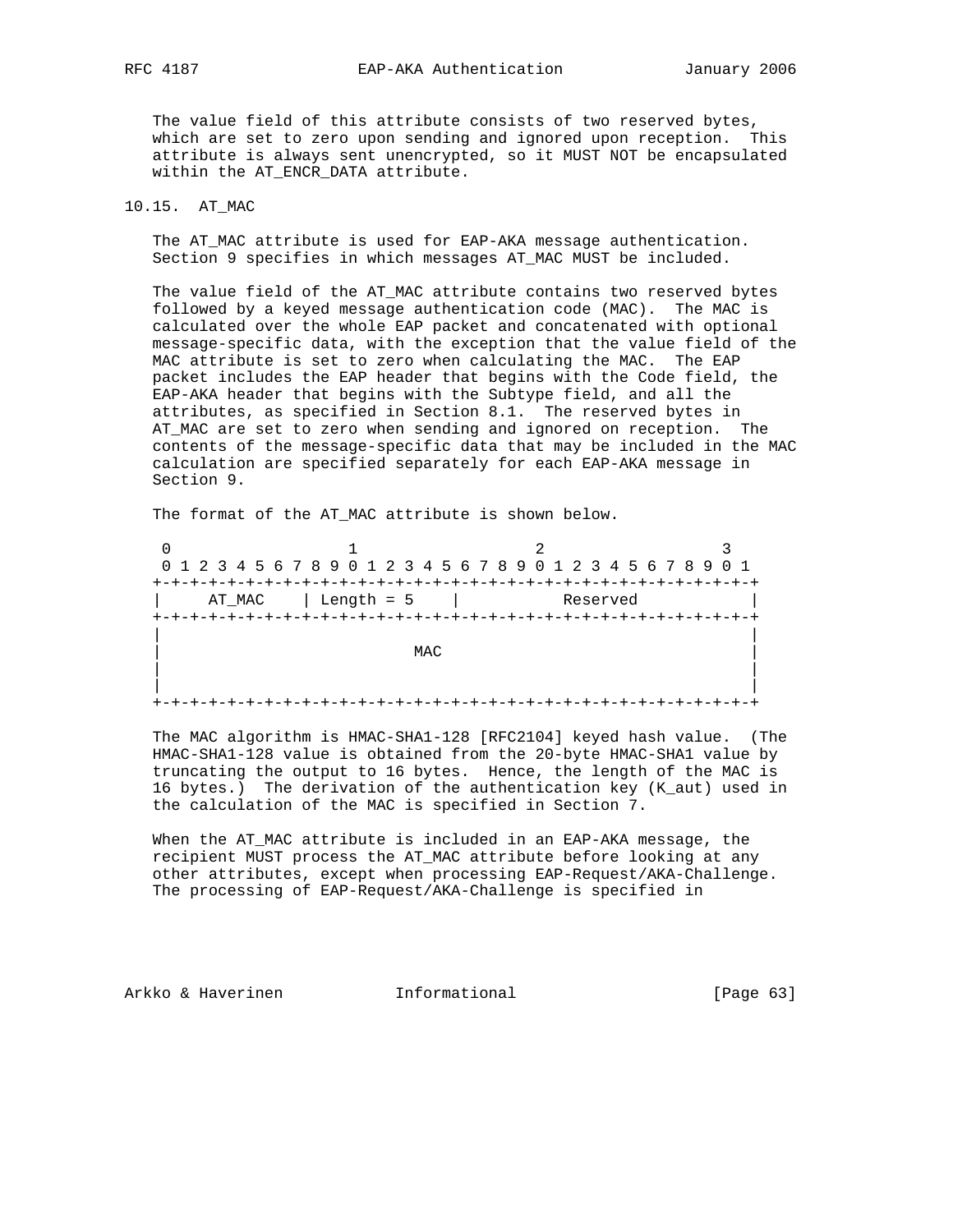The value field of this attribute consists of two reserved bytes, which are set to zero upon sending and ignored upon reception. This attribute is always sent unencrypted, so it MUST NOT be encapsulated within the AT_ENCR_DATA attribute.

### 10.15. AT_MAC

The AT_MAC attribute is used for EAP-AKA message authentication. Section 9 specifies in which messages AT_MAC MUST be included.

The value field of the AT_MAC attribute contains two reserved bytes followed by a keyed message authentication code (MAC). The MAC is calculated over the whole EAP packet and concatenated with optional message-specific data, with the exception that the value field of the MAC attribute is set to zero when calculating the MAC. The EAP packet includes the EAP header that begins with the Code field, the EAP-AKA header that begins with the Subtype field, and all the attributes, as specified in Section 8.1. The reserved bytes in AT_MAC are set to zero when sending and ignored on reception. The contents of the message-specific data that may be included in the MAC calculation are specified separately for each EAP-AKA message in Section 9.

The format of the AT_MAC attribute is shown below.

```
 0                   1                   2                   3
 0 1 2 3 4 5 6 7 8 9 0 1 2 3 4 5 6 7 8 9 0 1 2 3 4 5 6 7 8 9 0 1
+-+-+-+-+-+-+-+-+-+-+-+-+-+-+-+-+-+-+-+-+-+-+-+-+-+-+-+-+-+-+-+-+
|     AT_MAC    | Length = 5    |           Reserved            |
+-+-+-+-+-+-+-+-+-+-+-+-+-+-+-+-+-+-+-+-+-+-+-+-+-+-+-+-+-+-+-+-+
|                                                               |
|                           MAC                                 |
|                                                               |
|                                                               |
+-+-+-+-+-+-+-+-+-+-+-+-+-+-+-+-+-+-+-+-+-+-+-+-+-+-+-+-+-+-+-+-+
```

The MAC algorithm is HMAC-SHA1-128 [RFC2104] keyed hash value. (The HMAC-SHA1-128 value is obtained from the 20-byte HMAC-SHA1 value by truncating the output to 16 bytes. Hence, the length of the MAC is 16 bytes.) The derivation of the authentication key (K_aut) used in the calculation of the MAC is specified in Section 7.

When the AT_MAC attribute is included in an EAP-AKA message, the recipient MUST process the AT_MAC attribute before looking at any other attributes, except when processing EAP-Request/AKA-Challenge. The processing of EAP-Request/AKA-Challenge is specified in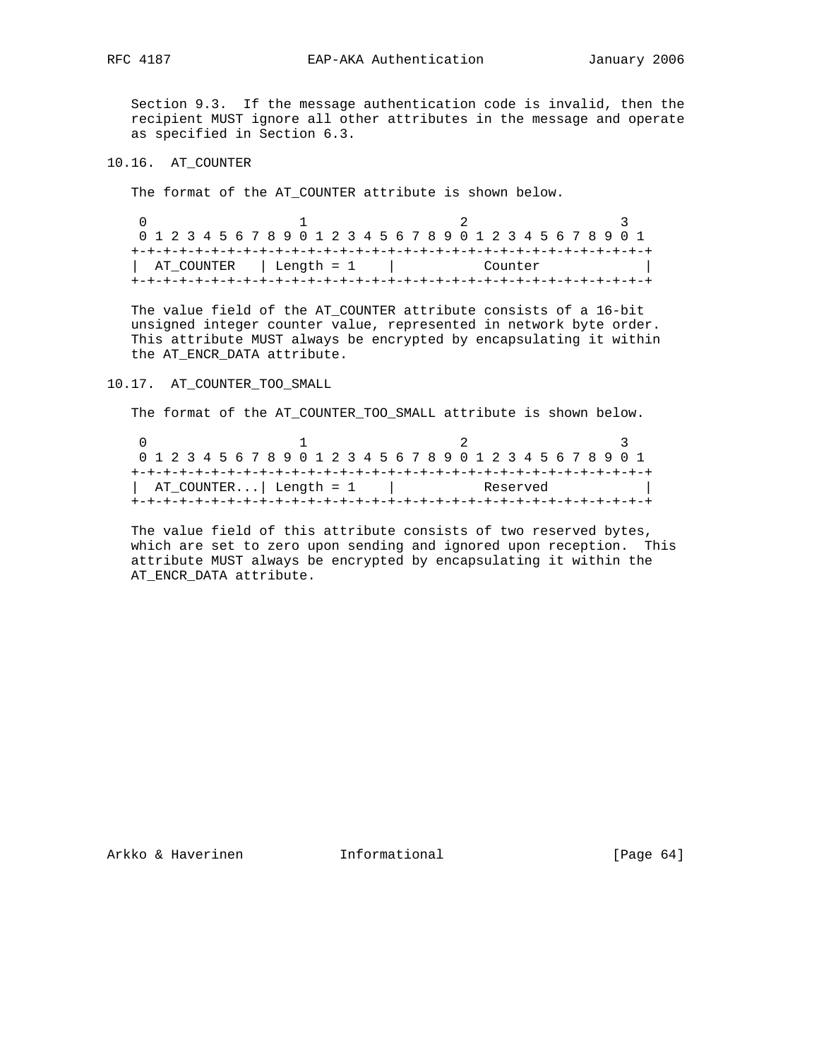Section 9.3. If the message authentication code is invalid, then the recipient MUST ignore all other attributes in the message and operate as specified in Section 6.3.

## 10.16. AT_COUNTER

The format of the AT_COUNTER attribute is shown below.

```
 0                   1                   2                   3
 0 1 2 3 4 5 6 7 8 9 0 1 2 3 4 5 6 7 8 9 0 1 2 3 4 5 6 7 8 9 0 1
+-+-+-+-+-+-+-+-+-+-+-+-+-+-+-+-+-+-+-+-+-+-+-+-+-+-+-+-+-+-+-+-+
|  AT_COUNTER   | Length = 1    |           Counter             |
+-+-+-+-+-+-+-+-+-+-+-+-+-+-+-+-+-+-+-+-+-+-+-+-+-+-+-+-+-+-+-+-+
```

The value field of the AT_COUNTER attribute consists of a 16-bit unsigned integer counter value, represented in network byte order. This attribute MUST always be encrypted by encapsulating it within the AT_ENCR_DATA attribute.

## 10.17. AT_COUNTER_TOO_SMALL

The format of the AT_COUNTER_TOO_SMALL attribute is shown below.

```
 0                   1                   2                   3
 0 1 2 3 4 5 6 7 8 9 0 1 2 3 4 5 6 7 8 9 0 1 2 3 4 5 6 7 8 9 0 1
+-+-+-+-+-+-+-+-+-+-+-+-+-+-+-+-+-+-+-+-+-+-+-+-+-+-+-+-+-+-+-+-+
|  AT_COUNTER...| Length = 1    |           Reserved            |
+-+-+-+-+-+-+-+-+-+-+-+-+-+-+-+-+-+-+-+-+-+-+-+-+-+-+-+-+-+-+-+-+
```

The value field of this attribute consists of two reserved bytes, which are set to zero upon sending and ignored upon reception. This attribute MUST always be encrypted by encapsulating it within the AT_ENCR_DATA attribute.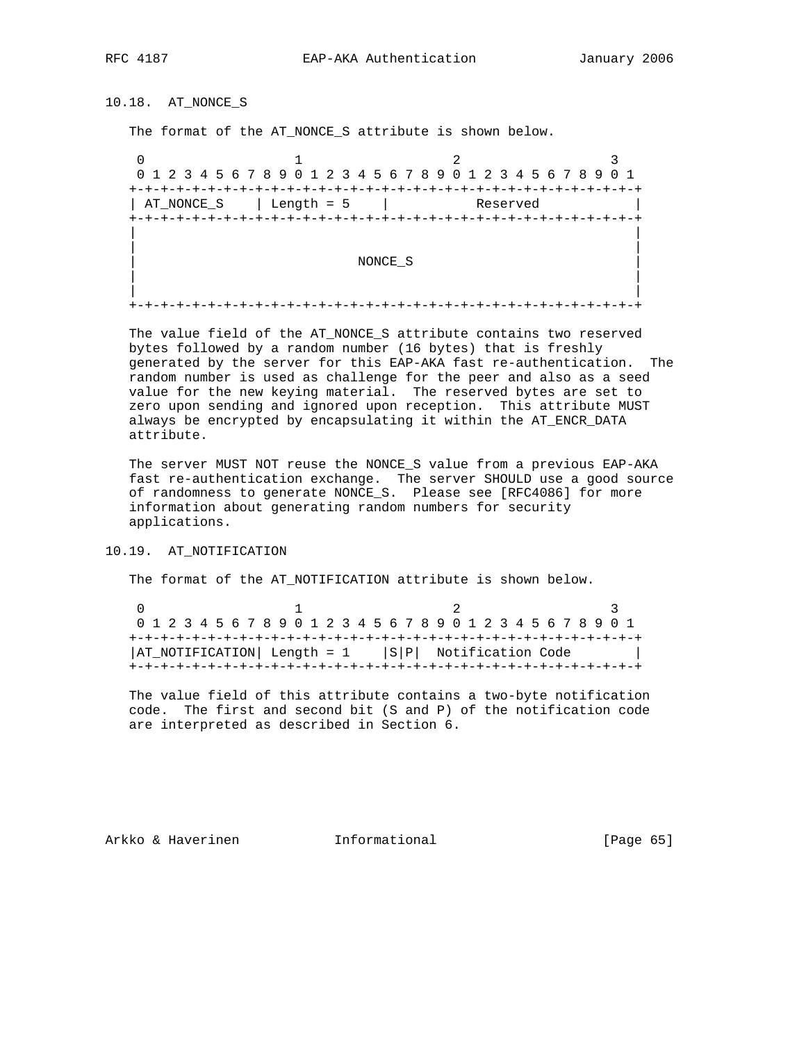### 10.18. AT_NONCE_S

The format of the AT_NONCE_S attribute is shown below.

```
 0                   1                   2                   3
 0 1 2 3 4 5 6 7 8 9 0 1 2 3 4 5 6 7 8 9 0 1 2 3 4 5 6 7 8 9 0 1
+-+-+-+-+-+-+-+-+-+-+-+-+-+-+-+-+-+-+-+-+-+-+-+-+-+-+-+-+-+-+-+-+
| AT_NONCE_S    | Length = 5    |           Reserved            |
+-+-+-+-+-+-+-+-+-+-+-+-+-+-+-+-+-+-+-+-+-+-+-+-+-+-+-+-+-+-+-+-+
|                                                               |
|                                                               |
|                            NONCE_S                            |
|                                                               |
|                                                               |
+-+-+-+-+-+-+-+-+-+-+-+-+-+-+-+-+-+-+-+-+-+-+-+-+-+-+-+-+-+-+-+-+
```

The value field of the AT_NONCE_S attribute contains two reserved bytes followed by a random number (16 bytes) that is freshly generated by the server for this EAP-AKA fast re-authentication. The random number is used as challenge for the peer and also as a seed value for the new keying material. The reserved bytes are set to zero upon sending and ignored upon reception. This attribute MUST always be encrypted by encapsulating it within the AT_ENCR_DATA attribute.

The server MUST NOT reuse the NONCE_S value from a previous EAP-AKA fast re-authentication exchange. The server SHOULD use a good source of randomness to generate NONCE_S. Please see [RFC4086] for more information about generating random numbers for security applications.

### 10.19. AT_NOTIFICATION

The format of the AT_NOTIFICATION attribute is shown below.

```
 0                   1                   2                   3
 0 1 2 3 4 5 6 7 8 9 0 1 2 3 4 5 6 7 8 9 0 1 2 3 4 5 6 7 8 9 0 1
+-+-+-+-+-+-+-+-+-+-+-+-+-+-+-+-+-+-+-+-+-+-+-+-+-+-+-+-+-+-+-+-+
|AT_NOTIFICATION| Length = 1    |S|P|  Notification Code        |
+-+-+-+-+-+-+-+-+-+-+-+-+-+-+-+-+-+-+-+-+-+-+-+-+-+-+-+-+-+-+-+-+
```

The value field of this attribute contains a two-byte notification code. The first and second bit (S and P) of the notification code are interpreted as described in Section 6.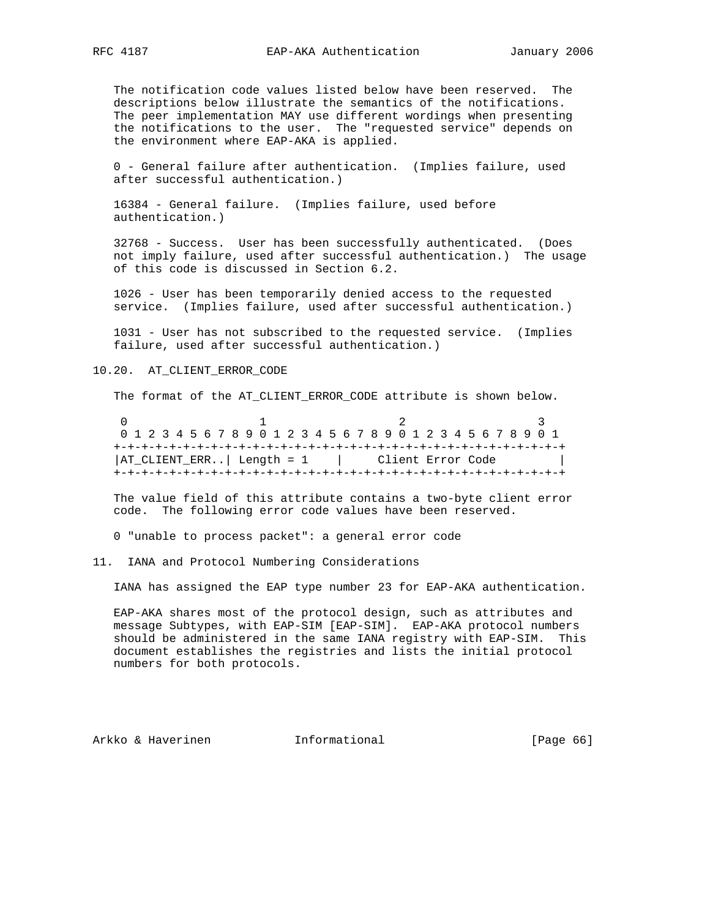The notification code values listed below have been reserved. The descriptions below illustrate the semantics of the notifications. The peer implementation MAY use different wordings when presenting the notifications to the user. The "requested service" depends on the environment where EAP-AKA is applied.

0 - General failure after authentication. (Implies failure, used after successful authentication.)

16384 - General failure. (Implies failure, used before authentication.)

32768 - Success. User has been successfully authenticated. (Does not imply failure, used after successful authentication.) The usage of this code is discussed in Section 6.2.

1026 - User has been temporarily denied access to the requested service. (Implies failure, used after successful authentication.)

1031 - User has not subscribed to the requested service. (Implies failure, used after successful authentication.)

## 10.20. AT_CLIENT_ERROR_CODE

The format of the AT_CLIENT_ERROR_CODE attribute is shown below.

```
 0                   1                   2                   3
 0 1 2 3 4 5 6 7 8 9 0 1 2 3 4 5 6 7 8 9 0 1 2 3 4 5 6 7 8 9 0 1
+-+-+-+-+-+-+-+-+-+-+-+-+-+-+-+-+-+-+-+-+-+-+-+-+-+-+-+-+-+-+-+-+
|AT_CLIENT_ERR..| Length = 1    |     Client Error Code         |
+-+-+-+-+-+-+-+-+-+-+-+-+-+-+-+-+-+-+-+-+-+-+-+-+-+-+-+-+-+-+-+-+
```

The value field of this attribute contains a two-byte client error code. The following error code values have been reserved.

0 "unable to process packet": a general error code

# 11. IANA and Protocol Numbering Considerations

IANA has assigned the EAP type number 23 for EAP-AKA authentication.

EAP-AKA shares most of the protocol design, such as attributes and message Subtypes, with EAP-SIM [EAP-SIM]. EAP-AKA protocol numbers should be administered in the same IANA registry with EAP-SIM. This document establishes the registries and lists the initial protocol numbers for both protocols.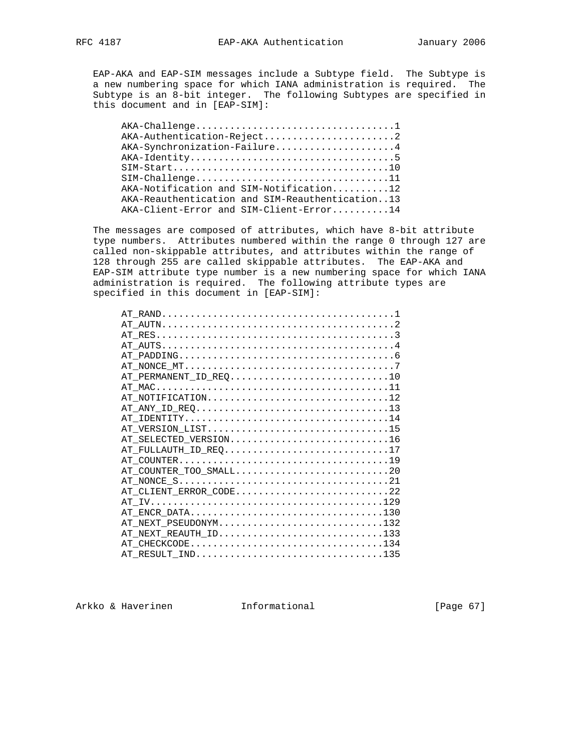EAP-AKA and EAP-SIM messages include a Subtype field. The Subtype is a new numbering space for which IANA administration is required. The Subtype is an 8-bit integer. The following Subtypes are specified in this document and in [EAP-SIM]:

```
AKA-Challenge..................................1
AKA-Authentication-Reject......................2
AKA-Synchronization-Failure....................4
AKA-Identity...................................5
SIM-Start.....................................10
SIM-Challenge.................................11
AKA-Notification and SIM-Notification.........12
AKA-Reauthentication and SIM-Reauthentication..13
AKA-Client-Error and SIM-Client-Error.........14
```

The messages are composed of attributes, which have 8-bit attribute type numbers. Attributes numbered within the range 0 through 127 are called non-skippable attributes, and attributes within the range of 128 through 255 are called skippable attributes. The EAP-AKA and EAP-SIM attribute type number is a new numbering space for which IANA administration is required. The following attribute types are specified in this document in [EAP-SIM]:

```
AT_RAND........................................1
AT_AUTN........................................2
AT_RES.........................................3
AT_AUTS........................................4
AT_PADDING.....................................6
AT_NONCE_MT....................................7
AT_PERMANENT_ID_REQ...........................10
AT_MAC........................................11
AT_NOTIFICATION...............................12
AT_ANY_ID_REQ.................................13
AT_IDENTITY...................................14
AT_VERSION_LIST...............................15
AT_SELECTED_VERSION...........................16
AT_FULLAUTH_ID_REQ............................17
AT_COUNTER....................................19
AT_COUNTER_TOO_SMALL..........................20
AT_NONCE_S....................................21
AT_CLIENT_ERROR_CODE..........................22
AT_IV........................................129
AT_ENCR_DATA.................................130
AT_NEXT_PSEUDONYM............................132
AT_NEXT_REAUTH_ID............................133
AT_CHECKCODE.................................134
AT_RESULT_IND................................135
```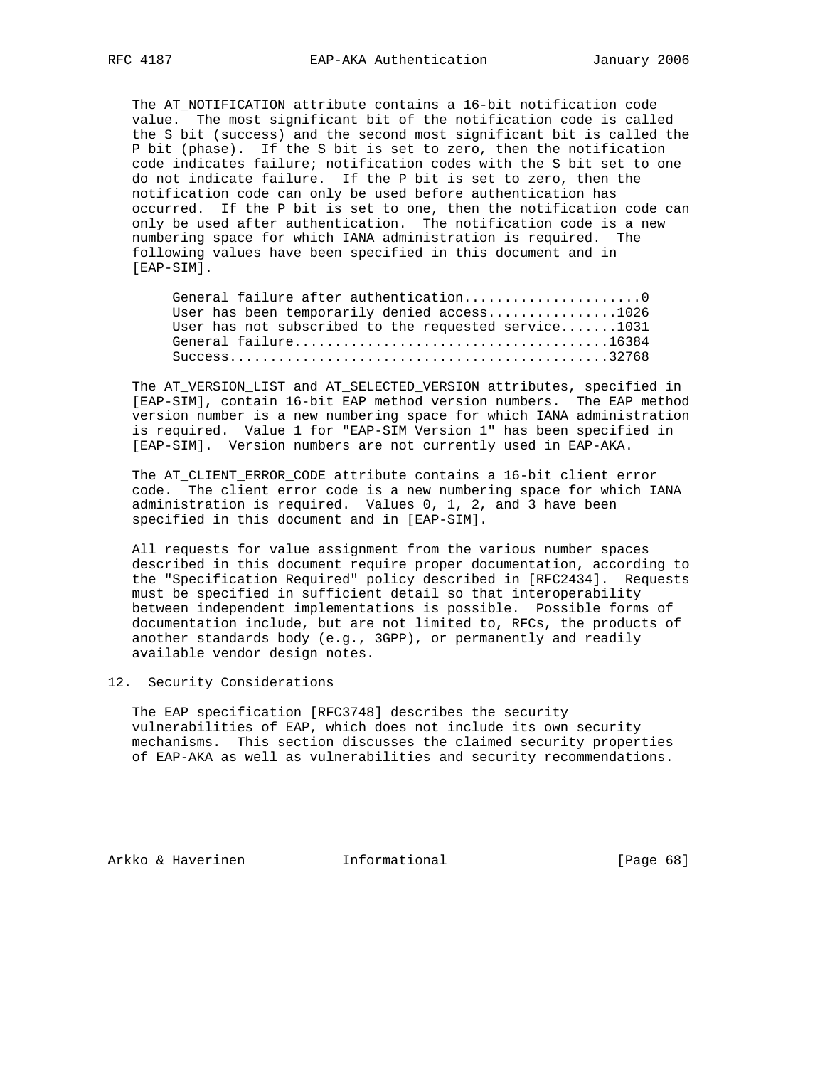The AT_NOTIFICATION attribute contains a 16-bit notification code value. The most significant bit of the notification code is called the S bit (success) and the second most significant bit is called the P bit (phase). If the S bit is set to zero, then the notification code indicates failure; notification codes with the S bit set to one do not indicate failure. If the P bit is set to zero, then the notification code can only be used before authentication has occurred. If the P bit is set to one, then the notification code can only be used after authentication. The notification code is a new numbering space for which IANA administration is required. The following values have been specified in this document and in [EAP-SIM].

```
General failure after authentication......................0
User has been temporarily denied access................1026
User has not subscribed to the requested service.......1031
General failure........................................16384
Success................................................32768
```

The AT_VERSION_LIST and AT_SELECTED_VERSION attributes, specified in [EAP-SIM], contain 16-bit EAP method version numbers. The EAP method version number is a new numbering space for which IANA administration is required. Value 1 for "EAP-SIM Version 1" has been specified in [EAP-SIM]. Version numbers are not currently used in EAP-AKA.

The AT_CLIENT_ERROR_CODE attribute contains a 16-bit client error code. The client error code is a new numbering space for which IANA administration is required. Values 0, 1, 2, and 3 have been specified in this document and in [EAP-SIM].

All requests for value assignment from the various number spaces described in this document require proper documentation, according to the "Specification Required" policy described in [RFC2434]. Requests must be specified in sufficient detail so that interoperability between independent implementations is possible. Possible forms of documentation include, but are not limited to, RFCs, the products of another standards body (e.g., 3GPP), or permanently and readily available vendor design notes.

## 12. Security Considerations

The EAP specification [RFC3748] describes the security vulnerabilities of EAP, which does not include its own security mechanisms. This section discusses the claimed security properties of EAP-AKA as well as vulnerabilities and security recommendations.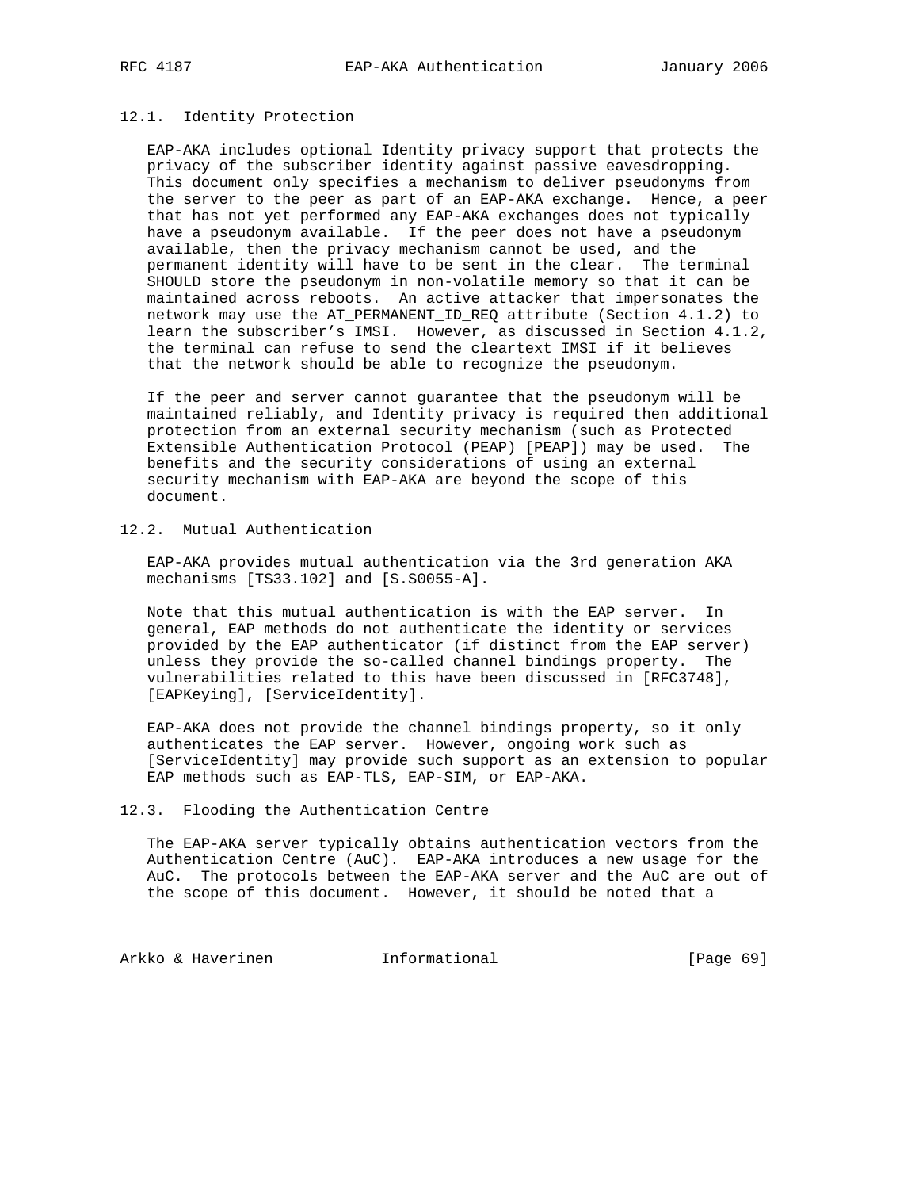### 12.1. Identity Protection

EAP-AKA includes optional Identity privacy support that protects the privacy of the subscriber identity against passive eavesdropping. This document only specifies a mechanism to deliver pseudonyms from the server to the peer as part of an EAP-AKA exchange. Hence, a peer that has not yet performed any EAP-AKA exchanges does not typically have a pseudonym available. If the peer does not have a pseudonym available, then the privacy mechanism cannot be used, and the permanent identity will have to be sent in the clear. The terminal SHOULD store the pseudonym in non-volatile memory so that it can be maintained across reboots. An active attacker that impersonates the network may use the AT_PERMANENT_ID_REQ attribute (Section 4.1.2) to learn the subscriber's IMSI. However, as discussed in Section 4.1.2, the terminal can refuse to send the cleartext IMSI if it believes that the network should be able to recognize the pseudonym.

If the peer and server cannot guarantee that the pseudonym will be maintained reliably, and Identity privacy is required then additional protection from an external security mechanism (such as Protected Extensible Authentication Protocol (PEAP) [PEAP]) may be used. The benefits and the security considerations of using an external security mechanism with EAP-AKA are beyond the scope of this document.

### 12.2. Mutual Authentication

EAP-AKA provides mutual authentication via the 3rd generation AKA mechanisms [TS33.102] and [S.S0055-A].

Note that this mutual authentication is with the EAP server. In general, EAP methods do not authenticate the identity or services provided by the EAP authenticator (if distinct from the EAP server) unless they provide the so-called channel bindings property. The vulnerabilities related to this have been discussed in [RFC3748], [EAPKeying], [ServiceIdentity].

EAP-AKA does not provide the channel bindings property, so it only authenticates the EAP server. However, ongoing work such as [ServiceIdentity] may provide such support as an extension to popular EAP methods such as EAP-TLS, EAP-SIM, or EAP-AKA.

### 12.3. Flooding the Authentication Centre

The EAP-AKA server typically obtains authentication vectors from the Authentication Centre (AuC). EAP-AKA introduces a new usage for the AuC. The protocols between the EAP-AKA server and the AuC are out of the scope of this document. However, it should be noted that a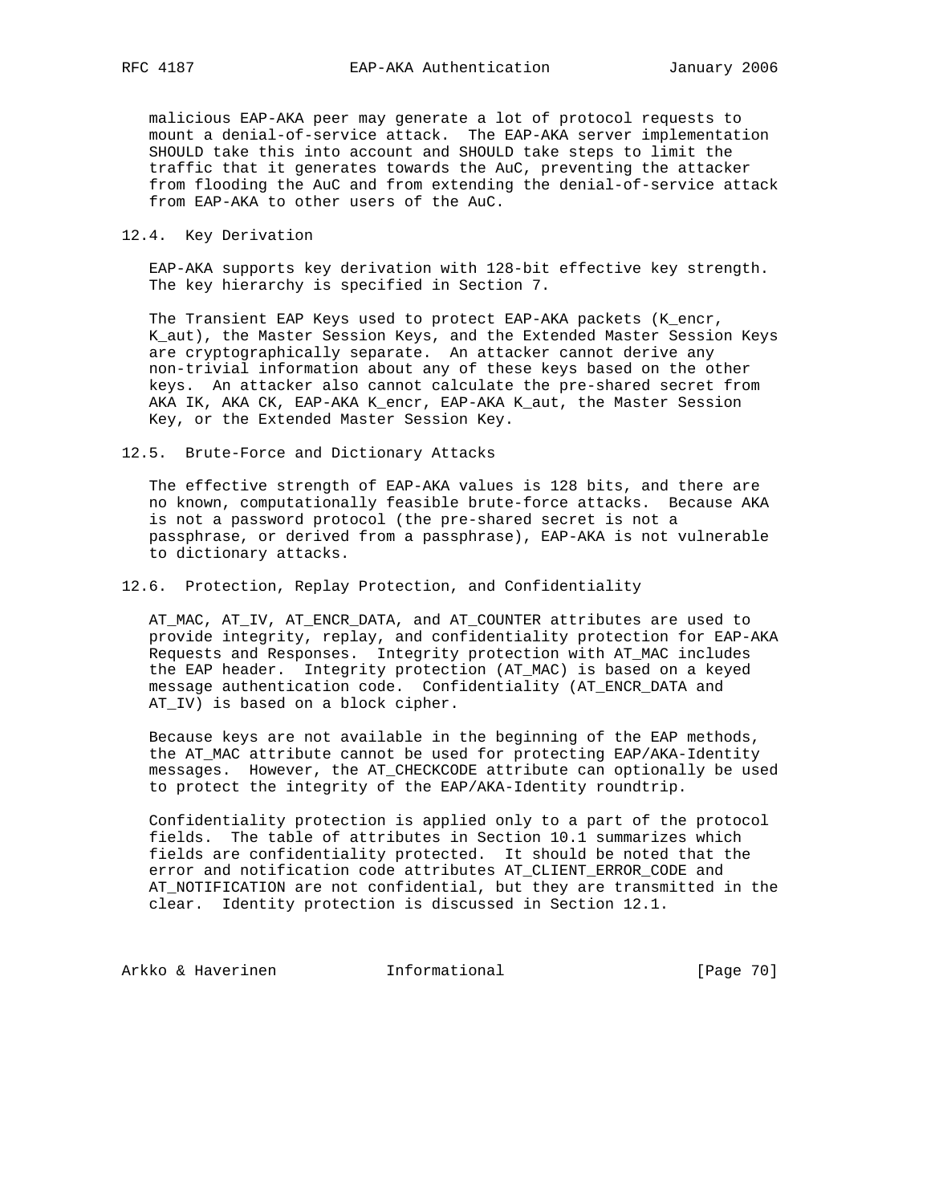malicious EAP-AKA peer may generate a lot of protocol requests to mount a denial-of-service attack. The EAP-AKA server implementation SHOULD take this into account and SHOULD take steps to limit the traffic that it generates towards the AuC, preventing the attacker from flooding the AuC and from extending the denial-of-service attack from EAP-AKA to other users of the AuC.

## 12.4. Key Derivation

EAP-AKA supports key derivation with 128-bit effective key strength. The key hierarchy is specified in Section 7.

The Transient EAP Keys used to protect EAP-AKA packets (K_encr, K_aut), the Master Session Keys, and the Extended Master Session Keys are cryptographically separate. An attacker cannot derive any non-trivial information about any of these keys based on the other keys. An attacker also cannot calculate the pre-shared secret from AKA IK, AKA CK, EAP-AKA K_encr, EAP-AKA K_aut, the Master Session Key, or the Extended Master Session Key.

## 12.5. Brute-Force and Dictionary Attacks

The effective strength of EAP-AKA values is 128 bits, and there are no known, computationally feasible brute-force attacks. Because AKA is not a password protocol (the pre-shared secret is not a passphrase, or derived from a passphrase), EAP-AKA is not vulnerable to dictionary attacks.

## 12.6. Protection, Replay Protection, and Confidentiality

AT_MAC, AT_IV, AT_ENCR_DATA, and AT_COUNTER attributes are used to provide integrity, replay, and confidentiality protection for EAP-AKA Requests and Responses. Integrity protection with AT_MAC includes the EAP header. Integrity protection (AT_MAC) is based on a keyed message authentication code. Confidentiality (AT_ENCR_DATA and AT_IV) is based on a block cipher.

Because keys are not available in the beginning of the EAP methods, the AT_MAC attribute cannot be used for protecting EAP/AKA-Identity messages. However, the AT_CHECKCODE attribute can optionally be used to protect the integrity of the EAP/AKA-Identity roundtrip.

Confidentiality protection is applied only to a part of the protocol fields. The table of attributes in Section 10.1 summarizes which fields are confidentiality protected. It should be noted that the error and notification code attributes AT_CLIENT_ERROR_CODE and AT_NOTIFICATION are not confidential, but they are transmitted in the clear. Identity protection is discussed in Section 12.1.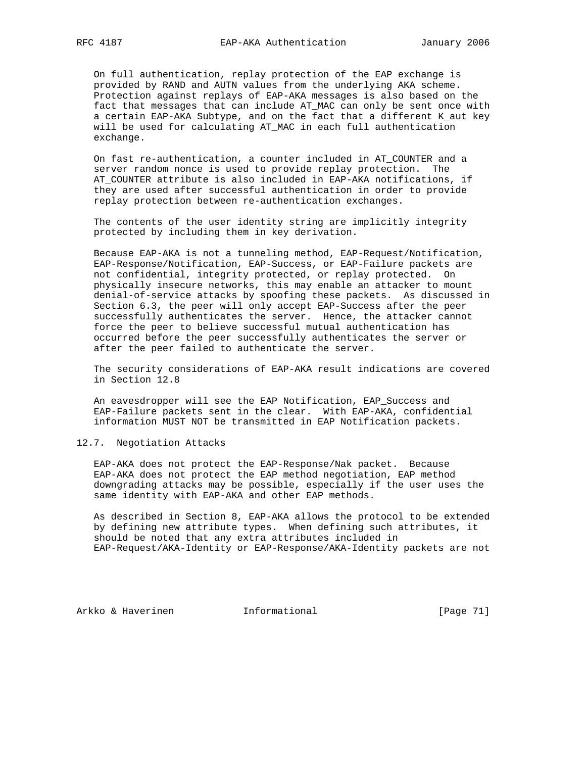On full authentication, replay protection of the EAP exchange is provided by RAND and AUTN values from the underlying AKA scheme. Protection against replays of EAP-AKA messages is also based on the fact that messages that can include AT_MAC can only be sent once with a certain EAP-AKA Subtype, and on the fact that a different K_aut key will be used for calculating AT_MAC in each full authentication exchange.

On fast re-authentication, a counter included in AT_COUNTER and a server random nonce is used to provide replay protection. The AT_COUNTER attribute is also included in EAP-AKA notifications, if they are used after successful authentication in order to provide replay protection between re-authentication exchanges.

The contents of the user identity string are implicitly integrity protected by including them in key derivation.

Because EAP-AKA is not a tunneling method, EAP-Request/Notification, EAP-Response/Notification, EAP-Success, or EAP-Failure packets are not confidential, integrity protected, or replay protected. On physically insecure networks, this may enable an attacker to mount denial-of-service attacks by spoofing these packets. As discussed in Section 6.3, the peer will only accept EAP-Success after the peer successfully authenticates the server. Hence, the attacker cannot force the peer to believe successful mutual authentication has occurred before the peer successfully authenticates the server or after the peer failed to authenticate the server.

The security considerations of EAP-AKA result indications are covered in Section 12.8

An eavesdropper will see the EAP Notification, EAP_Success and EAP-Failure packets sent in the clear. With EAP-AKA, confidential information MUST NOT be transmitted in EAP Notification packets.

## 12.7. Negotiation Attacks

EAP-AKA does not protect the EAP-Response/Nak packet. Because EAP-AKA does not protect the EAP method negotiation, EAP method downgrading attacks may be possible, especially if the user uses the same identity with EAP-AKA and other EAP methods.

As described in Section 8, EAP-AKA allows the protocol to be extended by defining new attribute types. When defining such attributes, it should be noted that any extra attributes included in EAP-Request/AKA-Identity or EAP-Response/AKA-Identity packets are not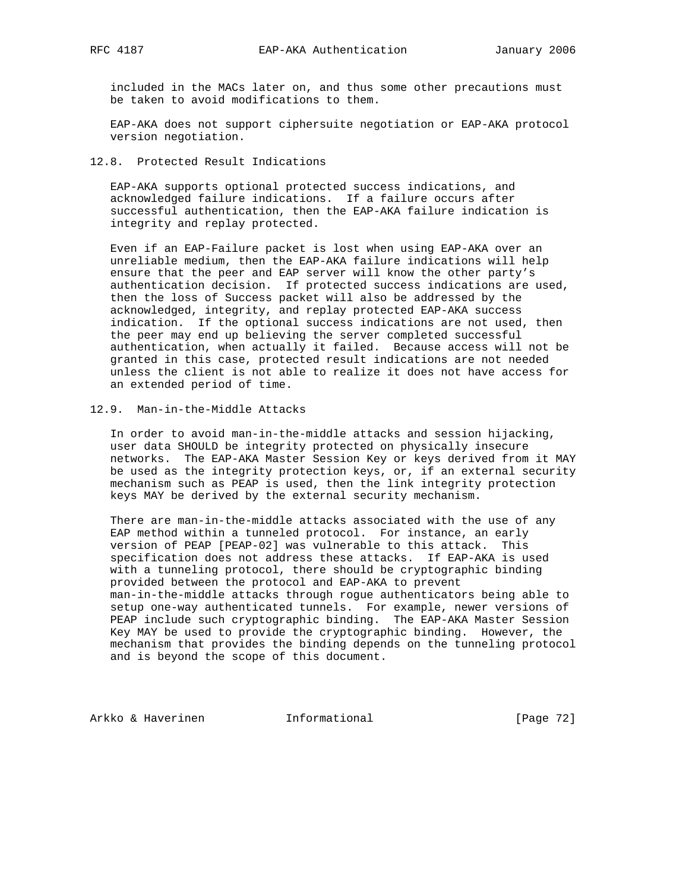included in the MACs later on, and thus some other precautions must be taken to avoid modifications to them.

EAP-AKA does not support ciphersuite negotiation or EAP-AKA protocol version negotiation.

### 12.8. Protected Result Indications

EAP-AKA supports optional protected success indications, and acknowledged failure indications. If a failure occurs after successful authentication, then the EAP-AKA failure indication is integrity and replay protected.

Even if an EAP-Failure packet is lost when using EAP-AKA over an unreliable medium, then the EAP-AKA failure indications will help ensure that the peer and EAP server will know the other party's authentication decision. If protected success indications are used, then the loss of Success packet will also be addressed by the acknowledged, integrity, and replay protected EAP-AKA success indication. If the optional success indications are not used, then the peer may end up believing the server completed successful authentication, when actually it failed. Because access will not be granted in this case, protected result indications are not needed unless the client is not able to realize it does not have access for an extended period of time.

### 12.9. Man-in-the-Middle Attacks

In order to avoid man-in-the-middle attacks and session hijacking, user data SHOULD be integrity protected on physically insecure networks. The EAP-AKA Master Session Key or keys derived from it MAY be used as the integrity protection keys, or, if an external security mechanism such as PEAP is used, then the link integrity protection keys MAY be derived by the external security mechanism.

There are man-in-the-middle attacks associated with the use of any EAP method within a tunneled protocol. For instance, an early version of PEAP [PEAP-02] was vulnerable to this attack. This specification does not address these attacks. If EAP-AKA is used with a tunneling protocol, there should be cryptographic binding provided between the protocol and EAP-AKA to prevent man-in-the-middle attacks through rogue authenticators being able to setup one-way authenticated tunnels. For example, newer versions of PEAP include such cryptographic binding. The EAP-AKA Master Session Key MAY be used to provide the cryptographic binding. However, the mechanism that provides the binding depends on the tunneling protocol and is beyond the scope of this document.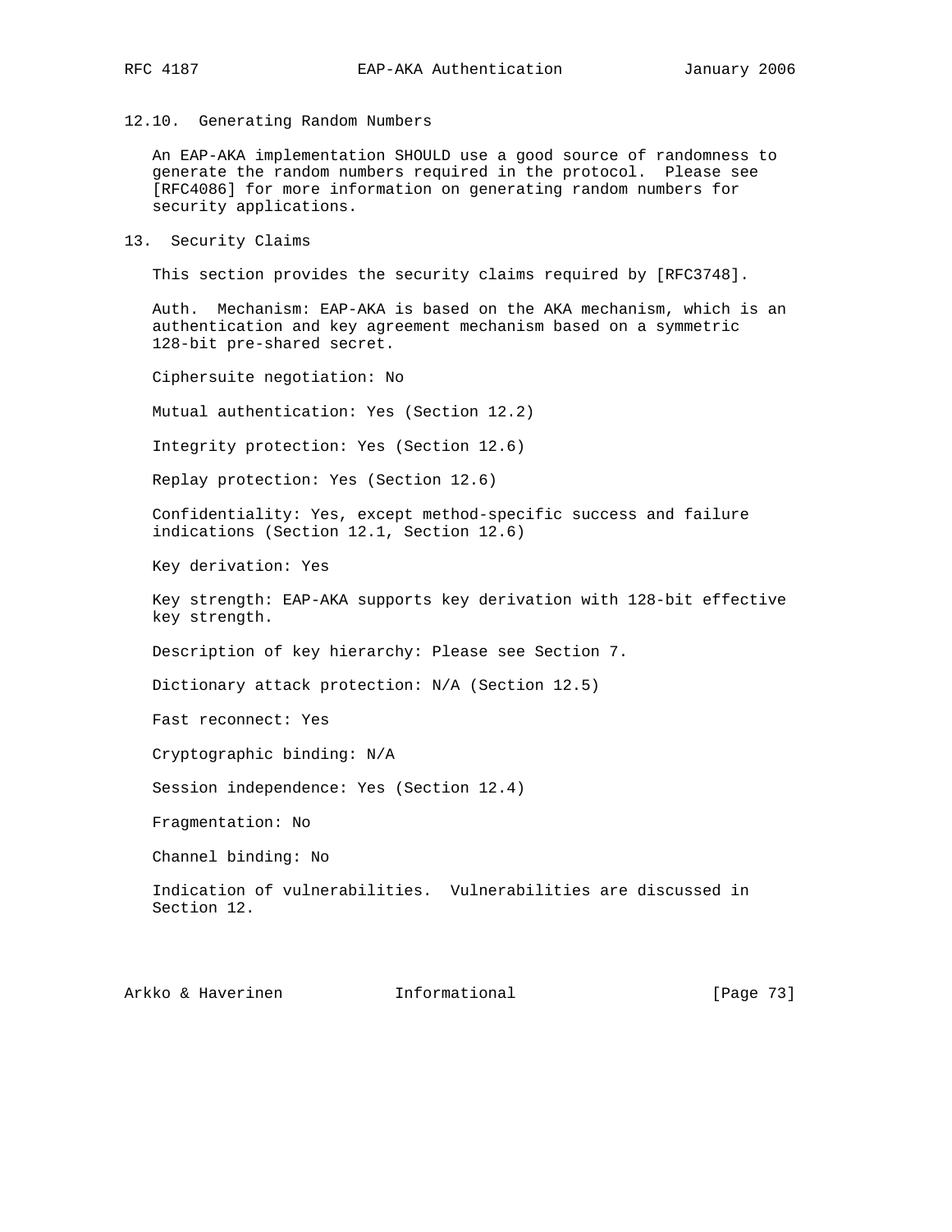### 12.10. Generating Random Numbers

An EAP-AKA implementation SHOULD use a good source of randomness to generate the random numbers required in the protocol. Please see [RFC4086] for more information on generating random numbers for security applications.

## 13. Security Claims

This section provides the security claims required by [RFC3748].

Auth. Mechanism: EAP-AKA is based on the AKA mechanism, which is an authentication and key agreement mechanism based on a symmetric 128-bit pre-shared secret.

Ciphersuite negotiation: No

Mutual authentication: Yes (Section 12.2)

Integrity protection: Yes (Section 12.6)

Replay protection: Yes (Section 12.6)

Confidentiality: Yes, except method-specific success and failure indications (Section 12.1, Section 12.6)

Key derivation: Yes

Key strength: EAP-AKA supports key derivation with 128-bit effective key strength.

Description of key hierarchy: Please see Section 7.

Dictionary attack protection: N/A (Section 12.5)

Fast reconnect: Yes

Cryptographic binding: N/A

Session independence: Yes (Section 12.4)

Fragmentation: No

Channel binding: No

Indication of vulnerabilities. Vulnerabilities are discussed in Section 12.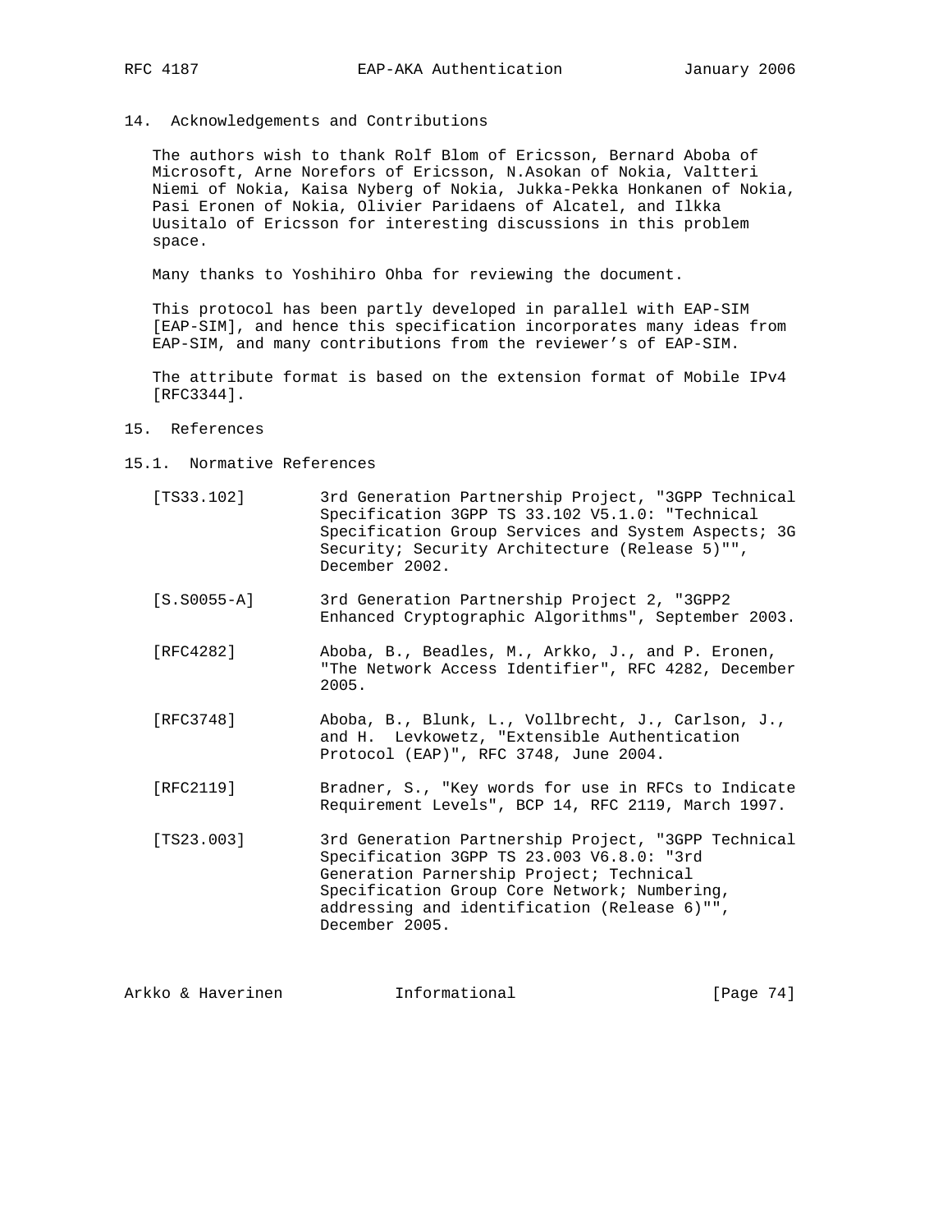## 14. Acknowledgements and Contributions

The authors wish to thank Rolf Blom of Ericsson, Bernard Aboba of Microsoft, Arne Norefors of Ericsson, N.Asokan of Nokia, Valtteri Niemi of Nokia, Kaisa Nyberg of Nokia, Jukka-Pekka Honkanen of Nokia, Pasi Eronen of Nokia, Olivier Paridaens of Alcatel, and Ilkka Uusitalo of Ericsson for interesting discussions in this problem space.

Many thanks to Yoshihiro Ohba for reviewing the document.

This protocol has been partly developed in parallel with EAP-SIM [EAP-SIM], and hence this specification incorporates many ideas from EAP-SIM, and many contributions from the reviewer's of EAP-SIM.

The attribute format is based on the extension format of Mobile IPv4 [RFC3344].

## 15. References

### 15.1. Normative References

[TS33.102] 3rd Generation Partnership Project, "3GPP Technical Specification 3GPP TS 33.102 V5.1.0: "Technical Specification Group Services and System Aspects; 3G Security; Security Architecture (Release 5)"", December 2002.

[S.S0055-A] 3rd Generation Partnership Project 2, "3GPP2 Enhanced Cryptographic Algorithms", September 2003.

[RFC4282] Aboba, B., Beadles, M., Arkko, J., and P. Eronen, "The Network Access Identifier", RFC 4282, December 2005.

[RFC3748] Aboba, B., Blunk, L., Vollbrecht, J., Carlson, J., and H. Levkowetz, "Extensible Authentication Protocol (EAP)", RFC 3748, June 2004.

[RFC2119] Bradner, S., "Key words for use in RFCs to Indicate Requirement Levels", BCP 14, RFC 2119, March 1997.

[TS23.003] 3rd Generation Partnership Project, "3GPP Technical Specification 3GPP TS 23.003 V6.8.0: "3rd Generation Parnership Project; Technical Specification Group Core Network; Numbering, addressing and identification (Release 6)"", December 2005.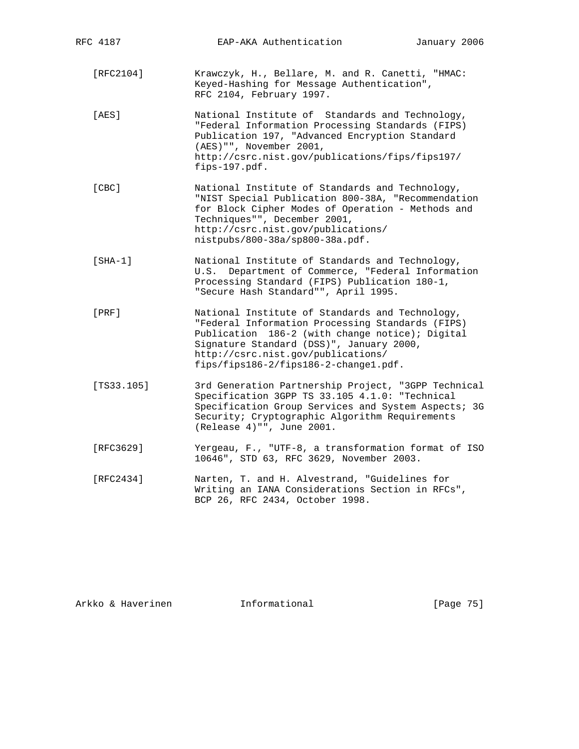[RFC2104] Krawczyk, H., Bellare, M. and R. Canetti, "HMAC: Keyed-Hashing for Message Authentication", RFC 2104, February 1997.

[AES] National Institute of Standards and Technology, "Federal Information Processing Standards (FIPS) Publication 197, "Advanced Encryption Standard (AES)"", November 2001, http://csrc.nist.gov/publications/fips/fips197/fips-197.pdf.

[CBC] National Institute of Standards and Technology, "NIST Special Publication 800-38A, "Recommendation for Block Cipher Modes of Operation - Methods and Techniques"", December 2001, http://csrc.nist.gov/publications/nistpubs/800-38a/sp800-38a.pdf.

[SHA-1] National Institute of Standards and Technology, U.S. Department of Commerce, "Federal Information Processing Standard (FIPS) Publication 180-1, "Secure Hash Standard"", April 1995.

[PRF] National Institute of Standards and Technology, "Federal Information Processing Standards (FIPS) Publication 186-2 (with change notice); Digital Signature Standard (DSS)", January 2000, http://csrc.nist.gov/publications/fips/fips186-2/fips186-2-change1.pdf.

[TS33.105] 3rd Generation Partnership Project, "3GPP Technical Specification 3GPP TS 33.105 4.1.0: "Technical Specification Group Services and System Aspects; 3G Security; Cryptographic Algorithm Requirements (Release 4)"", June 2001.

[RFC3629] Yergeau, F., "UTF-8, a transformation format of ISO 10646", STD 63, RFC 3629, November 2003.

[RFC2434] Narten, T. and H. Alvestrand, "Guidelines for Writing an IANA Considerations Section in RFCs", BCP 26, RFC 2434, October 1998.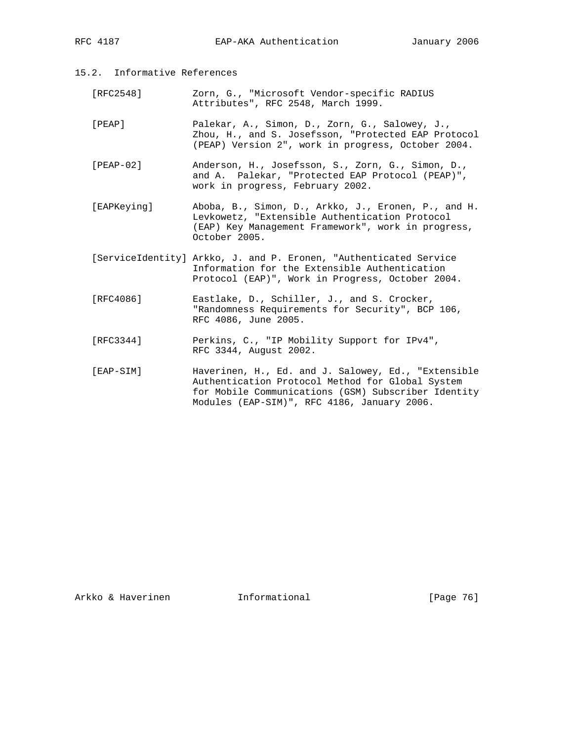### 15.2. Informative References

[RFC2548] Zorn, G., "Microsoft Vendor-specific RADIUS Attributes", RFC 2548, March 1999.

[PEAP] Palekar, A., Simon, D., Zorn, G., Salowey, J., Zhou, H., and S. Josefsson, "Protected EAP Protocol (PEAP) Version 2", work in progress, October 2004.

[PEAP-02] Anderson, H., Josefsson, S., Zorn, G., Simon, D., and A. Palekar, "Protected EAP Protocol (PEAP)", work in progress, February 2002.

[EAPKeying] Aboba, B., Simon, D., Arkko, J., Eronen, P., and H. Levkowetz, "Extensible Authentication Protocol (EAP) Key Management Framework", work in progress, October 2005.

[ServiceIdentity] Arkko, J. and P. Eronen, "Authenticated Service Information for the Extensible Authentication Protocol (EAP)", Work in Progress, October 2004.

[RFC4086] Eastlake, D., Schiller, J., and S. Crocker, "Randomness Requirements for Security", BCP 106, RFC 4086, June 2005.

[RFC3344] Perkins, C., "IP Mobility Support for IPv4", RFC 3344, August 2002.

[EAP-SIM] Haverinen, H., Ed. and J. Salowey, Ed., "Extensible Authentication Protocol Method for Global System for Mobile Communications (GSM) Subscriber Identity Modules (EAP-SIM)", RFC 4186, January 2006.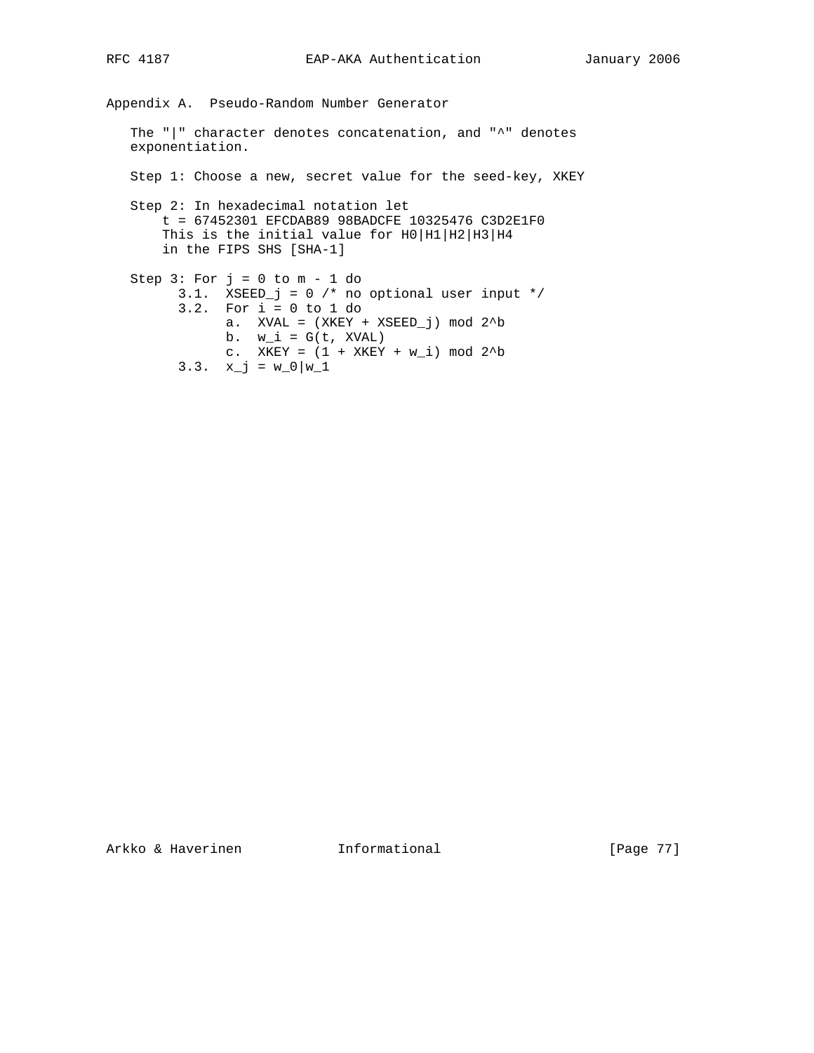## Appendix A. Pseudo-Random Number Generator

The "|" character denotes concatenation, and "^" denotes exponentiation.

```
Step 1: Choose a new, secret value for the seed-key, XKEY

Step 2: In hexadecimal notation let
    t = 67452301 EFCDAB89 98BADCFE 10325476 C3D2E1F0
    This is the initial value for H0|H1|H2|H3|H4
    in the FIPS SHS [SHA-1]

Step 3: For j = 0 to m - 1 do
      3.1.  XSEED_j = 0 /* no optional user input */
      3.2.  For i = 0 to 1 do
            a.  XVAL = (XKEY + XSEED_j) mod 2^b
            b.  w_i = G(t, XVAL)
            c.  XKEY = (1 + XKEY + w_i) mod 2^b
      3.3.  x_j = w_0|w_1
```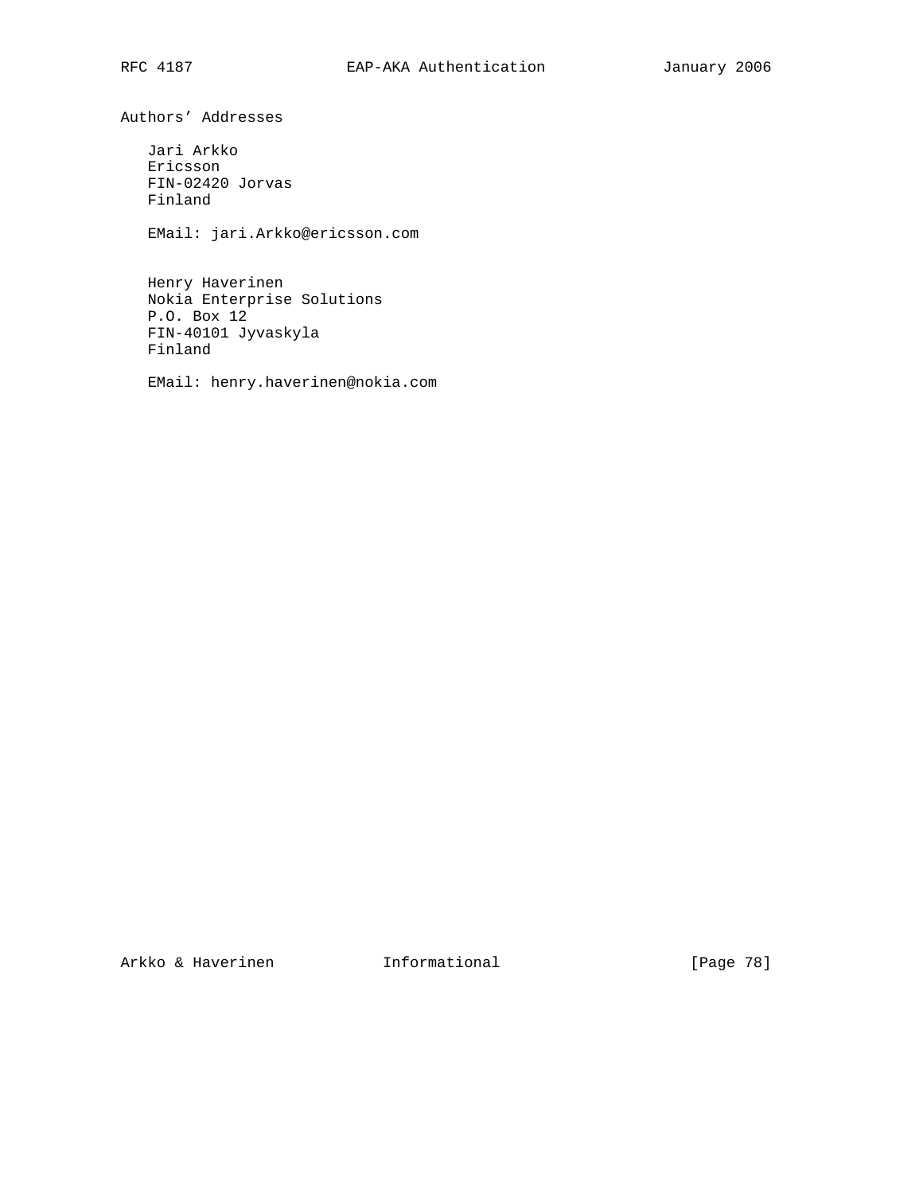## Authors' Addresses

Jari Arkko
Ericsson
FIN-02420 Jorvas
Finland

EMail: jari.Arkko@ericsson.com

Henry Haverinen
Nokia Enterprise Solutions
P.O. Box 12
FIN-40101 Jyvaskyla
Finland

EMail: henry.haverinen@nokia.com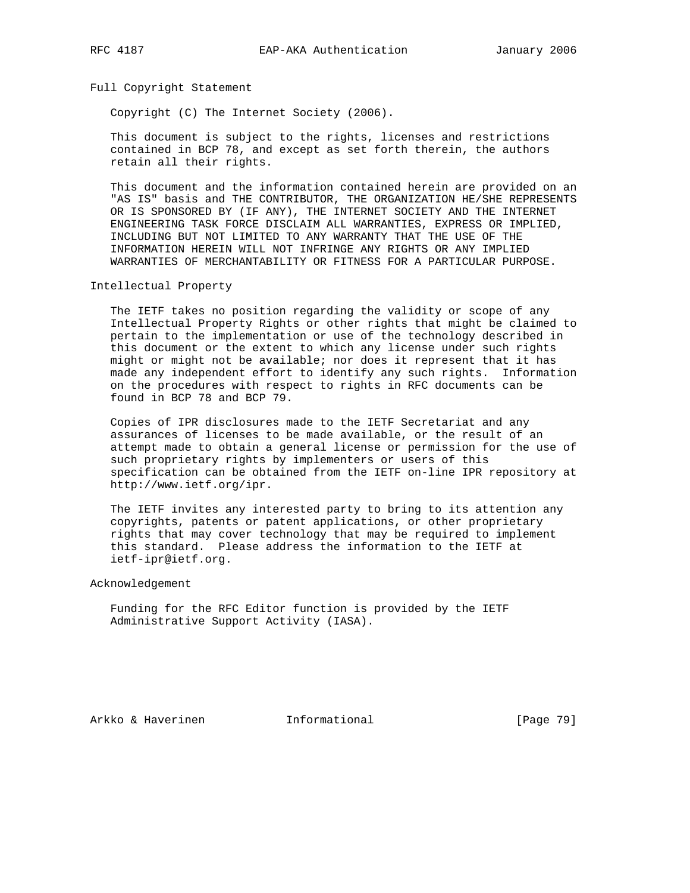## Full Copyright Statement

Copyright (C) The Internet Society (2006).

This document is subject to the rights, licenses and restrictions contained in BCP 78, and except as set forth therein, the authors retain all their rights.

This document and the information contained herein are provided on an "AS IS" basis and THE CONTRIBUTOR, THE ORGANIZATION HE/SHE REPRESENTS OR IS SPONSORED BY (IF ANY), THE INTERNET SOCIETY AND THE INTERNET ENGINEERING TASK FORCE DISCLAIM ALL WARRANTIES, EXPRESS OR IMPLIED, INCLUDING BUT NOT LIMITED TO ANY WARRANTY THAT THE USE OF THE INFORMATION HEREIN WILL NOT INFRINGE ANY RIGHTS OR ANY IMPLIED WARRANTIES OF MERCHANTABILITY OR FITNESS FOR A PARTICULAR PURPOSE.

## Intellectual Property

The IETF takes no position regarding the validity or scope of any Intellectual Property Rights or other rights that might be claimed to pertain to the implementation or use of the technology described in this document or the extent to which any license under such rights might or might not be available; nor does it represent that it has made any independent effort to identify any such rights. Information on the procedures with respect to rights in RFC documents can be found in BCP 78 and BCP 79.

Copies of IPR disclosures made to the IETF Secretariat and any assurances of licenses to be made available, or the result of an attempt made to obtain a general license or permission for the use of such proprietary rights by implementers or users of this specification can be obtained from the IETF on-line IPR repository at http://www.ietf.org/ipr.

The IETF invites any interested party to bring to its attention any copyrights, patents or patent applications, or other proprietary rights that may cover technology that may be required to implement this standard. Please address the information to the IETF at ietf-ipr@ietf.org.

## Acknowledgement

Funding for the RFC Editor function is provided by the IETF Administrative Support Activity (IASA).